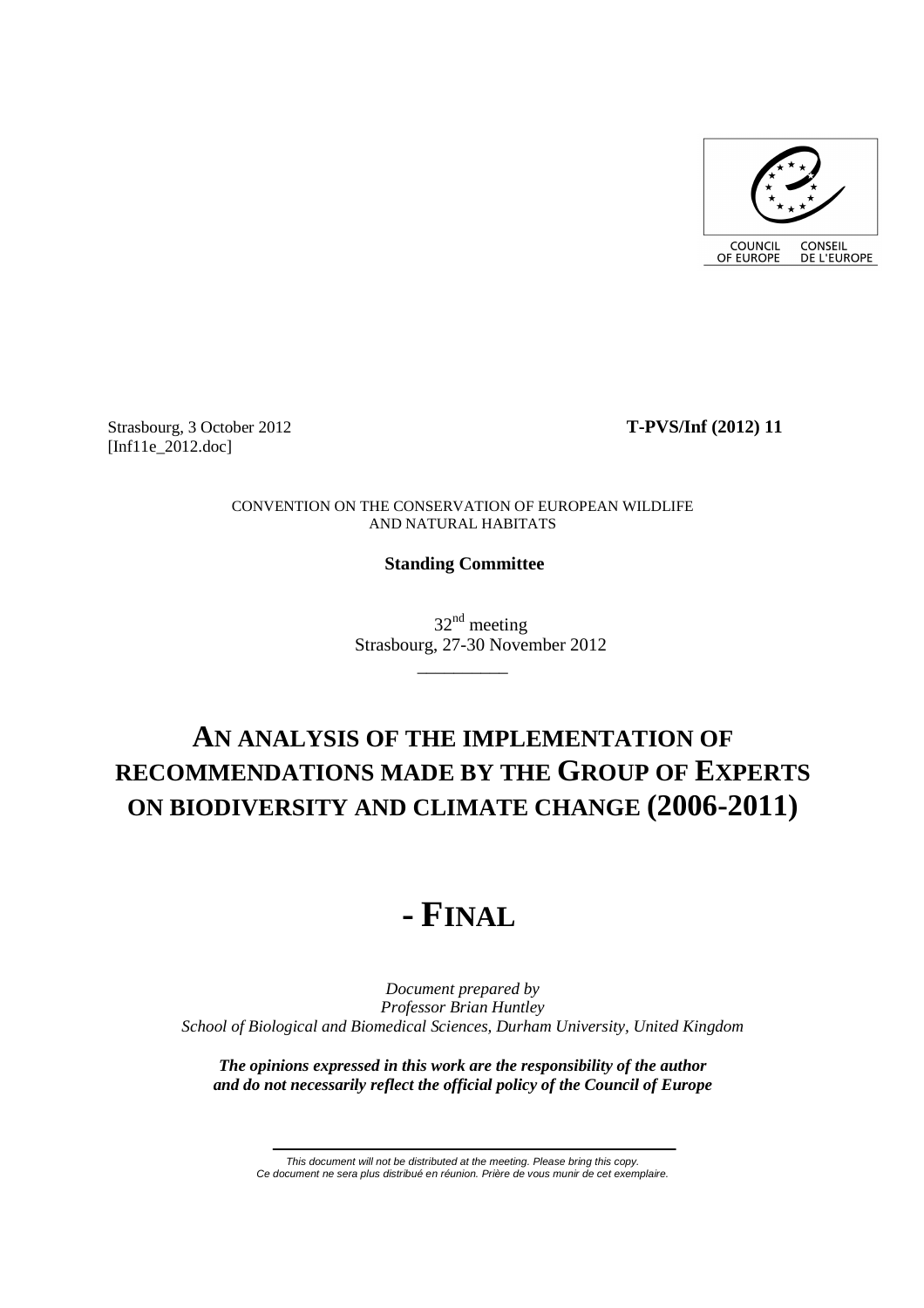COUNCIL OF EUROPE    CONSEIL DE L'EUROPE

Strasbourg, 3 October 2012
[Inf11e_2012.doc]

**T-PVS/Inf (2012) 11**

CONVENTION ON THE CONSERVATION OF EUROPEAN WILDLIFE AND NATURAL HABITATS

**Standing Committee**

32nd meeting
Strasbourg, 27-30 November 2012

__________

# AN ANALYSIS OF THE IMPLEMENTATION OF RECOMMENDATIONS MADE BY THE GROUP OF EXPERTS ON BIODIVERSITY AND CLIMATE CHANGE (2006-2011)

# - FINAL

*Document prepared by*
*Professor Brian Huntley*
*School of Biological and Biomedical Sciences, Durham University, United Kingdom*

***The opinions expressed in this work are the responsibility of the author and do not necessarily reflect the official policy of the Council of Europe***

*This document will not be distributed at the meeting. Please bring this copy.*
*Ce document ne sera plus distribué en réunion. Prière de vous munir de cet exemplaire.*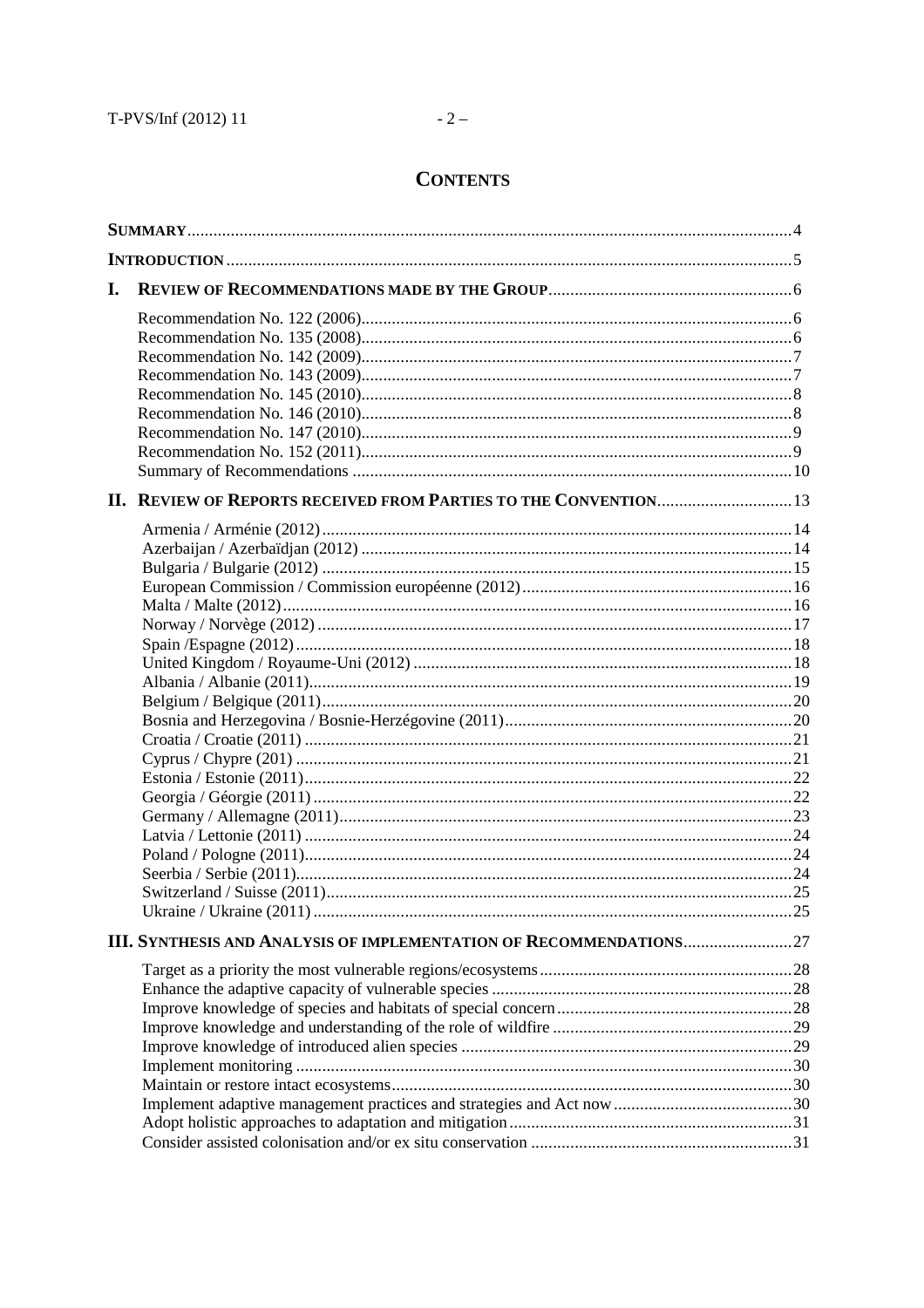# CONTENTS

**SUMMARY** ..... 4

**INTRODUCTION** ..... 5

**I. REVIEW OF RECOMMENDATIONS MADE BY THE GROUP** ..... 6

- Recommendation No. 122 (2006) ..... 6
- Recommendation No. 135 (2008) ..... 6
- Recommendation No. 142 (2009) ..... 7
- Recommendation No. 143 (2009) ..... 7
- Recommendation No. 145 (2010) ..... 8
- Recommendation No. 146 (2010) ..... 8
- Recommendation No. 147 (2010) ..... 9
- Recommendation No. 152 (2011) ..... 9
- Summary of Recommendations ..... 10

**II. REVIEW OF REPORTS RECEIVED FROM PARTIES TO THE CONVENTION** ..... 13

- Armenia / Arménie (2012) ..... 14
- Azerbaijan / Azerbaïdjan (2012) ..... 14
- Bulgaria / Bulgarie (2012) ..... 15
- European Commission / Commission européenne (2012) ..... 16
- Malta / Malte (2012) ..... 16
- Norway / Norvège (2012) ..... 17
- Spain /Espagne (2012) ..... 18
- United Kingdom / Royaume-Uni (2012) ..... 18
- Albania / Albanie (2011) ..... 19
- Belgium / Belgique (2011) ..... 20
- Bosnia and Herzegovina / Bosnie-Herzégovine (2011) ..... 20
- Croatia / Croatie (2011) ..... 21
- Cyprus / Chypre (201) ..... 21
- Estonia / Estonie (2011) ..... 22
- Georgia / Géorgie (2011) ..... 22
- Germany / Allemagne (2011) ..... 23
- Latvia / Lettonie (2011) ..... 24
- Poland / Pologne (2011) ..... 24
- Seerbia / Serbie (2011) ..... 24
- Switzerland / Suisse (2011) ..... 25
- Ukraine / Ukraine (2011) ..... 25

**III. SYNTHESIS AND ANALYSIS OF IMPLEMENTATION OF RECOMMENDATIONS** ..... 27

- Target as a priority the most vulnerable regions/ecosystems ..... 28
- Enhance the adaptive capacity of vulnerable species ..... 28
- Improve knowledge of species and habitats of special concern ..... 28
- Improve knowledge and understanding of the role of wildfire ..... 29
- Improve knowledge of introduced alien species ..... 29
- Implement monitoring ..... 30
- Maintain or restore intact ecosystems ..... 30
- Implement adaptive management practices and strategies and Act now ..... 30
- Adopt holistic approaches to adaptation and mitigation ..... 31
- Consider assisted colonisation and/or ex situ conservation ..... 31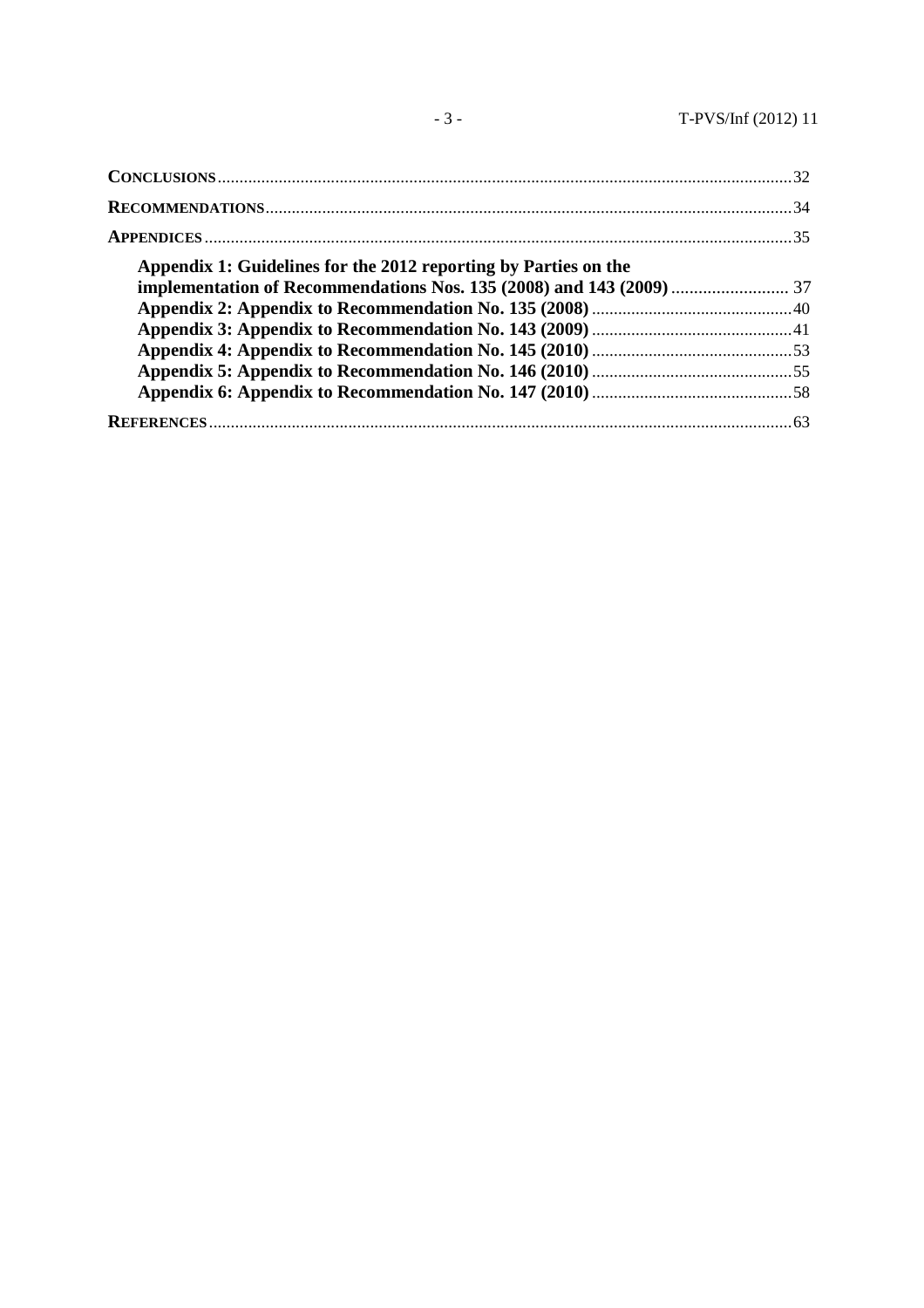**CONCLUSIONS**......................................................................................................................32

**RECOMMENDATIONS**..............................................................................................................34

**APPENDICES**............................................................................................................................35

**Appendix 1: Guidelines for the 2012 reporting by Parties on the implementation of Recommendations Nos. 135 (2008) and 143 (2009)** ........................ 37

**Appendix 2: Appendix to Recommendation No. 135 (2008)** ..............................................40

**Appendix 3: Appendix to Recommendation No. 143 (2009)** ..............................................41

**Appendix 4: Appendix to Recommendation No. 145 (2010)** ..............................................53

**Appendix 5: Appendix to Recommendation No. 146 (2010)** ..............................................55

**Appendix 6: Appendix to Recommendation No. 147 (2010)** ..............................................58

**REFERENCES**...........................................................................................................................63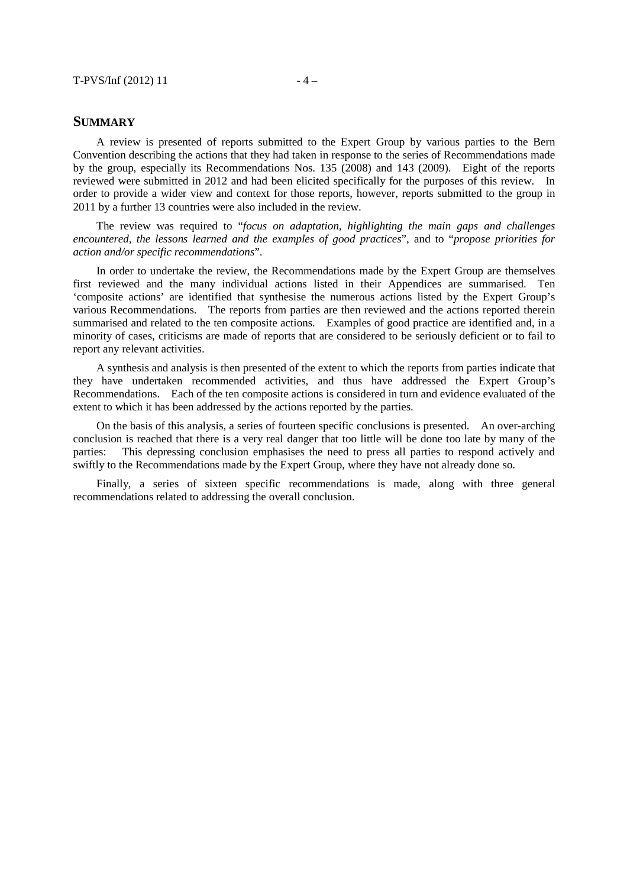## SUMMARY

A review is presented of reports submitted to the Expert Group by various parties to the Bern Convention describing the actions that they had taken in response to the series of Recommendations made by the group, especially its Recommendations Nos. 135 (2008) and 143 (2009). Eight of the reports reviewed were submitted in 2012 and had been elicited specifically for the purposes of this review. In order to provide a wider view and context for those reports, however, reports submitted to the group in 2011 by a further 13 countries were also included in the review.

The review was required to "*focus on adaptation, highlighting the main gaps and challenges encountered, the lessons learned and the examples of good practices*", and to "*propose priorities for action and/or specific recommendations*".

In order to undertake the review, the Recommendations made by the Expert Group are themselves first reviewed and the many individual actions listed in their Appendices are summarised. Ten 'composite actions' are identified that synthesise the numerous actions listed by the Expert Group's various Recommendations. The reports from parties are then reviewed and the actions reported therein summarised and related to the ten composite actions. Examples of good practice are identified and, in a minority of cases, criticisms are made of reports that are considered to be seriously deficient or to fail to report any relevant activities.

A synthesis and analysis is then presented of the extent to which the reports from parties indicate that they have undertaken recommended activities, and thus have addressed the Expert Group's Recommendations. Each of the ten composite actions is considered in turn and evidence evaluated of the extent to which it has been addressed by the actions reported by the parties.

On the basis of this analysis, a series of fourteen specific conclusions is presented. An over-arching conclusion is reached that there is a very real danger that too little will be done too late by many of the parties: This depressing conclusion emphasises the need to press all parties to respond actively and swiftly to the Recommendations made by the Expert Group, where they have not already done so.

Finally, a series of sixteen specific recommendations is made, along with three general recommendations related to addressing the overall conclusion.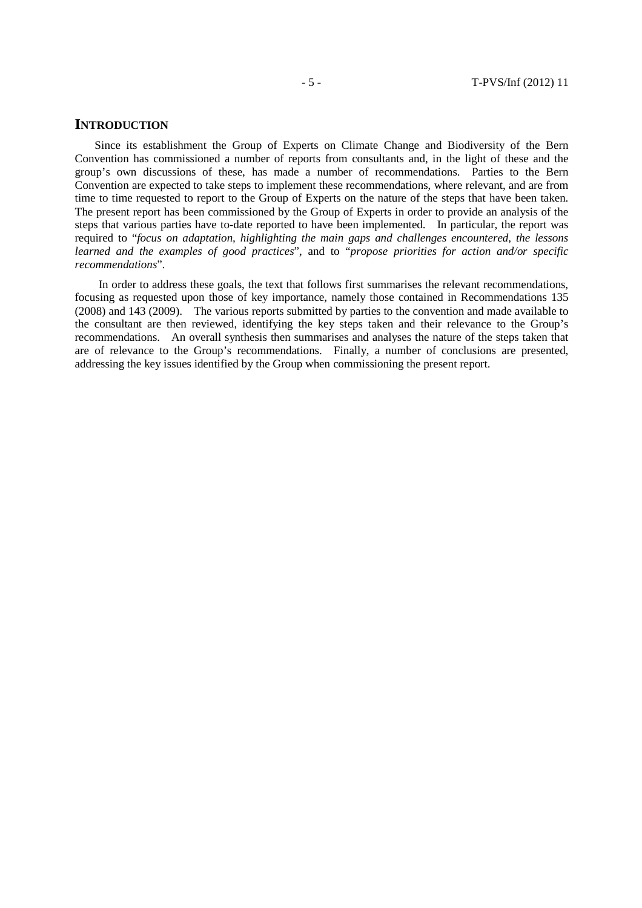## INTRODUCTION

Since its establishment the Group of Experts on Climate Change and Biodiversity of the Bern Convention has commissioned a number of reports from consultants and, in the light of these and the group's own discussions of these, has made a number of recommendations. Parties to the Bern Convention are expected to take steps to implement these recommendations, where relevant, and are from time to time requested to report to the Group of Experts on the nature of the steps that have been taken. The present report has been commissioned by the Group of Experts in order to provide an analysis of the steps that various parties have to-date reported to have been implemented. In particular, the report was required to "*focus on adaptation, highlighting the main gaps and challenges encountered, the lessons learned and the examples of good practices*", and to "*propose priorities for action and/or specific recommendations*".

In order to address these goals, the text that follows first summarises the relevant recommendations, focusing as requested upon those of key importance, namely those contained in Recommendations 135 (2008) and 143 (2009). The various reports submitted by parties to the convention and made available to the consultant are then reviewed, identifying the key steps taken and their relevance to the Group's recommendations. An overall synthesis then summarises and analyses the nature of the steps taken that are of relevance to the Group's recommendations. Finally, a number of conclusions are presented, addressing the key issues identified by the Group when commissioning the present report.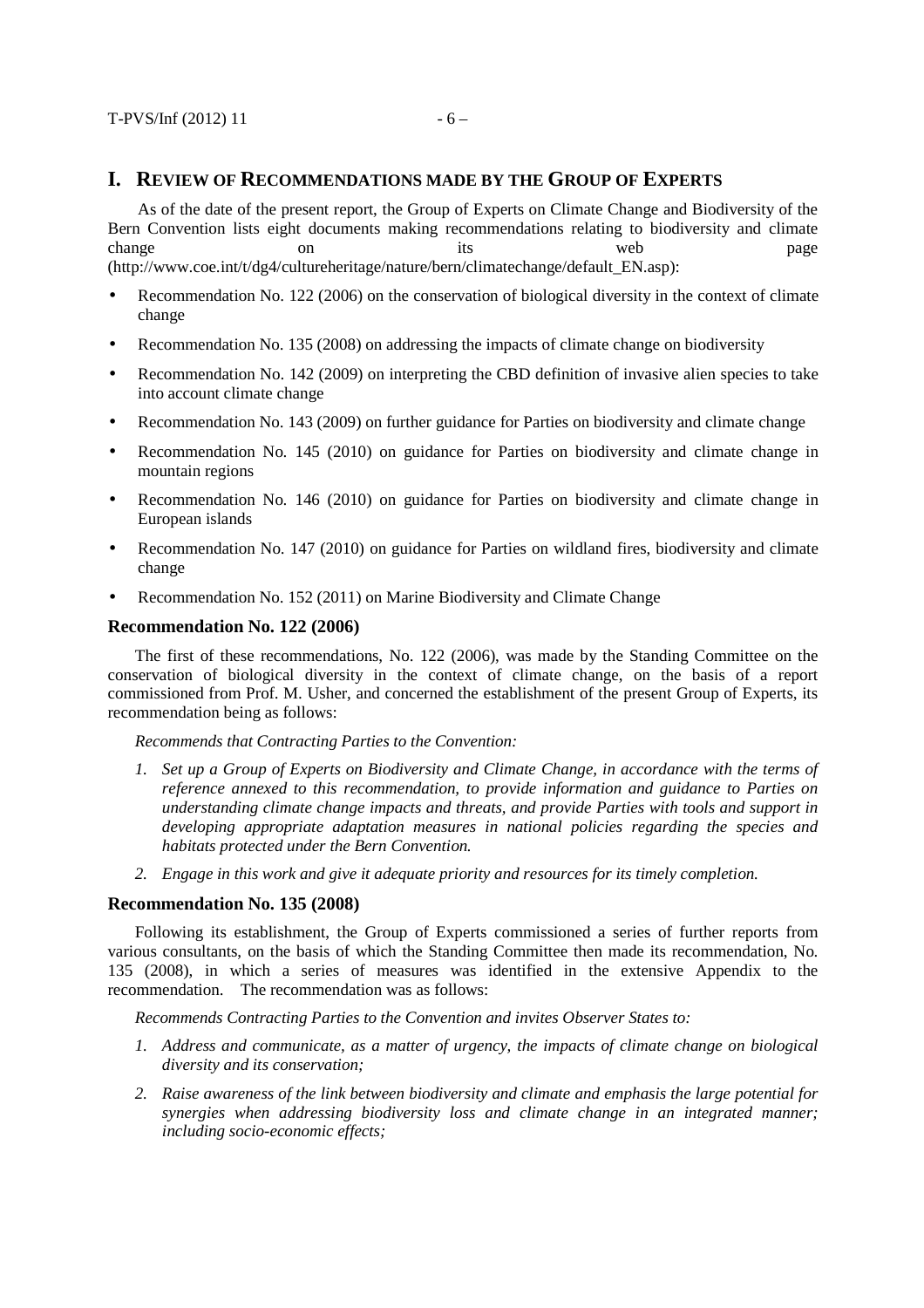## I. REVIEW OF RECOMMENDATIONS MADE BY THE GROUP OF EXPERTS

As of the date of the present report, the Group of Experts on Climate Change and Biodiversity of the Bern Convention lists eight documents making recommendations relating to biodiversity and climate change on its web page (http://www.coe.int/t/dg4/cultureheritage/nature/bern/climatechange/default_EN.asp):

- Recommendation No. 122 (2006) on the conservation of biological diversity in the context of climate change
- Recommendation No. 135 (2008) on addressing the impacts of climate change on biodiversity
- Recommendation No. 142 (2009) on interpreting the CBD definition of invasive alien species to take into account climate change
- Recommendation No. 143 (2009) on further guidance for Parties on biodiversity and climate change
- Recommendation No. 145 (2010) on guidance for Parties on biodiversity and climate change in mountain regions
- Recommendation No. 146 (2010) on guidance for Parties on biodiversity and climate change in European islands
- Recommendation No. 147 (2010) on guidance for Parties on wildland fires, biodiversity and climate change
- Recommendation No. 152 (2011) on Marine Biodiversity and Climate Change

### Recommendation No. 122 (2006)

The first of these recommendations, No. 122 (2006), was made by the Standing Committee on the conservation of biological diversity in the context of climate change, on the basis of a report commissioned from Prof. M. Usher, and concerned the establishment of the present Group of Experts, its recommendation being as follows:

*Recommends that Contracting Parties to the Convention:*

1. *Set up a Group of Experts on Biodiversity and Climate Change, in accordance with the terms of reference annexed to this recommendation, to provide information and guidance to Parties on understanding climate change impacts and threats, and provide Parties with tools and support in developing appropriate adaptation measures in national policies regarding the species and habitats protected under the Bern Convention.*
2. *Engage in this work and give it adequate priority and resources for its timely completion.*

### Recommendation No. 135 (2008)

Following its establishment, the Group of Experts commissioned a series of further reports from various consultants, on the basis of which the Standing Committee then made its recommendation, No. 135 (2008), in which a series of measures was identified in the extensive Appendix to the recommendation. The recommendation was as follows:

*Recommends Contracting Parties to the Convention and invites Observer States to:*

1. *Address and communicate, as a matter of urgency, the impacts of climate change on biological diversity and its conservation;*
2. *Raise awareness of the link between biodiversity and climate and emphasis the large potential for synergies when addressing biodiversity loss and climate change in an integrated manner; including socio-economic effects;*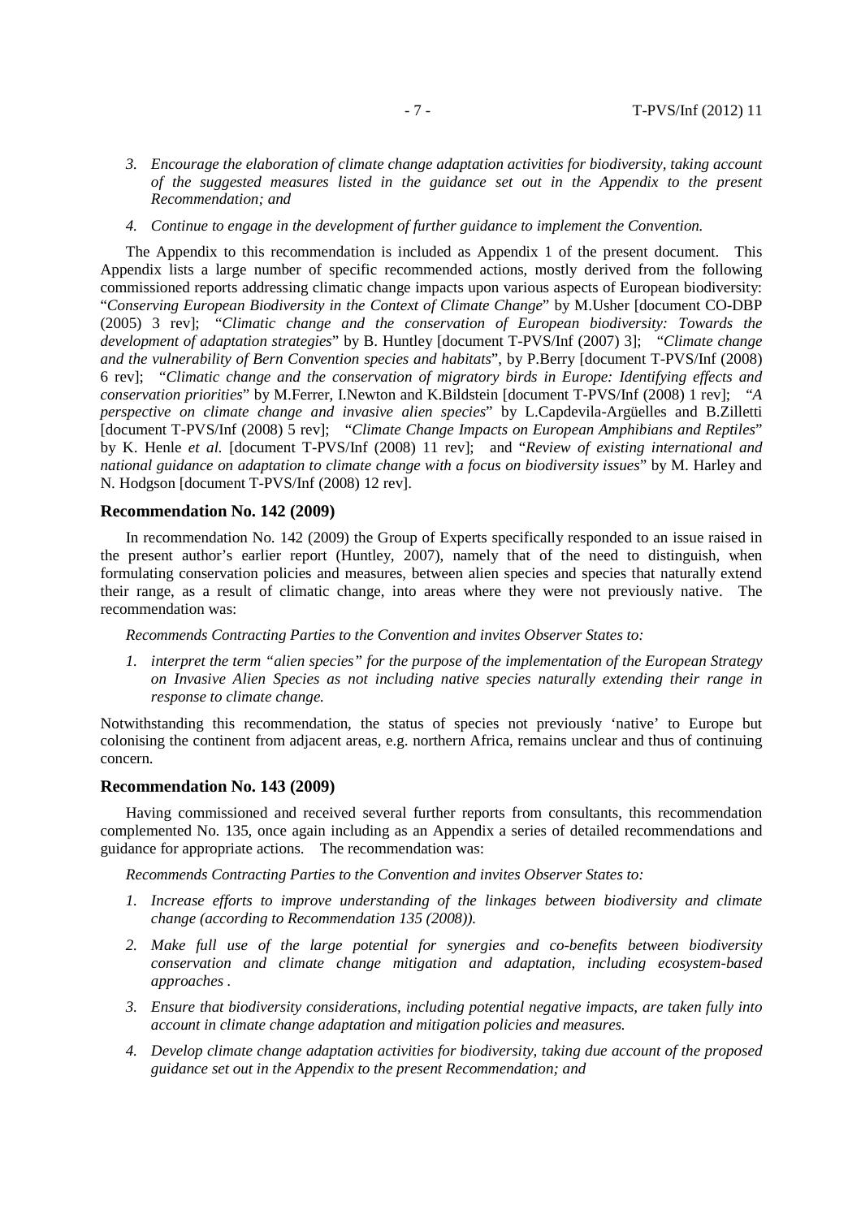*3. Encourage the elaboration of climate change adaptation activities for biodiversity, taking account of the suggested measures listed in the guidance set out in the Appendix to the present Recommendation; and*

*4. Continue to engage in the development of further guidance to implement the Convention.*

The Appendix to this recommendation is included as Appendix 1 of the present document. This Appendix lists a large number of specific recommended actions, mostly derived from the following commissioned reports addressing climatic change impacts upon various aspects of European biodiversity: "*Conserving European Biodiversity in the Context of Climate Change*" by M.Usher [document CO-DBP (2005) 3 rev]; "*Climatic change and the conservation of European biodiversity: Towards the development of adaptation strategies*" by B. Huntley [document T-PVS/Inf (2007) 3]; "*Climate change and the vulnerability of Bern Convention species and habitats*", by P.Berry [document T-PVS/Inf (2008) 6 rev]; "*Climatic change and the conservation of migratory birds in Europe: Identifying effects and conservation priorities*" by M.Ferrer, I.Newton and K.Bildstein [document T-PVS/Inf (2008) 1 rev]; "*A perspective on climate change and invasive alien species*" by L.Capdevila-Argüelles and B.Zilletti [document T-PVS/Inf (2008) 5 rev]; "*Climate Change Impacts on European Amphibians and Reptiles*" by K. Henle *et al.* [document T-PVS/Inf (2008) 11 rev]; and "*Review of existing international and national guidance on adaptation to climate change with a focus on biodiversity issues*" by M. Harley and N. Hodgson [document T-PVS/Inf (2008) 12 rev].

### Recommendation No. 142 (2009)

In recommendation No. 142 (2009) the Group of Experts specifically responded to an issue raised in the present author's earlier report (Huntley, 2007), namely that of the need to distinguish, when formulating conservation policies and measures, between alien species and species that naturally extend their range, as a result of climatic change, into areas where they were not previously native. The recommendation was:

*Recommends Contracting Parties to the Convention and invites Observer States to:*

*1. interpret the term "alien species" for the purpose of the implementation of the European Strategy on Invasive Alien Species as not including native species naturally extending their range in response to climate change.*

Notwithstanding this recommendation, the status of species not previously 'native' to Europe but colonising the continent from adjacent areas, e.g. northern Africa, remains unclear and thus of continuing concern.

### Recommendation No. 143 (2009)

Having commissioned and received several further reports from consultants, this recommendation complemented No. 135, once again including as an Appendix a series of detailed recommendations and guidance for appropriate actions. The recommendation was:

*Recommends Contracting Parties to the Convention and invites Observer States to:*

*1. Increase efforts to improve understanding of the linkages between biodiversity and climate change (according to Recommendation 135 (2008)).*

*2. Make full use of the large potential for synergies and co-benefits between biodiversity conservation and climate change mitigation and adaptation, including ecosystem-based approaches .*

*3. Ensure that biodiversity considerations, including potential negative impacts, are taken fully into account in climate change adaptation and mitigation policies and measures.*

*4. Develop climate change adaptation activities for biodiversity, taking due account of the proposed guidance set out in the Appendix to the present Recommendation; and*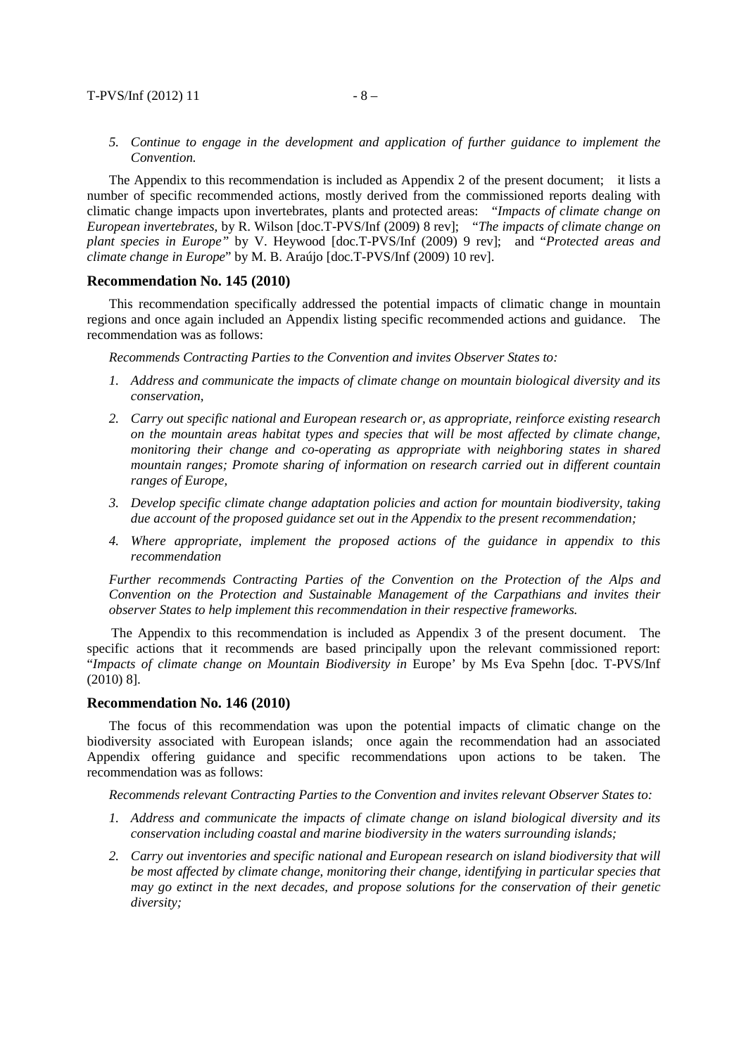*5. Continue to engage in the development and application of further guidance to implement the Convention.*

The Appendix to this recommendation is included as Appendix 2 of the present document; it lists a number of specific recommended actions, mostly derived from the commissioned reports dealing with climatic change impacts upon invertebrates, plants and protected areas: "*Impacts of climate change on European invertebrates*, by R. Wilson [doc.T-PVS/Inf (2009) 8 rev]; "*The impacts of climate change on plant species in Europe"* by V. Heywood [doc.T-PVS/Inf (2009) 9 rev]; and "*Protected areas and climate change in Europe*" by M. B. Araújo [doc.T-PVS/Inf (2009) 10 rev].

### Recommendation No. 145 (2010)

This recommendation specifically addressed the potential impacts of climatic change in mountain regions and once again included an Appendix listing specific recommended actions and guidance. The recommendation was as follows:

*Recommends Contracting Parties to the Convention and invites Observer States to:*

1. *Address and communicate the impacts of climate change on mountain biological diversity and its conservation,*
2. *Carry out specific national and European research or, as appropriate, reinforce existing research on the mountain areas habitat types and species that will be most affected by climate change, monitoring their change and co-operating as appropriate with neighboring states in shared mountain ranges; Promote sharing of information on research carried out in different countain ranges of Europe,*
3. *Develop specific climate change adaptation policies and action for mountain biodiversity, taking due account of the proposed guidance set out in the Appendix to the present recommendation;*
4. *Where appropriate, implement the proposed actions of the guidance in appendix to this recommendation*

*Further recommends Contracting Parties of the Convention on the Protection of the Alps and Convention on the Protection and Sustainable Management of the Carpathians and invites their observer States to help implement this recommendation in their respective frameworks.*

The Appendix to this recommendation is included as Appendix 3 of the present document. The specific actions that it recommends are based principally upon the relevant commissioned report: "*Impacts of climate change on Mountain Biodiversity in* Europe' by Ms Eva Spehn [doc. T-PVS/Inf (2010) 8].

### Recommendation No. 146 (2010)

The focus of this recommendation was upon the potential impacts of climatic change on the biodiversity associated with European islands; once again the recommendation had an associated Appendix offering guidance and specific recommendations upon actions to be taken. The recommendation was as follows:

*Recommends relevant Contracting Parties to the Convention and invites relevant Observer States to:*

1. *Address and communicate the impacts of climate change on island biological diversity and its conservation including coastal and marine biodiversity in the waters surrounding islands;*
2. *Carry out inventories and specific national and European research on island biodiversity that will be most affected by climate change, monitoring their change, identifying in particular species that may go extinct in the next decades, and propose solutions for the conservation of their genetic diversity;*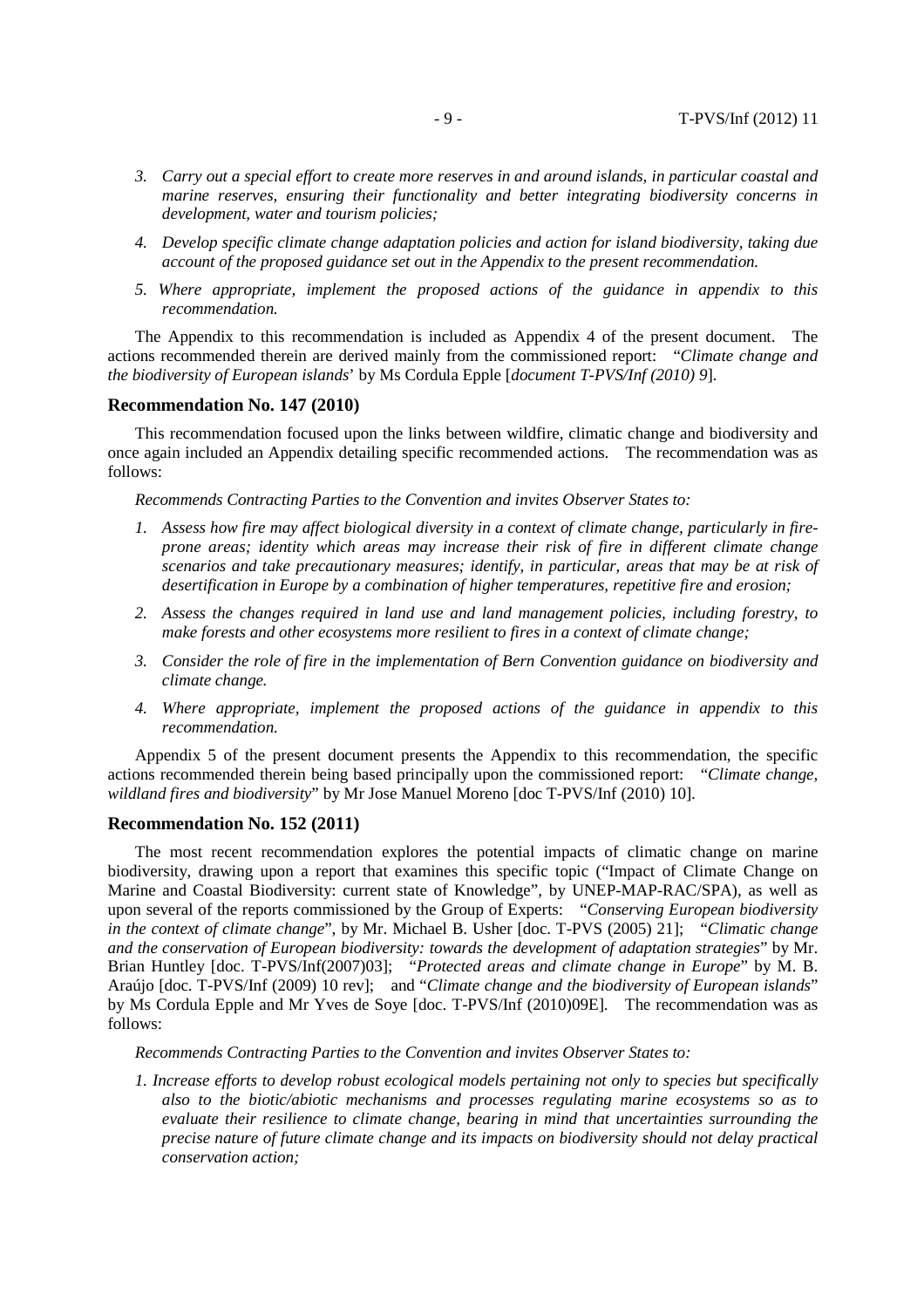3. *Carry out a special effort to create more reserves in and around islands, in particular coastal and marine reserves, ensuring their functionality and better integrating biodiversity concerns in development, water and tourism policies;*
4. *Develop specific climate change adaptation policies and action for island biodiversity, taking due account of the proposed guidance set out in the Appendix to the present recommendation.*
5. *Where appropriate, implement the proposed actions of the guidance in appendix to this recommendation.*

The Appendix to this recommendation is included as Appendix 4 of the present document. The actions recommended therein are derived mainly from the commissioned report: "*Climate change and the biodiversity of European islands*' by Ms Cordula Epple [*document T-PVS/Inf (2010) 9*].

### Recommendation No. 147 (2010)

This recommendation focused upon the links between wildfire, climatic change and biodiversity and once again included an Appendix detailing specific recommended actions. The recommendation was as follows:

*Recommends Contracting Parties to the Convention and invites Observer States to:*

1. *Assess how fire may affect biological diversity in a context of climate change, particularly in fire-prone areas; identity which areas may increase their risk of fire in different climate change scenarios and take precautionary measures; identify, in particular, areas that may be at risk of desertification in Europe by a combination of higher temperatures, repetitive fire and erosion;*
2. *Assess the changes required in land use and land management policies, including forestry, to make forests and other ecosystems more resilient to fires in a context of climate change;*
3. *Consider the role of fire in the implementation of Bern Convention guidance on biodiversity and climate change.*
4. *Where appropriate, implement the proposed actions of the guidance in appendix to this recommendation.*

Appendix 5 of the present document presents the Appendix to this recommendation, the specific actions recommended therein being based principally upon the commissioned report: "*Climate change, wildland fires and biodiversity*" by Mr Jose Manuel Moreno [doc T-PVS/Inf (2010) 10].

### Recommendation No. 152 (2011)

The most recent recommendation explores the potential impacts of climatic change on marine biodiversity, drawing upon a report that examines this specific topic ("Impact of Climate Change on Marine and Coastal Biodiversity: current state of Knowledge", by UNEP-MAP-RAC/SPA), as well as upon several of the reports commissioned by the Group of Experts: "*Conserving European biodiversity in the context of climate change*", by Mr. Michael B. Usher [doc. T-PVS (2005) 21]; "*Climatic change and the conservation of European biodiversity: towards the development of adaptation strategies*" by Mr. Brian Huntley [doc. T-PVS/Inf(2007)03]; "*Protected areas and climate change in Europe*" by M. B. Araújo [doc. T-PVS/Inf (2009) 10 rev]; and "*Climate change and the biodiversity of European islands*" by Ms Cordula Epple and Mr Yves de Soye [doc. T-PVS/Inf (2010)09E]. The recommendation was as follows:

*Recommends Contracting Parties to the Convention and invites Observer States to:*

1. *Increase efforts to develop robust ecological models pertaining not only to species but specifically also to the biotic/abiotic mechanisms and processes regulating marine ecosystems so as to evaluate their resilience to climate change, bearing in mind that uncertainties surrounding the precise nature of future climate change and its impacts on biodiversity should not delay practical conservation action;*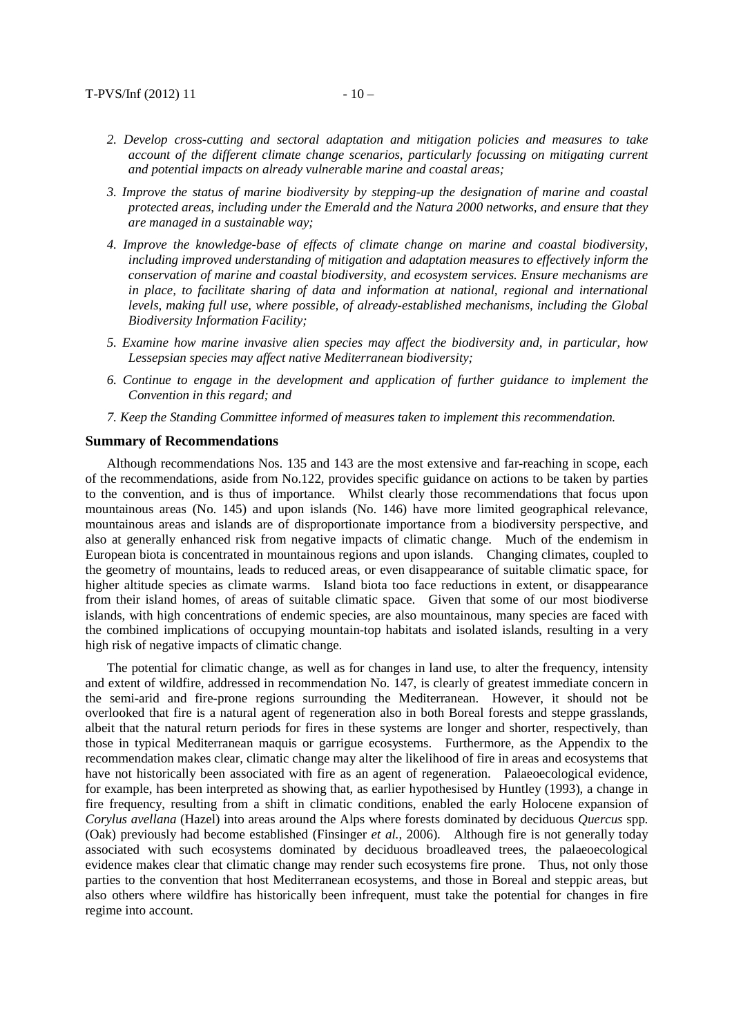*2. Develop cross-cutting and sectoral adaptation and mitigation policies and measures to take account of the different climate change scenarios, particularly focussing on mitigating current and potential impacts on already vulnerable marine and coastal areas;*

*3. Improve the status of marine biodiversity by stepping-up the designation of marine and coastal protected areas, including under the Emerald and the Natura 2000 networks, and ensure that they are managed in a sustainable way;*

*4. Improve the knowledge-base of effects of climate change on marine and coastal biodiversity, including improved understanding of mitigation and adaptation measures to effectively inform the conservation of marine and coastal biodiversity, and ecosystem services. Ensure mechanisms are in place, to facilitate sharing of data and information at national, regional and international levels, making full use, where possible, of already-established mechanisms, including the Global Biodiversity Information Facility;*

*5. Examine how marine invasive alien species may affect the biodiversity and, in particular, how Lessepsian species may affect native Mediterranean biodiversity;*

*6. Continue to engage in the development and application of further guidance to implement the Convention in this regard; and*

*7. Keep the Standing Committee informed of measures taken to implement this recommendation.*

## Summary of Recommendations

Although recommendations Nos. 135 and 143 are the most extensive and far-reaching in scope, each of the recommendations, aside from No.122, provides specific guidance on actions to be taken by parties to the convention, and is thus of importance. Whilst clearly those recommendations that focus upon mountainous areas (No. 145) and upon islands (No. 146) have more limited geographical relevance, mountainous areas and islands are of disproportionate importance from a biodiversity perspective, and also at generally enhanced risk from negative impacts of climatic change. Much of the endemism in European biota is concentrated in mountainous regions and upon islands. Changing climates, coupled to the geometry of mountains, leads to reduced areas, or even disappearance of suitable climatic space, for higher altitude species as climate warms. Island biota too face reductions in extent, or disappearance from their island homes, of areas of suitable climatic space. Given that some of our most biodiverse islands, with high concentrations of endemic species, are also mountainous, many species are faced with the combined implications of occupying mountain-top habitats and isolated islands, resulting in a very high risk of negative impacts of climatic change.

The potential for climatic change, as well as for changes in land use, to alter the frequency, intensity and extent of wildfire, addressed in recommendation No. 147, is clearly of greatest immediate concern in the semi-arid and fire-prone regions surrounding the Mediterranean. However, it should not be overlooked that fire is a natural agent of regeneration also in both Boreal forests and steppe grasslands, albeit that the natural return periods for fires in these systems are longer and shorter, respectively, than those in typical Mediterranean maquis or garrigue ecosystems. Furthermore, as the Appendix to the recommendation makes clear, climatic change may alter the likelihood of fire in areas and ecosystems that have not historically been associated with fire as an agent of regeneration. Palaeoecological evidence, for example, has been interpreted as showing that, as earlier hypothesised by Huntley (1993), a change in fire frequency, resulting from a shift in climatic conditions, enabled the early Holocene expansion of *Corylus avellana* (Hazel) into areas around the Alps where forests dominated by deciduous *Quercus* spp. (Oak) previously had become established (Finsinger *et al.*, 2006). Although fire is not generally today associated with such ecosystems dominated by deciduous broadleaved trees, the palaeoecological evidence makes clear that climatic change may render such ecosystems fire prone. Thus, not only those parties to the convention that host Mediterranean ecosystems, and those in Boreal and steppic areas, but also others where wildfire has historically been infrequent, must take the potential for changes in fire regime into account.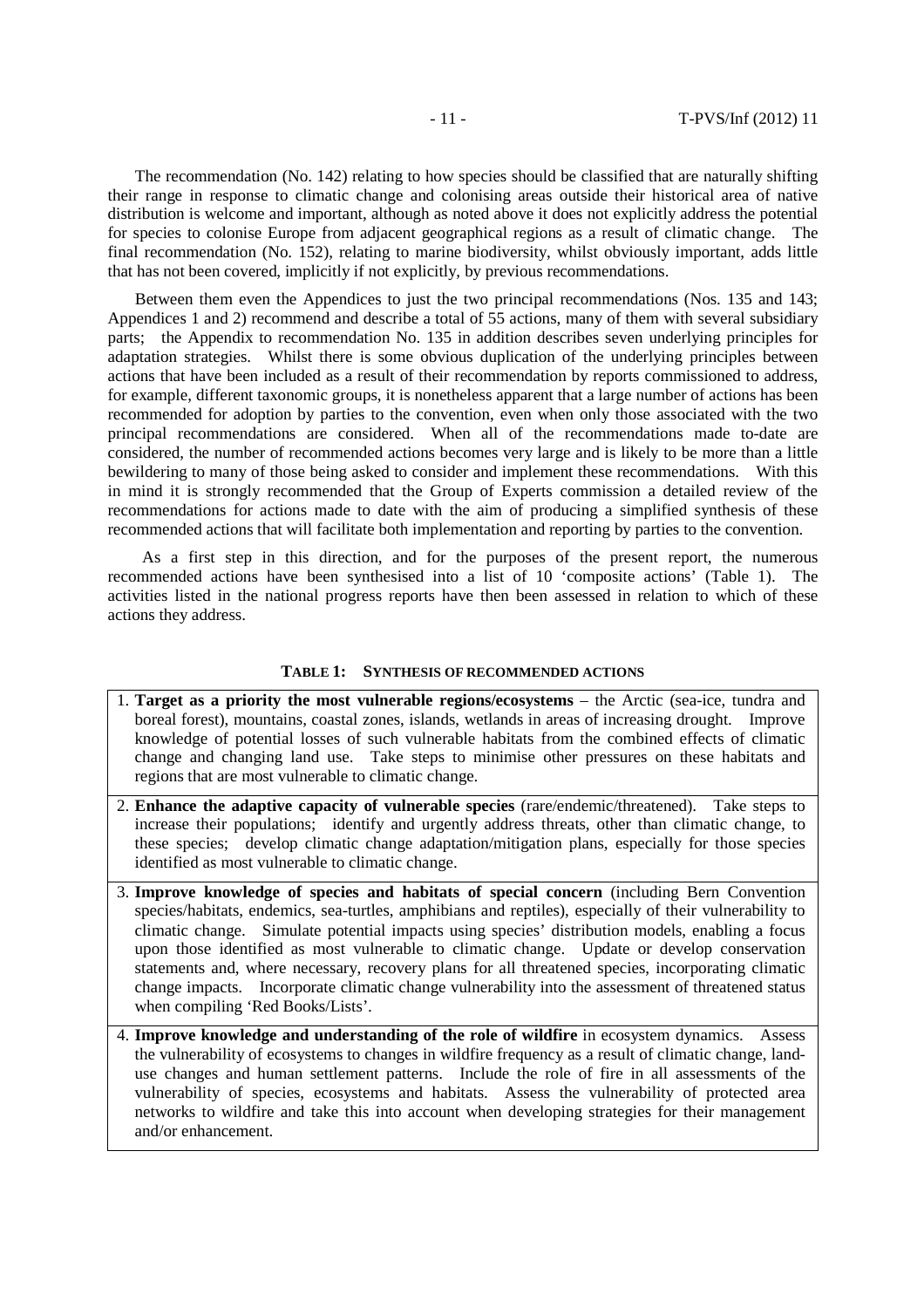The recommendation (No. 142) relating to how species should be classified that are naturally shifting their range in response to climatic change and colonising areas outside their historical area of native distribution is welcome and important, although as noted above it does not explicitly address the potential for species to colonise Europe from adjacent geographical regions as a result of climatic change. The final recommendation (No. 152), relating to marine biodiversity, whilst obviously important, adds little that has not been covered, implicitly if not explicitly, by previous recommendations.

Between them even the Appendices to just the two principal recommendations (Nos. 135 and 143; Appendices 1 and 2) recommend and describe a total of 55 actions, many of them with several subsidiary parts; the Appendix to recommendation No. 135 in addition describes seven underlying principles for adaptation strategies. Whilst there is some obvious duplication of the underlying principles between actions that have been included as a result of their recommendation by reports commissioned to address, for example, different taxonomic groups, it is nonetheless apparent that a large number of actions has been recommended for adoption by parties to the convention, even when only those associated with the two principal recommendations are considered. When all of the recommendations made to-date are considered, the number of recommended actions becomes very large and is likely to be more than a little bewildering to many of those being asked to consider and implement these recommendations. With this in mind it is strongly recommended that the Group of Experts commission a detailed review of the recommendations for actions made to date with the aim of producing a simplified synthesis of these recommended actions that will facilitate both implementation and reporting by parties to the convention.

As a first step in this direction, and for the purposes of the present report, the numerous recommended actions have been synthesised into a list of 10 'composite actions' (Table 1). The activities listed in the national progress reports have then been assessed in relation to which of these actions they address.

**TABLE 1: SYNTHESIS OF RECOMMENDED ACTIONS**

1. **Target as a priority the most vulnerable regions/ecosystems** – the Arctic (sea-ice, tundra and boreal forest), mountains, coastal zones, islands, wetlands in areas of increasing drought. Improve knowledge of potential losses of such vulnerable habitats from the combined effects of climatic change and changing land use. Take steps to minimise other pressures on these habitats and regions that are most vulnerable to climatic change.
2. **Enhance the adaptive capacity of vulnerable species** (rare/endemic/threatened). Take steps to increase their populations; identify and urgently address threats, other than climatic change, to these species; develop climatic change adaptation/mitigation plans, especially for those species identified as most vulnerable to climatic change.
3. **Improve knowledge of species and habitats of special concern** (including Bern Convention species/habitats, endemics, sea-turtles, amphibians and reptiles), especially of their vulnerability to climatic change. Simulate potential impacts using species' distribution models, enabling a focus upon those identified as most vulnerable to climatic change. Update or develop conservation statements and, where necessary, recovery plans for all threatened species, incorporating climatic change impacts. Incorporate climatic change vulnerability into the assessment of threatened status when compiling 'Red Books/Lists'.
4. **Improve knowledge and understanding of the role of wildfire** in ecosystem dynamics. Assess the vulnerability of ecosystems to changes in wildfire frequency as a result of climatic change, land-use changes and human settlement patterns. Include the role of fire in all assessments of the vulnerability of species, ecosystems and habitats. Assess the vulnerability of protected area networks to wildfire and take this into account when developing strategies for their management and/or enhancement.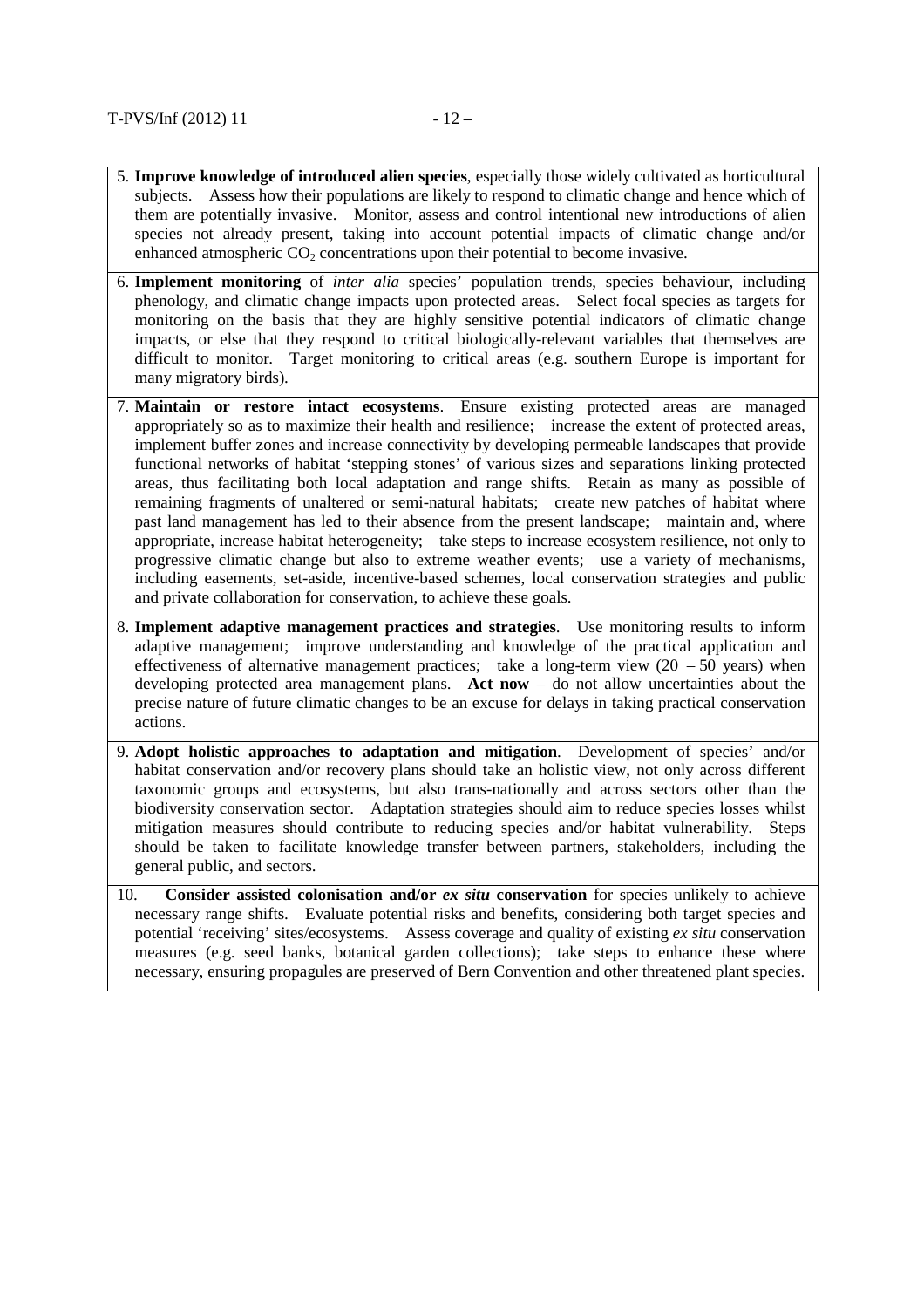5. **Improve knowledge of introduced alien species**, especially those widely cultivated as horticultural subjects. Assess how their populations are likely to respond to climatic change and hence which of them are potentially invasive. Monitor, assess and control intentional new introductions of alien species not already present, taking into account potential impacts of climatic change and/or enhanced atmospheric $CO_2$ concentrations upon their potential to become invasive.

6. **Implement monitoring** of *inter alia* species' population trends, species behaviour, including phenology, and climatic change impacts upon protected areas. Select focal species as targets for monitoring on the basis that they are highly sensitive potential indicators of climatic change impacts, or else that they respond to critical biologically-relevant variables that themselves are difficult to monitor. Target monitoring to critical areas (e.g. southern Europe is important for many migratory birds).

7. **Maintain or restore intact ecosystems**. Ensure existing protected areas are managed appropriately so as to maximize their health and resilience; increase the extent of protected areas, implement buffer zones and increase connectivity by developing permeable landscapes that provide functional networks of habitat 'stepping stones' of various sizes and separations linking protected areas, thus facilitating both local adaptation and range shifts. Retain as many as possible of remaining fragments of unaltered or semi-natural habitats; create new patches of habitat where past land management has led to their absence from the present landscape; maintain and, where appropriate, increase habitat heterogeneity; take steps to increase ecosystem resilience, not only to progressive climatic change but also to extreme weather events; use a variety of mechanisms, including easements, set-aside, incentive-based schemes, local conservation strategies and public and private collaboration for conservation, to achieve these goals.

8. **Implement adaptive management practices and strategies**. Use monitoring results to inform adaptive management; improve understanding and knowledge of the practical application and effectiveness of alternative management practices; take a long-term view (20 – 50 years) when developing protected area management plans. **Act now** – do not allow uncertainties about the precise nature of future climatic changes to be an excuse for delays in taking practical conservation actions.

9. **Adopt holistic approaches to adaptation and mitigation**. Development of species' and/or habitat conservation and/or recovery plans should take an holistic view, not only across different taxonomic groups and ecosystems, but also trans-nationally and across sectors other than the biodiversity conservation sector. Adaptation strategies should aim to reduce species losses whilst mitigation measures should contribute to reducing species and/or habitat vulnerability. Steps should be taken to facilitate knowledge transfer between partners, stakeholders, including the general public, and sectors.

10. **Consider assisted colonisation and/or *ex situ* conservation** for species unlikely to achieve necessary range shifts. Evaluate potential risks and benefits, considering both target species and potential 'receiving' sites/ecosystems. Assess coverage and quality of existing *ex situ* conservation measures (e.g. seed banks, botanical garden collections); take steps to enhance these where necessary, ensuring propagules are preserved of Bern Convention and other threatened plant species.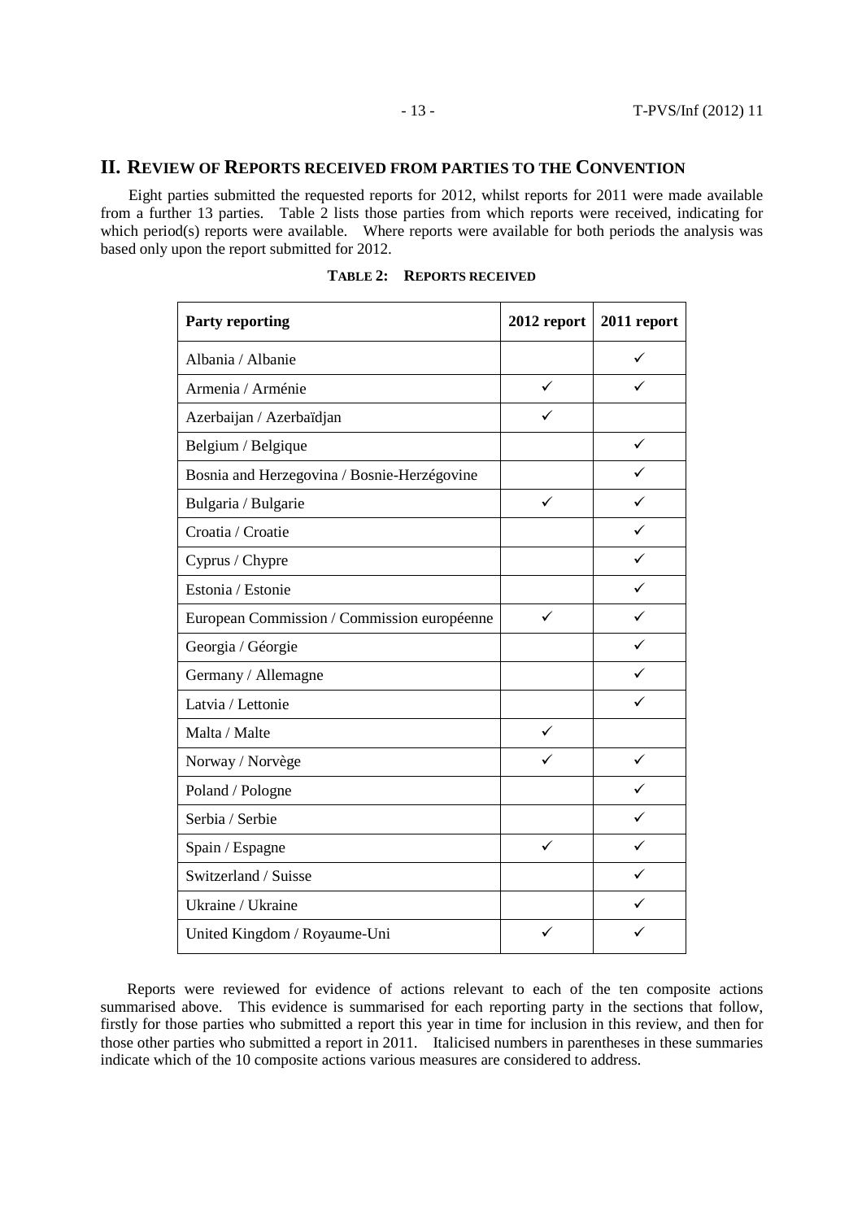## II. Review of Reports received from parties to the Convention

Eight parties submitted the requested reports for 2012, whilst reports for 2011 were made available from a further 13 parties. Table 2 lists those parties from which reports were received, indicating for which period(s) reports were available. Where reports were available for both periods the analysis was based only upon the report submitted for 2012.

**Table 2: Reports received**

| Party reporting | 2012 report | 2011 report |
|---|---|---|
| Albania / Albanie | | ✓ |
| Armenia / Arménie | ✓ | ✓ |
| Azerbaijan / Azerbaïdjan | ✓ | |
| Belgium / Belgique | | ✓ |
| Bosnia and Herzegovina / Bosnie-Herzégovine | | ✓ |
| Bulgaria / Bulgarie | ✓ | ✓ |
| Croatia / Croatie | | ✓ |
| Cyprus / Chypre | | ✓ |
| Estonia / Estonie | | ✓ |
| European Commission / Commission européenne | ✓ | ✓ |
| Georgia / Géorgie | | ✓ |
| Germany / Allemagne | | ✓ |
| Latvia / Lettonie | | ✓ |
| Malta / Malte | ✓ | |
| Norway / Norvège | ✓ | ✓ |
| Poland / Pologne | | ✓ |
| Serbia / Serbie | | ✓ |
| Spain / Espagne | ✓ | ✓ |
| Switzerland / Suisse | | ✓ |
| Ukraine / Ukraine | | ✓ |
| United Kingdom / Royaume-Uni | ✓ | ✓ |

Reports were reviewed for evidence of actions relevant to each of the ten composite actions summarised above. This evidence is summarised for each reporting party in the sections that follow, firstly for those parties who submitted a report this year in time for inclusion in this review, and then for those other parties who submitted a report in 2011. Italicised numbers in parentheses in these summaries indicate which of the 10 composite actions various measures are considered to address.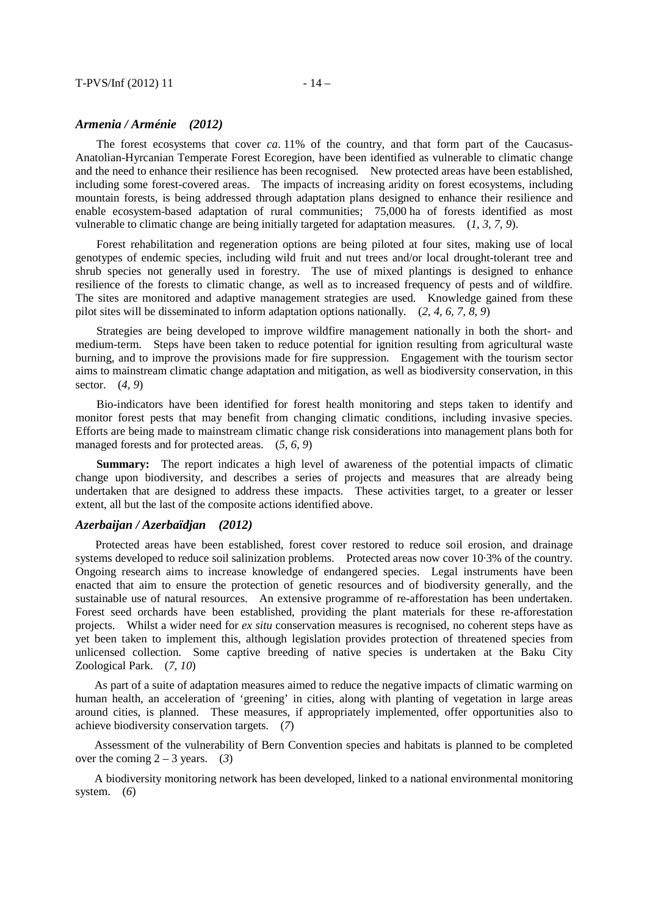### *Armenia / Arménie (2012)*

The forest ecosystems that cover *ca*. 11% of the country, and that form part of the Caucasus-Anatolian-Hyrcanian Temperate Forest Ecoregion, have been identified as vulnerable to climatic change and the need to enhance their resilience has been recognised. New protected areas have been established, including some forest-covered areas. The impacts of increasing aridity on forest ecosystems, including mountain forests, is being addressed through adaptation plans designed to enhance their resilience and enable ecosystem-based adaptation of rural communities; 75,000 ha of forests identified as most vulnerable to climatic change are being initially targeted for adaptation measures. (*1, 3, 7, 9*).

Forest rehabilitation and regeneration options are being piloted at four sites, making use of local genotypes of endemic species, including wild fruit and nut trees and/or local drought-tolerant tree and shrub species not generally used in forestry. The use of mixed plantings is designed to enhance resilience of the forests to climatic change, as well as to increased frequency of pests and of wildfire. The sites are monitored and adaptive management strategies are used. Knowledge gained from these pilot sites will be disseminated to inform adaptation options nationally. (*2, 4, 6, 7, 8, 9*)

Strategies are being developed to improve wildfire management nationally in both the short- and medium-term. Steps have been taken to reduce potential for ignition resulting from agricultural waste burning, and to improve the provisions made for fire suppression. Engagement with the tourism sector aims to mainstream climatic change adaptation and mitigation, as well as biodiversity conservation, in this sector. (*4, 9*)

Bio-indicators have been identified for forest health monitoring and steps taken to identify and monitor forest pests that may benefit from changing climatic conditions, including invasive species. Efforts are being made to mainstream climatic change risk considerations into management plans both for managed forests and for protected areas. (*5, 6, 9*)

**Summary:** The report indicates a high level of awareness of the potential impacts of climatic change upon biodiversity, and describes a series of projects and measures that are already being undertaken that are designed to address these impacts. These activities target, to a greater or lesser extent, all but the last of the composite actions identified above.

### *Azerbaijan / Azerbaïdjan (2012)*

Protected areas have been established, forest cover restored to reduce soil erosion, and drainage systems developed to reduce soil salinization problems. Protected areas now cover 10·3% of the country. Ongoing research aims to increase knowledge of endangered species. Legal instruments have been enacted that aim to ensure the protection of genetic resources and of biodiversity generally, and the sustainable use of natural resources. An extensive programme of re-afforestation has been undertaken. Forest seed orchards have been established, providing the plant materials for these re-afforestation projects. Whilst a wider need for *ex situ* conservation measures is recognised, no coherent steps have as yet been taken to implement this, although legislation provides protection of threatened species from unlicensed collection. Some captive breeding of native species is undertaken at the Baku City Zoological Park. (*7, 10*)

As part of a suite of adaptation measures aimed to reduce the negative impacts of climatic warming on human health, an acceleration of 'greening' in cities, along with planting of vegetation in large areas around cities, is planned. These measures, if appropriately implemented, offer opportunities also to achieve biodiversity conservation targets. (*7*)

Assessment of the vulnerability of Bern Convention species and habitats is planned to be completed over the coming 2 – 3 years. (*3*)

A biodiversity monitoring network has been developed, linked to a national environmental monitoring system. (*6*)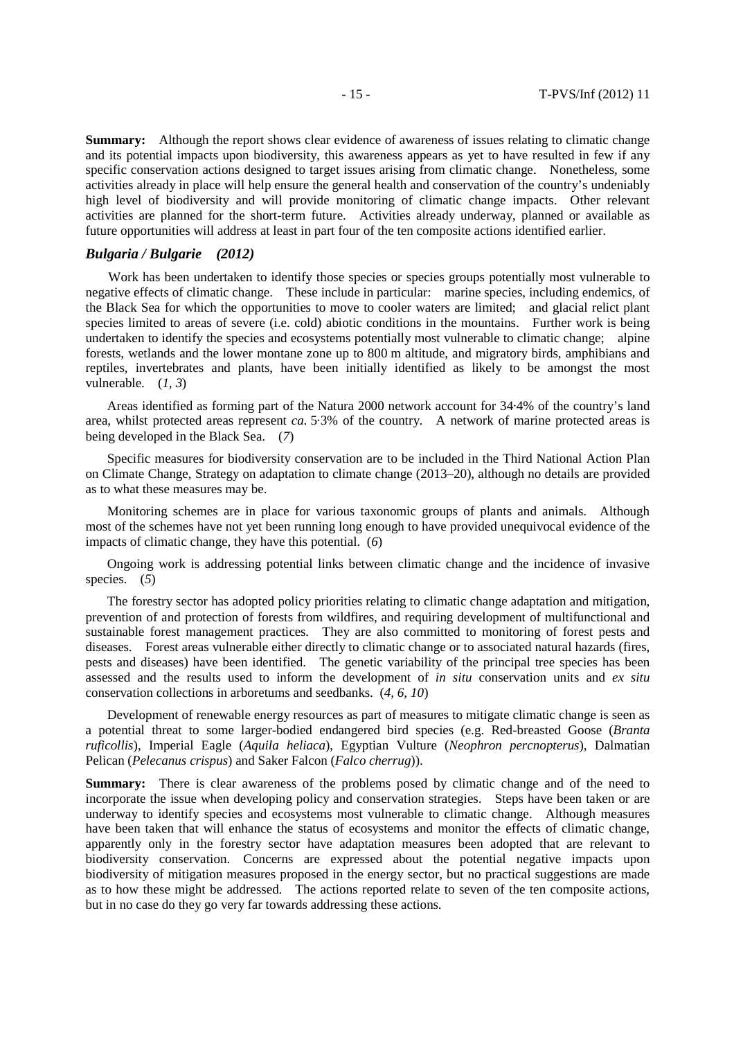**Summary:** Although the report shows clear evidence of awareness of issues relating to climatic change and its potential impacts upon biodiversity, this awareness appears as yet to have resulted in few if any specific conservation actions designed to target issues arising from climatic change. Nonetheless, some activities already in place will help ensure the general health and conservation of the country's undeniably high level of biodiversity and will provide monitoring of climatic change impacts. Other relevant activities are planned for the short-term future. Activities already underway, planned or available as future opportunities will address at least in part four of the ten composite actions identified earlier.

### *Bulgaria / Bulgarie (2012)*

Work has been undertaken to identify those species or species groups potentially most vulnerable to negative effects of climatic change. These include in particular: marine species, including endemics, of the Black Sea for which the opportunities to move to cooler waters are limited; and glacial relict plant species limited to areas of severe (i.e. cold) abiotic conditions in the mountains. Further work is being undertaken to identify the species and ecosystems potentially most vulnerable to climatic change; alpine forests, wetlands and the lower montane zone up to 800 m altitude, and migratory birds, amphibians and reptiles, invertebrates and plants, have been initially identified as likely to be amongst the most vulnerable. (*1, 3*)

Areas identified as forming part of the Natura 2000 network account for 34·4% of the country's land area, whilst protected areas represent *ca.* 5·3% of the country. A network of marine protected areas is being developed in the Black Sea. (*7*)

Specific measures for biodiversity conservation are to be included in the Third National Action Plan on Climate Change, Strategy on adaptation to climate change (2013–20), although no details are provided as to what these measures may be.

Monitoring schemes are in place for various taxonomic groups of plants and animals. Although most of the schemes have not yet been running long enough to have provided unequivocal evidence of the impacts of climatic change, they have this potential. (*6*)

Ongoing work is addressing potential links between climatic change and the incidence of invasive species. (*5*)

The forestry sector has adopted policy priorities relating to climatic change adaptation and mitigation, prevention of and protection of forests from wildfires, and requiring development of multifunctional and sustainable forest management practices. They are also committed to monitoring of forest pests and diseases. Forest areas vulnerable either directly to climatic change or to associated natural hazards (fires, pests and diseases) have been identified. The genetic variability of the principal tree species has been assessed and the results used to inform the development of *in situ* conservation units and *ex situ* conservation collections in arboretums and seedbanks. (*4, 6, 10*)

Development of renewable energy resources as part of measures to mitigate climatic change is seen as a potential threat to some larger-bodied endangered bird species (e.g. Red-breasted Goose (*Branta ruficollis*), Imperial Eagle (*Aquila heliaca*), Egyptian Vulture (*Neophron percnopterus*), Dalmatian Pelican (*Pelecanus crispus*) and Saker Falcon (*Falco cherrug*)).

**Summary:** There is clear awareness of the problems posed by climatic change and of the need to incorporate the issue when developing policy and conservation strategies. Steps have been taken or are underway to identify species and ecosystems most vulnerable to climatic change. Although measures have been taken that will enhance the status of ecosystems and monitor the effects of climatic change, apparently only in the forestry sector have adaptation measures been adopted that are relevant to biodiversity conservation. Concerns are expressed about the potential negative impacts upon biodiversity of mitigation measures proposed in the energy sector, but no practical suggestions are made as to how these might be addressed. The actions reported relate to seven of the ten composite actions, but in no case do they go very far towards addressing these actions.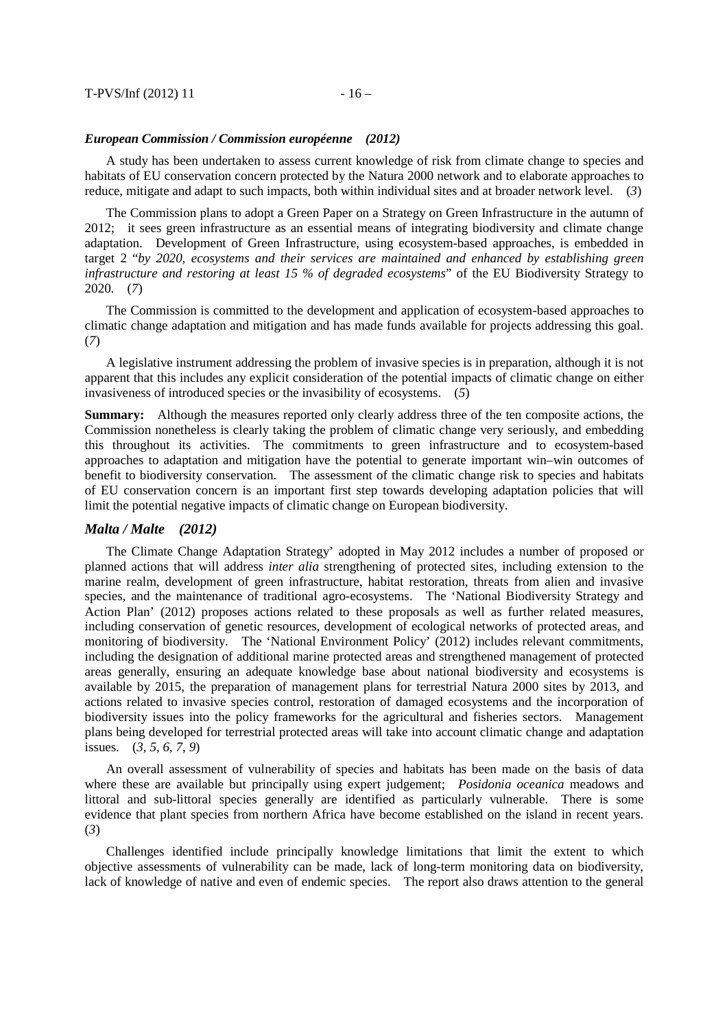### *European Commission / Commission européenne (2012)*

A study has been undertaken to assess current knowledge of risk from climate change to species and habitats of EU conservation concern protected by the Natura 2000 network and to elaborate approaches to reduce, mitigate and adapt to such impacts, both within individual sites and at broader network level. (*3*)

The Commission plans to adopt a Green Paper on a Strategy on Green Infrastructure in the autumn of 2012; it sees green infrastructure as an essential means of integrating biodiversity and climate change adaptation. Development of Green Infrastructure, using ecosystem-based approaches, is embedded in target 2 "*by 2020, ecosystems and their services are maintained and enhanced by establishing green infrastructure and restoring at least 15 % of degraded ecosystems*" of the EU Biodiversity Strategy to 2020. (*7*)

The Commission is committed to the development and application of ecosystem-based approaches to climatic change adaptation and mitigation and has made funds available for projects addressing this goal. (*7*)

A legislative instrument addressing the problem of invasive species is in preparation, although it is not apparent that this includes any explicit consideration of the potential impacts of climatic change on either invasiveness of introduced species or the invasibility of ecosystems. (*5*)

**Summary:** Although the measures reported only clearly address three of the ten composite actions, the Commission nonetheless is clearly taking the problem of climatic change very seriously, and embedding this throughout its activities. The commitments to green infrastructure and to ecosystem-based approaches to adaptation and mitigation have the potential to generate important win–win outcomes of benefit to biodiversity conservation. The assessment of the climatic change risk to species and habitats of EU conservation concern is an important first step towards developing adaptation policies that will limit the potential negative impacts of climatic change on European biodiversity.

### *Malta / Malte (2012)*

The Climate Change Adaptation Strategy' adopted in May 2012 includes a number of proposed or planned actions that will address *inter alia* strengthening of protected sites, including extension to the marine realm, development of green infrastructure, habitat restoration, threats from alien and invasive species, and the maintenance of traditional agro-ecosystems. The 'National Biodiversity Strategy and Action Plan' (2012) proposes actions related to these proposals as well as further related measures, including conservation of genetic resources, development of ecological networks of protected areas, and monitoring of biodiversity. The 'National Environment Policy' (2012) includes relevant commitments, including the designation of additional marine protected areas and strengthened management of protected areas generally, ensuring an adequate knowledge base about national biodiversity and ecosystems is available by 2015, the preparation of management plans for terrestrial Natura 2000 sites by 2013, and actions related to invasive species control, restoration of damaged ecosystems and the incorporation of biodiversity issues into the policy frameworks for the agricultural and fisheries sectors. Management plans being developed for terrestrial protected areas will take into account climatic change and adaptation issues. (*3, 5, 6, 7, 9*)

An overall assessment of vulnerability of species and habitats has been made on the basis of data where these are available but principally using expert judgement; *Posidonia oceanica* meadows and littoral and sub-littoral species generally are identified as particularly vulnerable. There is some evidence that plant species from northern Africa have become established on the island in recent years. (*3*)

Challenges identified include principally knowledge limitations that limit the extent to which objective assessments of vulnerability can be made, lack of long-term monitoring data on biodiversity, lack of knowledge of native and even of endemic species. The report also draws attention to the general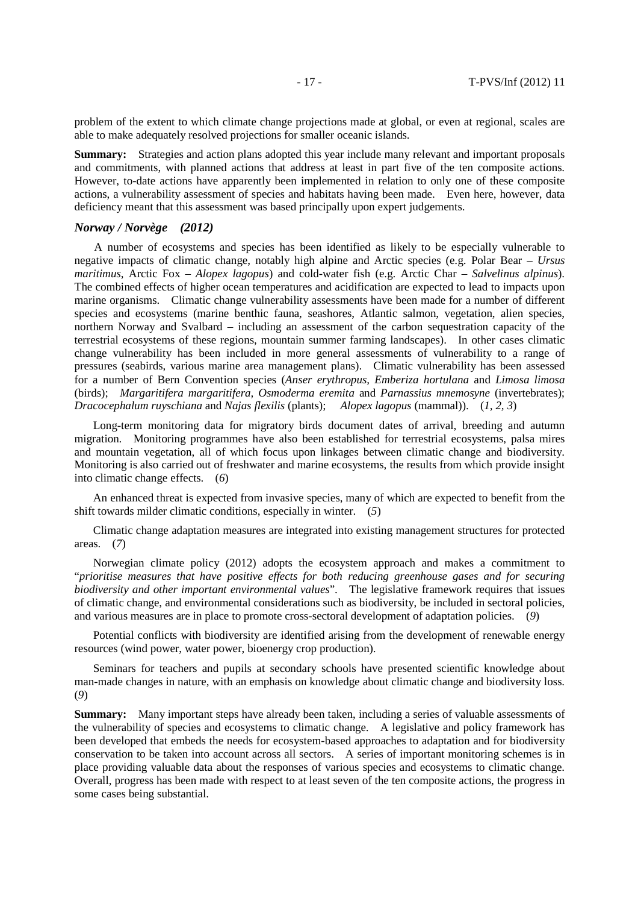problem of the extent to which climate change projections made at global, or even at regional, scales are able to make adequately resolved projections for smaller oceanic islands.

**Summary:** Strategies and action plans adopted this year include many relevant and important proposals and commitments, with planned actions that address at least in part five of the ten composite actions. However, to-date actions have apparently been implemented in relation to only one of these composite actions, a vulnerability assessment of species and habitats having been made. Even here, however, data deficiency meant that this assessment was based principally upon expert judgements.

### *Norway / Norvège (2012)*

A number of ecosystems and species has been identified as likely to be especially vulnerable to negative impacts of climatic change, notably high alpine and Arctic species (e.g. Polar Bear – *Ursus maritimus*, Arctic Fox – *Alopex lagopus*) and cold-water fish (e.g. Arctic Char – *Salvelinus alpinus*). The combined effects of higher ocean temperatures and acidification are expected to lead to impacts upon marine organisms. Climatic change vulnerability assessments have been made for a number of different species and ecosystems (marine benthic fauna, seashores, Atlantic salmon, vegetation, alien species, northern Norway and Svalbard – including an assessment of the carbon sequestration capacity of the terrestrial ecosystems of these regions, mountain summer farming landscapes). In other cases climatic change vulnerability has been included in more general assessments of vulnerability to a range of pressures (seabirds, various marine area management plans). Climatic vulnerability has been assessed for a number of Bern Convention species (*Anser erythropus, Emberiza hortulana* and *Limosa limosa* (birds); *Margaritifera margaritifera, Osmoderma eremita* and *Parnassius mnemosyne* (invertebrates); *Dracocephalum ruyschiana* and *Najas flexilis* (plants); *Alopex lagopus* (mammal)). (*1, 2, 3*)

Long-term monitoring data for migratory birds document dates of arrival, breeding and autumn migration. Monitoring programmes have also been established for terrestrial ecosystems, palsa mires and mountain vegetation, all of which focus upon linkages between climatic change and biodiversity. Monitoring is also carried out of freshwater and marine ecosystems, the results from which provide insight into climatic change effects. (*6*)

An enhanced threat is expected from invasive species, many of which are expected to benefit from the shift towards milder climatic conditions, especially in winter. (*5*)

Climatic change adaptation measures are integrated into existing management structures for protected areas. (*7*)

Norwegian climate policy (2012) adopts the ecosystem approach and makes a commitment to "*prioritise measures that have positive effects for both reducing greenhouse gases and for securing biodiversity and other important environmental values*". The legislative framework requires that issues of climatic change, and environmental considerations such as biodiversity, be included in sectoral policies, and various measures are in place to promote cross-sectoral development of adaptation policies. (*9*)

Potential conflicts with biodiversity are identified arising from the development of renewable energy resources (wind power, water power, bioenergy crop production).

Seminars for teachers and pupils at secondary schools have presented scientific knowledge about man-made changes in nature, with an emphasis on knowledge about climatic change and biodiversity loss. (*9*)

**Summary:** Many important steps have already been taken, including a series of valuable assessments of the vulnerability of species and ecosystems to climatic change. A legislative and policy framework has been developed that embeds the needs for ecosystem-based approaches to adaptation and for biodiversity conservation to be taken into account across all sectors. A series of important monitoring schemes is in place providing valuable data about the responses of various species and ecosystems to climatic change. Overall, progress has been made with respect to at least seven of the ten composite actions, the progress in some cases being substantial.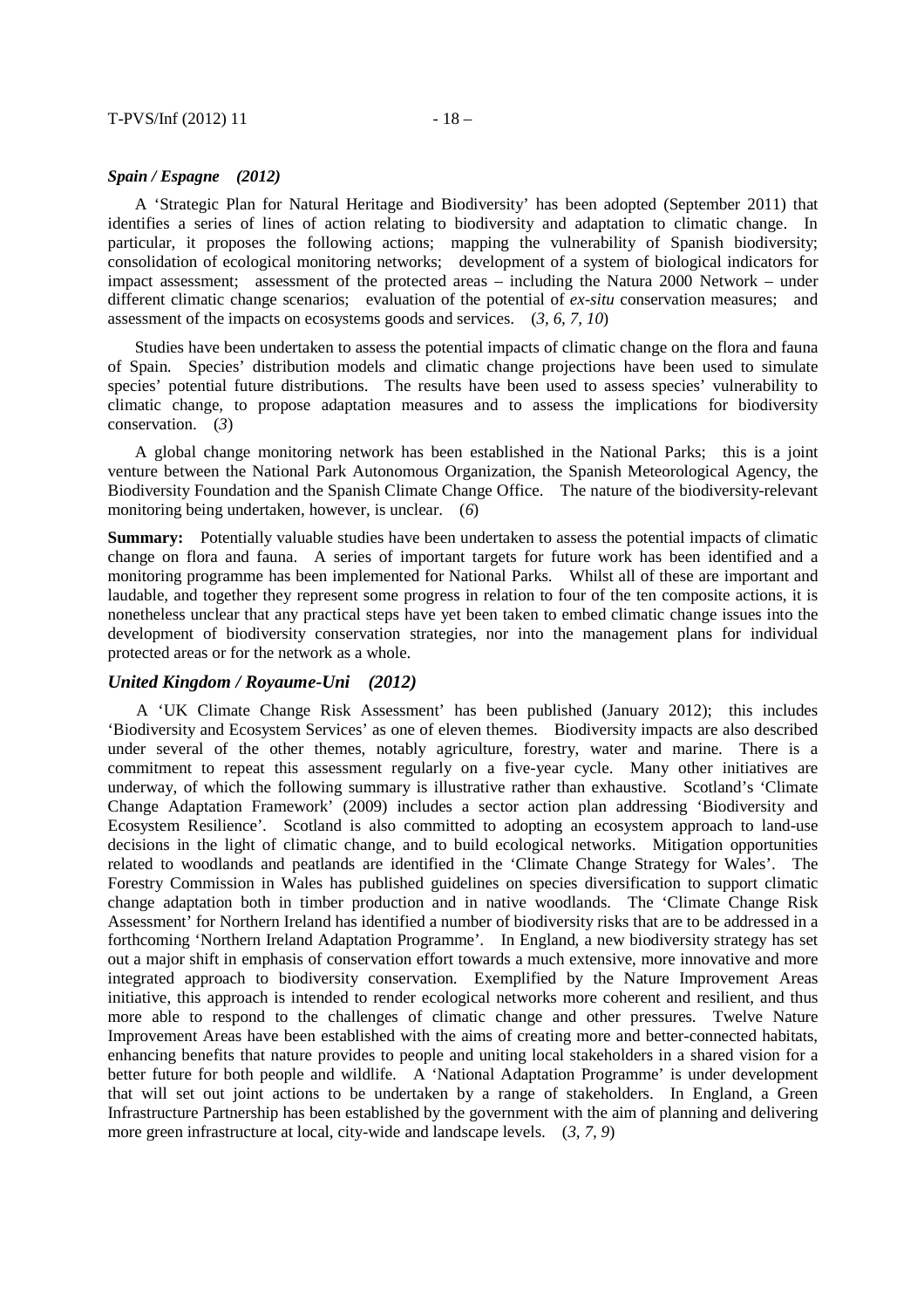### *Spain / Espagne (2012)*

A 'Strategic Plan for Natural Heritage and Biodiversity' has been adopted (September 2011) that identifies a series of lines of action relating to biodiversity and adaptation to climatic change. In particular, it proposes the following actions; mapping the vulnerability of Spanish biodiversity; consolidation of ecological monitoring networks; development of a system of biological indicators for impact assessment; assessment of the protected areas – including the Natura 2000 Network – under different climatic change scenarios; evaluation of the potential of *ex-situ* conservation measures; and assessment of the impacts on ecosystems goods and services. (*3, 6, 7, 10*)

Studies have been undertaken to assess the potential impacts of climatic change on the flora and fauna of Spain. Species' distribution models and climatic change projections have been used to simulate species' potential future distributions. The results have been used to assess species' vulnerability to climatic change, to propose adaptation measures and to assess the implications for biodiversity conservation. (*3*)

A global change monitoring network has been established in the National Parks; this is a joint venture between the National Park Autonomous Organization, the Spanish Meteorological Agency, the Biodiversity Foundation and the Spanish Climate Change Office. The nature of the biodiversity-relevant monitoring being undertaken, however, is unclear. (*6*)

**Summary:** Potentially valuable studies have been undertaken to assess the potential impacts of climatic change on flora and fauna. A series of important targets for future work has been identified and a monitoring programme has been implemented for National Parks. Whilst all of these are important and laudable, and together they represent some progress in relation to four of the ten composite actions, it is nonetheless unclear that any practical steps have yet been taken to embed climatic change issues into the development of biodiversity conservation strategies, nor into the management plans for individual protected areas or for the network as a whole.

### *United Kingdom / Royaume-Uni (2012)*

A 'UK Climate Change Risk Assessment' has been published (January 2012); this includes 'Biodiversity and Ecosystem Services' as one of eleven themes. Biodiversity impacts are also described under several of the other themes, notably agriculture, forestry, water and marine. There is a commitment to repeat this assessment regularly on a five-year cycle. Many other initiatives are underway, of which the following summary is illustrative rather than exhaustive. Scotland's 'Climate Change Adaptation Framework' (2009) includes a sector action plan addressing 'Biodiversity and Ecosystem Resilience'. Scotland is also committed to adopting an ecosystem approach to land-use decisions in the light of climatic change, and to build ecological networks. Mitigation opportunities related to woodlands and peatlands are identified in the 'Climate Change Strategy for Wales'. The Forestry Commission in Wales has published guidelines on species diversification to support climatic change adaptation both in timber production and in native woodlands. The 'Climate Change Risk Assessment' for Northern Ireland has identified a number of biodiversity risks that are to be addressed in a forthcoming 'Northern Ireland Adaptation Programme'. In England, a new biodiversity strategy has set out a major shift in emphasis of conservation effort towards a much extensive, more innovative and more integrated approach to biodiversity conservation. Exemplified by the Nature Improvement Areas initiative, this approach is intended to render ecological networks more coherent and resilient, and thus more able to respond to the challenges of climatic change and other pressures. Twelve Nature Improvement Areas have been established with the aims of creating more and better-connected habitats, enhancing benefits that nature provides to people and uniting local stakeholders in a shared vision for a better future for both people and wildlife. A 'National Adaptation Programme' is under development that will set out joint actions to be undertaken by a range of stakeholders. In England, a Green Infrastructure Partnership has been established by the government with the aim of planning and delivering more green infrastructure at local, city-wide and landscape levels. (*3, 7, 9*)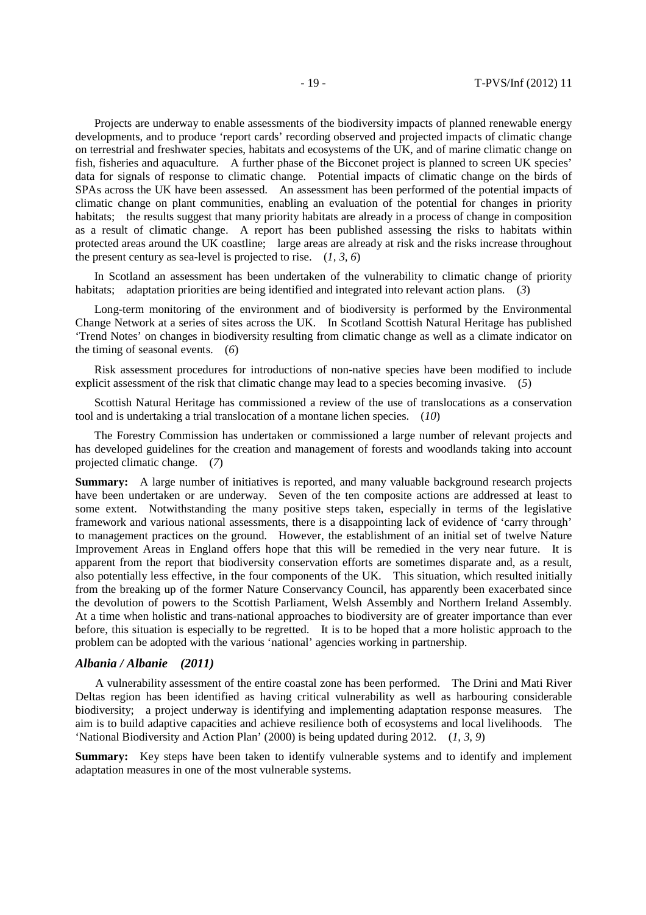Projects are underway to enable assessments of the biodiversity impacts of planned renewable energy developments, and to produce 'report cards' recording observed and projected impacts of climatic change on terrestrial and freshwater species, habitats and ecosystems of the UK, and of marine climatic change on fish, fisheries and aquaculture. A further phase of the Bicconet project is planned to screen UK species' data for signals of response to climatic change. Potential impacts of climatic change on the birds of SPAs across the UK have been assessed. An assessment has been performed of the potential impacts of climatic change on plant communities, enabling an evaluation of the potential for changes in priority habitats; the results suggest that many priority habitats are already in a process of change in composition as a result of climatic change. A report has been published assessing the risks to habitats within protected areas around the UK coastline; large areas are already at risk and the risks increase throughout the present century as sea-level is projected to rise. (*1, 3, 6*)

In Scotland an assessment has been undertaken of the vulnerability to climatic change of priority habitats; adaptation priorities are being identified and integrated into relevant action plans. (*3*)

Long-term monitoring of the environment and of biodiversity is performed by the Environmental Change Network at a series of sites across the UK. In Scotland Scottish Natural Heritage has published 'Trend Notes' on changes in biodiversity resulting from climatic change as well as a climate indicator on the timing of seasonal events. (*6*)

Risk assessment procedures for introductions of non-native species have been modified to include explicit assessment of the risk that climatic change may lead to a species becoming invasive. (*5*)

Scottish Natural Heritage has commissioned a review of the use of translocations as a conservation tool and is undertaking a trial translocation of a montane lichen species. (*10*)

The Forestry Commission has undertaken or commissioned a large number of relevant projects and has developed guidelines for the creation and management of forests and woodlands taking into account projected climatic change. (*7*)

**Summary:** A large number of initiatives is reported, and many valuable background research projects have been undertaken or are underway. Seven of the ten composite actions are addressed at least to some extent. Notwithstanding the many positive steps taken, especially in terms of the legislative framework and various national assessments, there is a disappointing lack of evidence of 'carry through' to management practices on the ground. However, the establishment of an initial set of twelve Nature Improvement Areas in England offers hope that this will be remedied in the very near future. It is apparent from the report that biodiversity conservation efforts are sometimes disparate and, as a result, also potentially less effective, in the four components of the UK. This situation, which resulted initially from the breaking up of the former Nature Conservancy Council, has apparently been exacerbated since the devolution of powers to the Scottish Parliament, Welsh Assembly and Northern Ireland Assembly. At a time when holistic and trans-national approaches to biodiversity are of greater importance than ever before, this situation is especially to be regretted. It is to be hoped that a more holistic approach to the problem can be adopted with the various 'national' agencies working in partnership.

### *Albania / Albanie (2011)*

A vulnerability assessment of the entire coastal zone has been performed. The Drini and Mati River Deltas region has been identified as having critical vulnerability as well as harbouring considerable biodiversity; a project underway is identifying and implementing adaptation response measures. The aim is to build adaptive capacities and achieve resilience both of ecosystems and local livelihoods. The 'National Biodiversity and Action Plan' (2000) is being updated during 2012. (*1, 3, 9*)

**Summary:** Key steps have been taken to identify vulnerable systems and to identify and implement adaptation measures in one of the most vulnerable systems.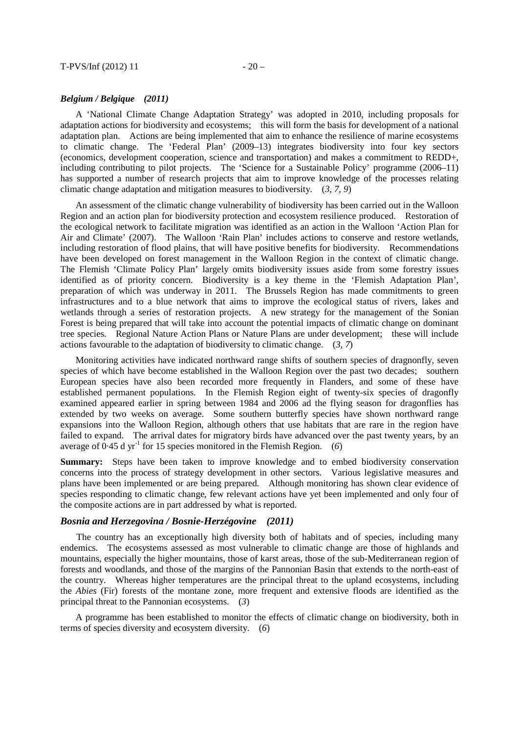### *Belgium / Belgique (2011)*

A 'National Climate Change Adaptation Strategy' was adopted in 2010, including proposals for adaptation actions for biodiversity and ecosystems; this will form the basis for development of a national adaptation plan. Actions are being implemented that aim to enhance the resilience of marine ecosystems to climatic change. The 'Federal Plan' (2009–13) integrates biodiversity into four key sectors (economics, development cooperation, science and transportation) and makes a commitment to REDD+, including contributing to pilot projects. The 'Science for a Sustainable Policy' programme (2006–11) has supported a number of research projects that aim to improve knowledge of the processes relating climatic change adaptation and mitigation measures to biodiversity. (*3*, *7*, *9*)

An assessment of the climatic change vulnerability of biodiversity has been carried out in the Walloon Region and an action plan for biodiversity protection and ecosystem resilience produced. Restoration of the ecological network to facilitate migration was identified as an action in the Walloon 'Action Plan for Air and Climate' (2007). The Walloon 'Rain Plan' includes actions to conserve and restore wetlands, including restoration of flood plains, that will have positive benefits for biodiversity. Recommendations have been developed on forest management in the Walloon Region in the context of climatic change. The Flemish 'Climate Policy Plan' largely omits biodiversity issues aside from some forestry issues identified as of priority concern. Biodiversity is a key theme in the 'Flemish Adaptation Plan', preparation of which was underway in 2011. The Brussels Region has made commitments to green infrastructures and to a blue network that aims to improve the ecological status of rivers, lakes and wetlands through a series of restoration projects. A new strategy for the management of the Sonian Forest is being prepared that will take into account the potential impacts of climatic change on dominant tree species. Regional Nature Action Plans or Nature Plans are under development; these will include actions favourable to the adaptation of biodiversity to climatic change. (*3*, *7*)

Monitoring activities have indicated northward range shifts of southern species of dragnonfly, seven species of which have become established in the Walloon Region over the past two decades; southern European species have also been recorded more frequently in Flanders, and some of these have established permanent populations. In the Flemish Region eight of twenty-six species of dragonfly examined appeared earlier in spring between 1984 and 2006 ad the flying season for dragonflies has extended by two weeks on average. Some southern butterfly species have shown northward range expansions into the Walloon Region, although others that use habitats that are rare in the region have failed to expand. The arrival dates for migratory birds have advanced over the past twenty years, by an average of 0·45 d $yr^{-1}$ for 15 species monitored in the Flemish Region. (*6*)

**Summary:** Steps have been taken to improve knowledge and to embed biodiversity conservation concerns into the process of strategy development in other sectors. Various legislative measures and plans have been implemented or are being prepared. Although monitoring has shown clear evidence of species responding to climatic change, few relevant actions have yet been implemented and only four of the composite actions are in part addressed by what is reported.

### *Bosnia and Herzegovina / Bosnie-Herzégovine (2011)*

The country has an exceptionally high diversity both of habitats and of species, including many endemics. The ecosystems assessed as most vulnerable to climatic change are those of highlands and mountains, especially the higher mountains, those of karst areas, those of the sub-Mediterranean region of forests and woodlands, and those of the margins of the Pannonian Basin that extends to the north-east of the country. Whereas higher temperatures are the principal threat to the upland ecosystems, including the *Abies* (Fir) forests of the montane zone, more frequent and extensive floods are identified as the principal threat to the Pannonian ecosystems. (*3*)

A programme has been established to monitor the effects of climatic change on biodiversity, both in terms of species diversity and ecosystem diversity. (*6*)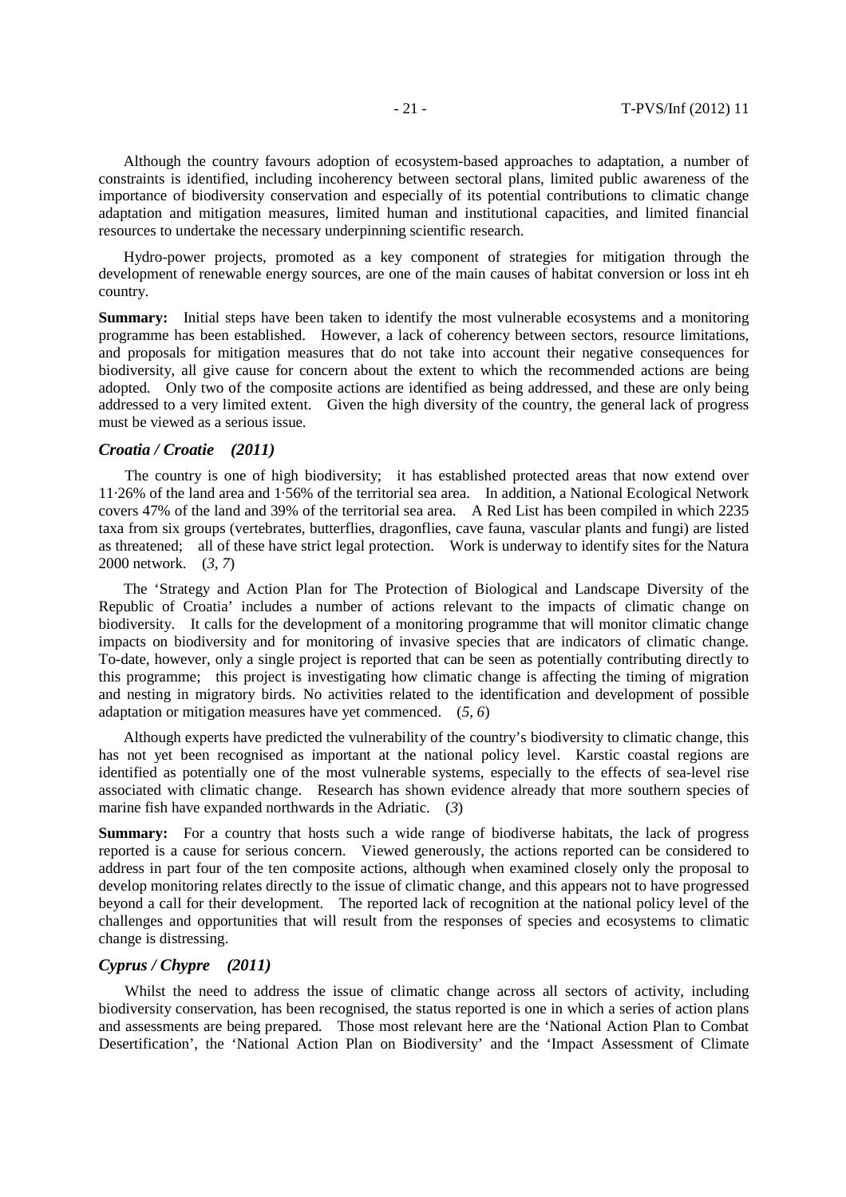Although the country favours adoption of ecosystem-based approaches to adaptation, a number of constraints is identified, including incoherency between sectoral plans, limited public awareness of the importance of biodiversity conservation and especially of its potential contributions to climatic change adaptation and mitigation measures, limited human and institutional capacities, and limited financial resources to undertake the necessary underpinning scientific research.

Hydro-power projects, promoted as a key component of strategies for mitigation through the development of renewable energy sources, are one of the main causes of habitat conversion or loss int eh country.

**Summary:** Initial steps have been taken to identify the most vulnerable ecosystems and a monitoring programme has been established. However, a lack of coherency between sectors, resource limitations, and proposals for mitigation measures that do not take into account their negative consequences for biodiversity, all give cause for concern about the extent to which the recommended actions are being adopted. Only two of the composite actions are identified as being addressed, and these are only being addressed to a very limited extent. Given the high diversity of the country, the general lack of progress must be viewed as a serious issue.

### *Croatia / Croatie (2011)*

The country is one of high biodiversity; it has established protected areas that now extend over 11·26% of the land area and 1·56% of the territorial sea area. In addition, a National Ecological Network covers 47% of the land and 39% of the territorial sea area. A Red List has been compiled in which 2235 taxa from six groups (vertebrates, butterflies, dragonflies, cave fauna, vascular plants and fungi) are listed as threatened; all of these have strict legal protection. Work is underway to identify sites for the Natura 2000 network. (*3, 7*)

The 'Strategy and Action Plan for The Protection of Biological and Landscape Diversity of the Republic of Croatia' includes a number of actions relevant to the impacts of climatic change on biodiversity. It calls for the development of a monitoring programme that will monitor climatic change impacts on biodiversity and for monitoring of invasive species that are indicators of climatic change. To-date, however, only a single project is reported that can be seen as potentially contributing directly to this programme; this project is investigating how climatic change is affecting the timing of migration and nesting in migratory birds. No activities related to the identification and development of possible adaptation or mitigation measures have yet commenced. (*5, 6*)

Although experts have predicted the vulnerability of the country's biodiversity to climatic change, this has not yet been recognised as important at the national policy level. Karstic coastal regions are identified as potentially one of the most vulnerable systems, especially to the effects of sea-level rise associated with climatic change. Research has shown evidence already that more southern species of marine fish have expanded northwards in the Adriatic. (*3*)

**Summary:** For a country that hosts such a wide range of biodiverse habitats, the lack of progress reported is a cause for serious concern. Viewed generously, the actions reported can be considered to address in part four of the ten composite actions, although when examined closely only the proposal to develop monitoring relates directly to the issue of climatic change, and this appears not to have progressed beyond a call for their development. The reported lack of recognition at the national policy level of the challenges and opportunities that will result from the responses of species and ecosystems to climatic change is distressing.

### *Cyprus / Chypre (2011)*

Whilst the need to address the issue of climatic change across all sectors of activity, including biodiversity conservation, has been recognised, the status reported is one in which a series of action plans and assessments are being prepared. Those most relevant here are the 'National Action Plan to Combat Desertification', the 'National Action Plan on Biodiversity' and the 'Impact Assessment of Climate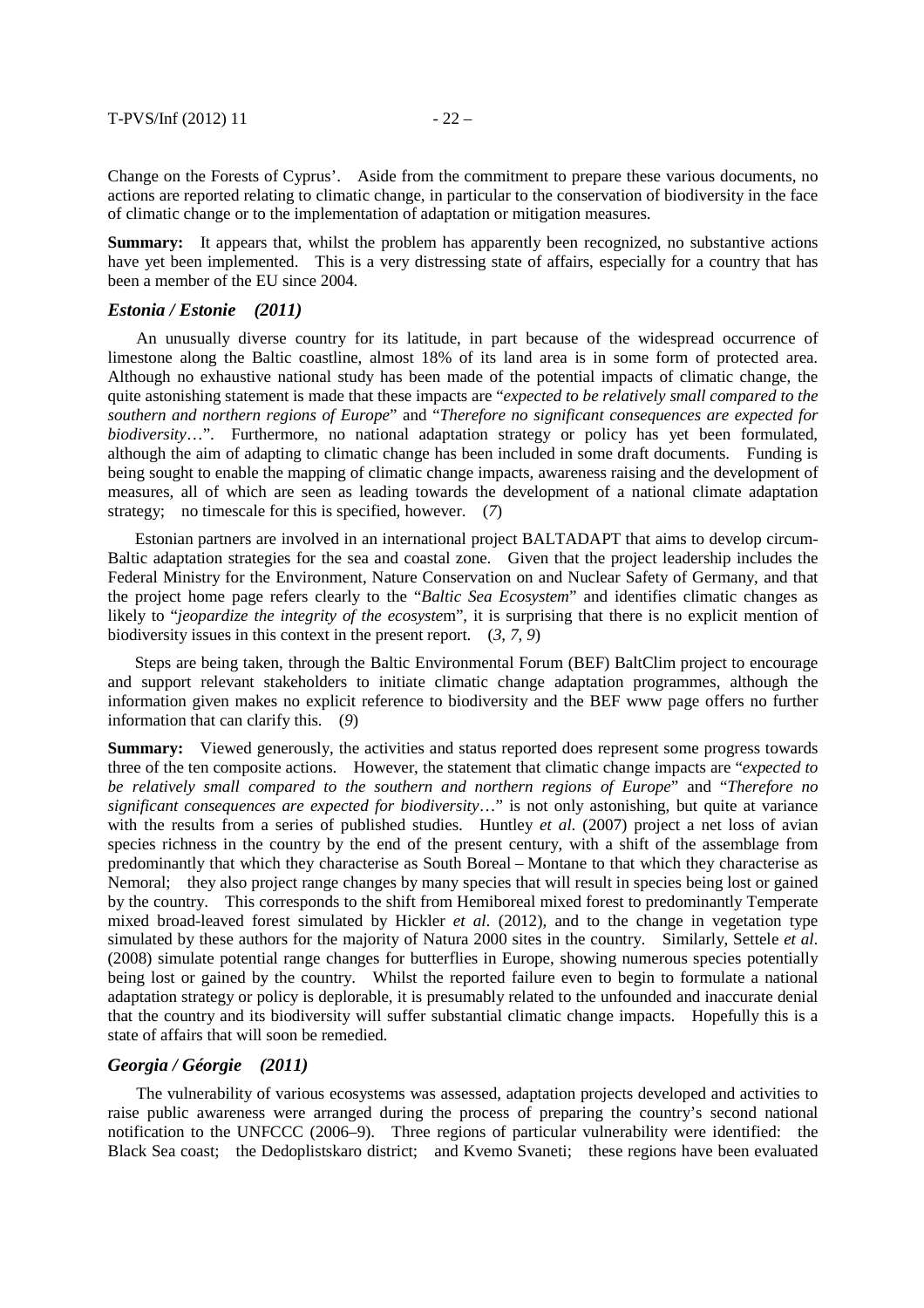Change on the Forests of Cyprus'. Aside from the commitment to prepare these various documents, no actions are reported relating to climatic change, in particular to the conservation of biodiversity in the face of climatic change or to the implementation of adaptation or mitigation measures.

**Summary:** It appears that, whilst the problem has apparently been recognized, no substantive actions have yet been implemented. This is a very distressing state of affairs, especially for a country that has been a member of the EU since 2004.

### *Estonia / Estonie (2011)*

An unusually diverse country for its latitude, in part because of the widespread occurrence of limestone along the Baltic coastline, almost 18% of its land area is in some form of protected area. Although no exhaustive national study has been made of the potential impacts of climatic change, the quite astonishing statement is made that these impacts are "*expected to be relatively small compared to the southern and northern regions of Europe*" and "*Therefore no significant consequences are expected for biodiversity*…". Furthermore, no national adaptation strategy or policy has yet been formulated, although the aim of adapting to climatic change has been included in some draft documents. Funding is being sought to enable the mapping of climatic change impacts, awareness raising and the development of measures, all of which are seen as leading towards the development of a national climate adaptation strategy; no timescale for this is specified, however. (*7*)

Estonian partners are involved in an international project BALTADAPT that aims to develop circum-Baltic adaptation strategies for the sea and coastal zone. Given that the project leadership includes the Federal Ministry for the Environment, Nature Conservation on and Nuclear Safety of Germany, and that the project home page refers clearly to the "*Baltic Sea Ecosystem*" and identifies climatic changes as likely to "*jeopardize the integrity of the ecosyste*m", it is surprising that there is no explicit mention of biodiversity issues in this context in the present report. (*3, 7, 9*)

Steps are being taken, through the Baltic Environmental Forum (BEF) BaltClim project to encourage and support relevant stakeholders to initiate climatic change adaptation programmes, although the information given makes no explicit reference to biodiversity and the BEF www page offers no further information that can clarify this. (*9*)

**Summary:** Viewed generously, the activities and status reported does represent some progress towards three of the ten composite actions. However, the statement that climatic change impacts are "*expected to be relatively small compared to the southern and northern regions of Europe*" and "*Therefore no significant consequences are expected for biodiversity*…" is not only astonishing, but quite at variance with the results from a series of published studies. Huntley *et al*. (2007) project a net loss of avian species richness in the country by the end of the present century, with a shift of the assemblage from predominantly that which they characterise as South Boreal – Montane to that which they characterise as Nemoral; they also project range changes by many species that will result in species being lost or gained by the country. This corresponds to the shift from Hemiboreal mixed forest to predominantly Temperate mixed broad-leaved forest simulated by Hickler *et al*. (2012), and to the change in vegetation type simulated by these authors for the majority of Natura 2000 sites in the country. Similarly, Settele *et al*. (2008) simulate potential range changes for butterflies in Europe, showing numerous species potentially being lost or gained by the country. Whilst the reported failure even to begin to formulate a national adaptation strategy or policy is deplorable, it is presumably related to the unfounded and inaccurate denial that the country and its biodiversity will suffer substantial climatic change impacts. Hopefully this is a state of affairs that will soon be remedied.

### *Georgia / Géorgie (2011)*

The vulnerability of various ecosystems was assessed, adaptation projects developed and activities to raise public awareness were arranged during the process of preparing the country's second national notification to the UNFCCC (2006–9). Three regions of particular vulnerability were identified: the Black Sea coast; the Dedoplistskaro district; and Kvemo Svaneti; these regions have been evaluated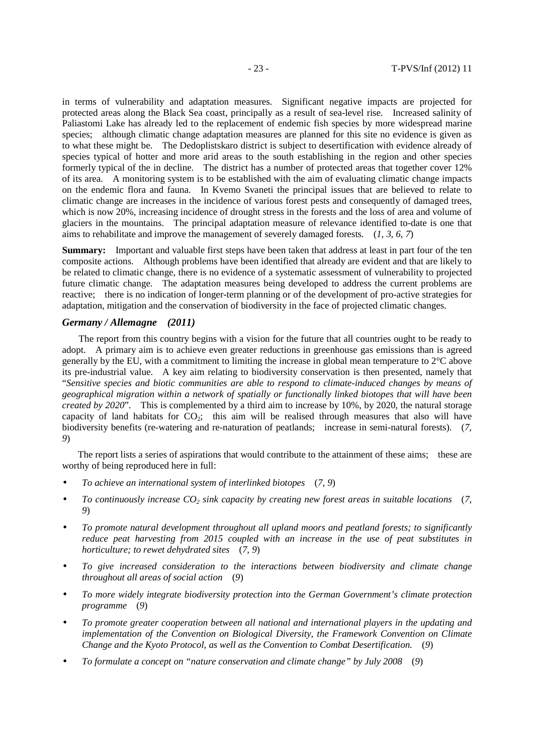in terms of vulnerability and adaptation measures. Significant negative impacts are projected for protected areas along the Black Sea coast, principally as a result of sea-level rise. Increased salinity of Paliastomi Lake has already led to the replacement of endemic fish species by more widespread marine species; although climatic change adaptation measures are planned for this site no evidence is given as to what these might be. The Dedoplistskaro district is subject to desertification with evidence already of species typical of hotter and more arid areas to the south establishing in the region and other species formerly typical of the in decline. The district has a number of protected areas that together cover 12% of its area. A monitoring system is to be established with the aim of evaluating climatic change impacts on the endemic flora and fauna. In Kvemo Svaneti the principal issues that are believed to relate to climatic change are increases in the incidence of various forest pests and consequently of damaged trees, which is now 20%, increasing incidence of drought stress in the forests and the loss of area and volume of glaciers in the mountains. The principal adaptation measure of relevance identified to-date is one that aims to rehabilitate and improve the management of severely damaged forests. (*1, 3, 6, 7*)

**Summary:** Important and valuable first steps have been taken that address at least in part four of the ten composite actions. Although problems have been identified that already are evident and that are likely to be related to climatic change, there is no evidence of a systematic assessment of vulnerability to projected future climatic change. The adaptation measures being developed to address the current problems are reactive; there is no indication of longer-term planning or of the development of pro-active strategies for adaptation, mitigation and the conservation of biodiversity in the face of projected climatic changes.

### *Germany / Allemagne (2011)*

The report from this country begins with a vision for the future that all countries ought to be ready to adopt. A primary aim is to achieve even greater reductions in greenhouse gas emissions than is agreed generally by the EU, with a commitment to limiting the increase in global mean temperature to 2°C above its pre-industrial value. A key aim relating to biodiversity conservation is then presented, namely that "*Sensitive species and biotic communities are able to respond to climate-induced changes by means of geographical migration within a network of spatially or functionally linked biotopes that will have been created by 2020*". This is complemented by a third aim to increase by 10%, by 2020, the natural storage capacity of land habitats for $CO_2$; this aim will be realised through measures that also will have biodiversity benefits (re-watering and re-naturation of peatlands; increase in semi-natural forests). (*7, 9*)

The report lists a series of aspirations that would contribute to the attainment of these aims; these are worthy of being reproduced here in full:

- *To achieve an international system of interlinked biotopes* (*7, 9*)
- *To continuously increase $CO_2$ sink capacity by creating new forest areas in suitable locations* (*7, 9*)
- *To promote natural development throughout all upland moors and peatland forests; to significantly reduce peat harvesting from 2015 coupled with an increase in the use of peat substitutes in horticulture; to rewet dehydrated sites* (*7, 9*)
- *To give increased consideration to the interactions between biodiversity and climate change throughout all areas of social action* (*9*)
- *To more widely integrate biodiversity protection into the German Government's climate protection programme* (*9*)
- *To promote greater cooperation between all national and international players in the updating and implementation of the Convention on Biological Diversity, the Framework Convention on Climate Change and the Kyoto Protocol, as well as the Convention to Combat Desertification.* (*9*)
- *To formulate a concept on "nature conservation and climate change" by July 2008* (*9*)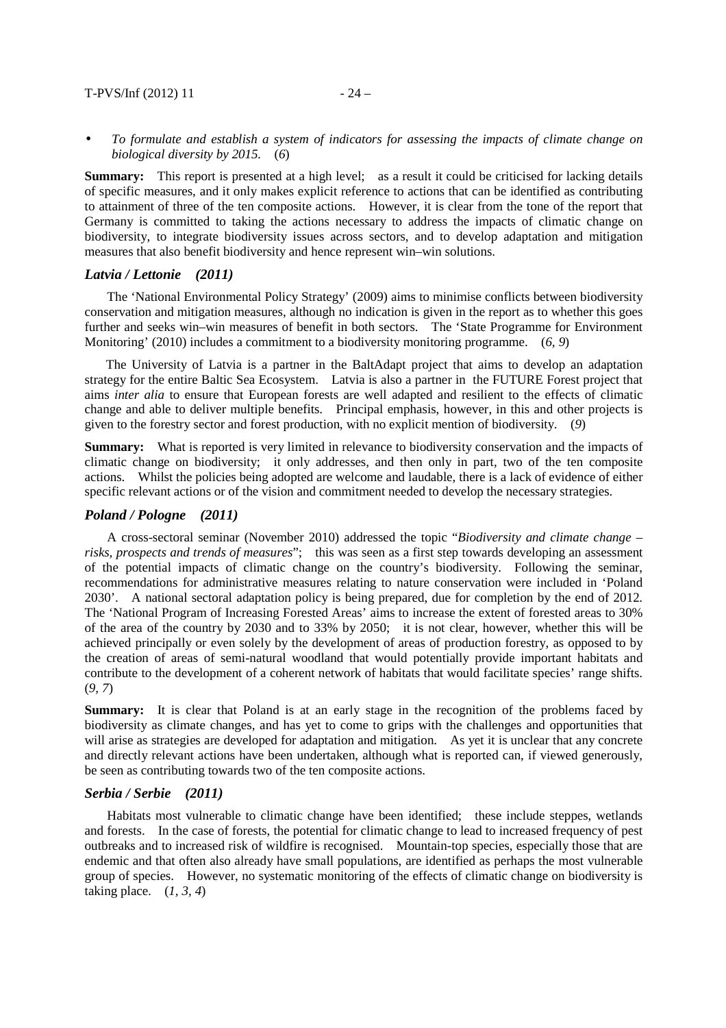- *To formulate and establish a system of indicators for assessing the impacts of climate change on biological diversity by 2015.* (*6*)

**Summary:** This report is presented at a high level; as a result it could be criticised for lacking details of specific measures, and it only makes explicit reference to actions that can be identified as contributing to attainment of three of the ten composite actions. However, it is clear from the tone of the report that Germany is committed to taking the actions necessary to address the impacts of climatic change on biodiversity, to integrate biodiversity issues across sectors, and to develop adaptation and mitigation measures that also benefit biodiversity and hence represent win–win solutions.

### *Latvia / Lettonie (2011)*

The 'National Environmental Policy Strategy' (2009) aims to minimise conflicts between biodiversity conservation and mitigation measures, although no indication is given in the report as to whether this goes further and seeks win–win measures of benefit in both sectors. The 'State Programme for Environment Monitoring' (2010) includes a commitment to a biodiversity monitoring programme. (*6, 9*)

The University of Latvia is a partner in the BaltAdapt project that aims to develop an adaptation strategy for the entire Baltic Sea Ecosystem. Latvia is also a partner in the FUTURE Forest project that aims *inter alia* to ensure that European forests are well adapted and resilient to the effects of climatic change and able to deliver multiple benefits. Principal emphasis, however, in this and other projects is given to the forestry sector and forest production, with no explicit mention of biodiversity. (*9*)

**Summary:** What is reported is very limited in relevance to biodiversity conservation and the impacts of climatic change on biodiversity; it only addresses, and then only in part, two of the ten composite actions. Whilst the policies being adopted are welcome and laudable, there is a lack of evidence of either specific relevant actions or of the vision and commitment needed to develop the necessary strategies.

### *Poland / Pologne (2011)*

A cross-sectoral seminar (November 2010) addressed the topic "*Biodiversity and climate change – risks, prospects and trends of measures*"; this was seen as a first step towards developing an assessment of the potential impacts of climatic change on the country's biodiversity. Following the seminar, recommendations for administrative measures relating to nature conservation were included in 'Poland 2030'. A national sectoral adaptation policy is being prepared, due for completion by the end of 2012. The 'National Program of Increasing Forested Areas' aims to increase the extent of forested areas to 30% of the area of the country by 2030 and to 33% by 2050; it is not clear, however, whether this will be achieved principally or even solely by the development of areas of production forestry, as opposed to by the creation of areas of semi-natural woodland that would potentially provide important habitats and contribute to the development of a coherent network of habitats that would facilitate species' range shifts. (*9, 7*)

**Summary:** It is clear that Poland is at an early stage in the recognition of the problems faced by biodiversity as climate changes, and has yet to come to grips with the challenges and opportunities that will arise as strategies are developed for adaptation and mitigation. As yet it is unclear that any concrete and directly relevant actions have been undertaken, although what is reported can, if viewed generously, be seen as contributing towards two of the ten composite actions.

### *Serbia / Serbie (2011)*

Habitats most vulnerable to climatic change have been identified; these include steppes, wetlands and forests. In the case of forests, the potential for climatic change to lead to increased frequency of pest outbreaks and to increased risk of wildfire is recognised. Mountain-top species, especially those that are endemic and that often also already have small populations, are identified as perhaps the most vulnerable group of species. However, no systematic monitoring of the effects of climatic change on biodiversity is taking place. (*1, 3, 4*)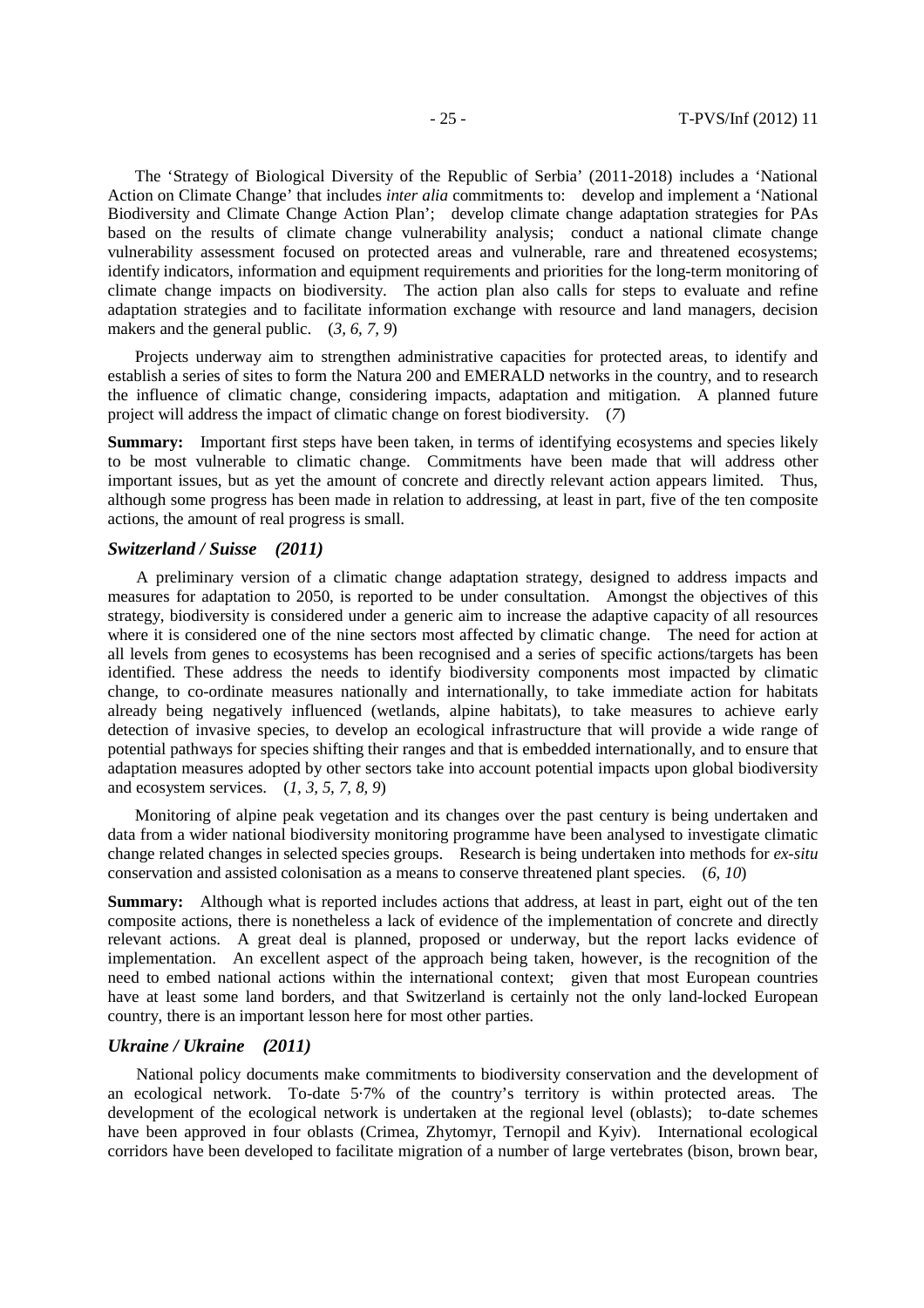The 'Strategy of Biological Diversity of the Republic of Serbia' (2011-2018) includes a 'National Action on Climate Change' that includes *inter alia* commitments to: develop and implement a 'National Biodiversity and Climate Change Action Plan'; develop climate change adaptation strategies for PAs based on the results of climate change vulnerability analysis; conduct a national climate change vulnerability assessment focused on protected areas and vulnerable, rare and threatened ecosystems; identify indicators, information and equipment requirements and priorities for the long-term monitoring of climate change impacts on biodiversity. The action plan also calls for steps to evaluate and refine adaptation strategies and to facilitate information exchange with resource and land managers, decision makers and the general public. (*3, 6, 7, 9*)

Projects underway aim to strengthen administrative capacities for protected areas, to identify and establish a series of sites to form the Natura 200 and EMERALD networks in the country, and to research the influence of climatic change, considering impacts, adaptation and mitigation. A planned future project will address the impact of climatic change on forest biodiversity. (*7*)

**Summary:** Important first steps have been taken, in terms of identifying ecosystems and species likely to be most vulnerable to climatic change. Commitments have been made that will address other important issues, but as yet the amount of concrete and directly relevant action appears limited. Thus, although some progress has been made in relation to addressing, at least in part, five of the ten composite actions, the amount of real progress is small.

### *Switzerland / Suisse (2011)*

A preliminary version of a climatic change adaptation strategy, designed to address impacts and measures for adaptation to 2050, is reported to be under consultation. Amongst the objectives of this strategy, biodiversity is considered under a generic aim to increase the adaptive capacity of all resources where it is considered one of the nine sectors most affected by climatic change. The need for action at all levels from genes to ecosystems has been recognised and a series of specific actions/targets has been identified. These address the needs to identify biodiversity components most impacted by climatic change, to co-ordinate measures nationally and internationally, to take immediate action for habitats already being negatively influenced (wetlands, alpine habitats), to take measures to achieve early detection of invasive species, to develop an ecological infrastructure that will provide a wide range of potential pathways for species shifting their ranges and that is embedded internationally, and to ensure that adaptation measures adopted by other sectors take into account potential impacts upon global biodiversity and ecosystem services. (*1, 3, 5, 7, 8, 9*)

Monitoring of alpine peak vegetation and its changes over the past century is being undertaken and data from a wider national biodiversity monitoring programme have been analysed to investigate climatic change related changes in selected species groups. Research is being undertaken into methods for *ex-situ* conservation and assisted colonisation as a means to conserve threatened plant species. (*6, 10*)

**Summary:** Although what is reported includes actions that address, at least in part, eight out of the ten composite actions, there is nonetheless a lack of evidence of the implementation of concrete and directly relevant actions. A great deal is planned, proposed or underway, but the report lacks evidence of implementation. An excellent aspect of the approach being taken, however, is the recognition of the need to embed national actions within the international context; given that most European countries have at least some land borders, and that Switzerland is certainly not the only land-locked European country, there is an important lesson here for most other parties.

### *Ukraine / Ukraine (2011)*

National policy documents make commitments to biodiversity conservation and the development of an ecological network. To-date 5·7% of the country's territory is within protected areas. The development of the ecological network is undertaken at the regional level (oblasts); to-date schemes have been approved in four oblast (Crimea, Zhytomyr, Ternopil and Kyiv). International ecological corridors have been developed to facilitate migration of a number of large vertebrates (bison, brown bear,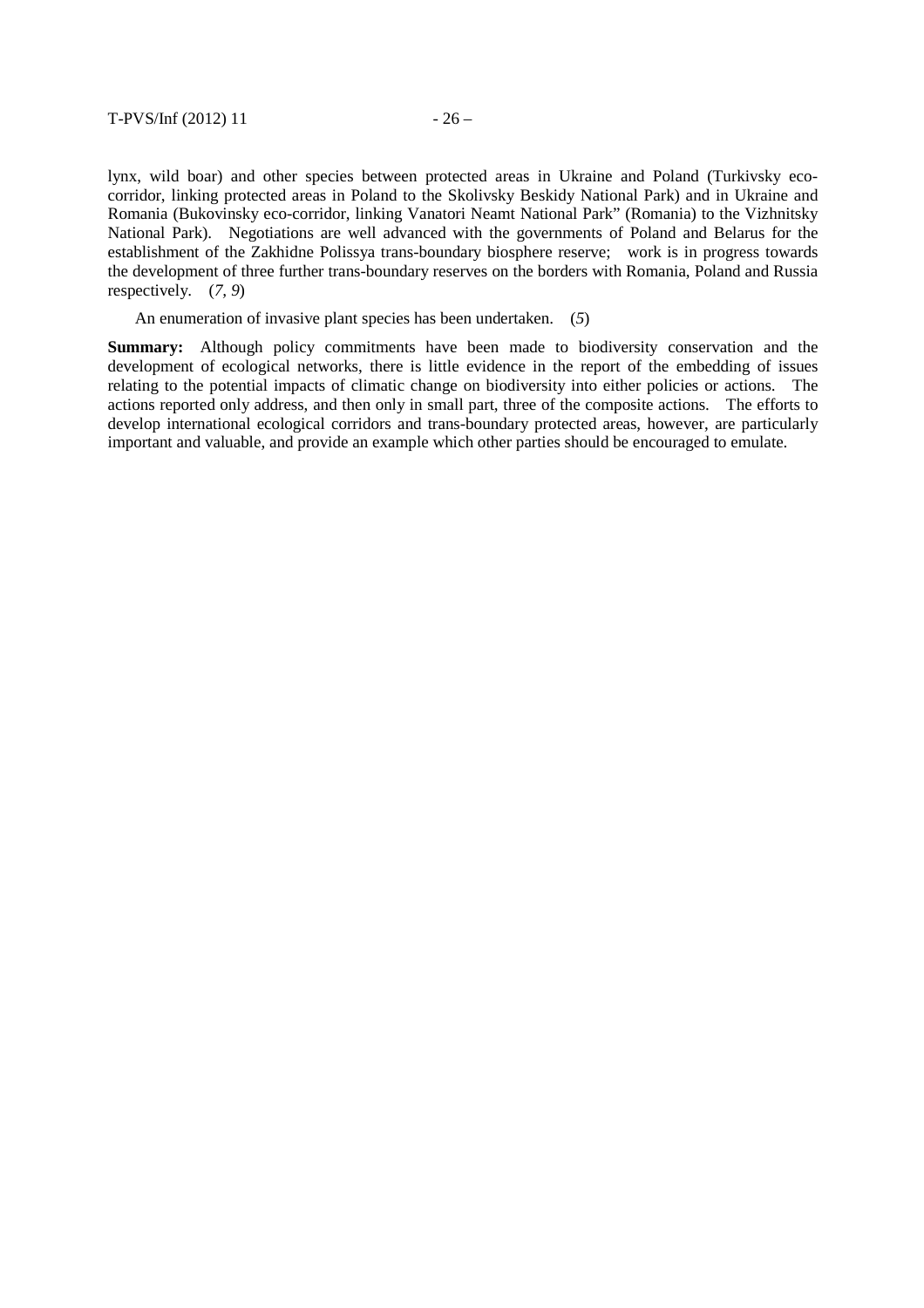lynx, wild boar) and other species between protected areas in Ukraine and Poland (Turkivsky eco-corridor, linking protected areas in Poland to the Skolivsky Beskidy National Park) and in Ukraine and Romania (Bukovinsky eco-corridor, linking Vanatori Neamt National Park" (Romania) to the Vizhnitsky National Park). Negotiations are well advanced with the governments of Poland and Belarus for the establishment of the Zakhidne Polissya trans-boundary biosphere reserve; work is in progress towards the development of three further trans-boundary reserves on the borders with Romania, Poland and Russia respectively. (*7, 9*)

An enumeration of invasive plant species has been undertaken. (*5*)

**Summary:** Although policy commitments have been made to biodiversity conservation and the development of ecological networks, there is little evidence in the report of the embedding of issues relating to the potential impacts of climatic change on biodiversity into either policies or actions. The actions reported only address, and then only in small part, three of the composite actions. The efforts to develop international ecological corridors and trans-boundary protected areas, however, are particularly important and valuable, and provide an example which other parties should be encouraged to emulate.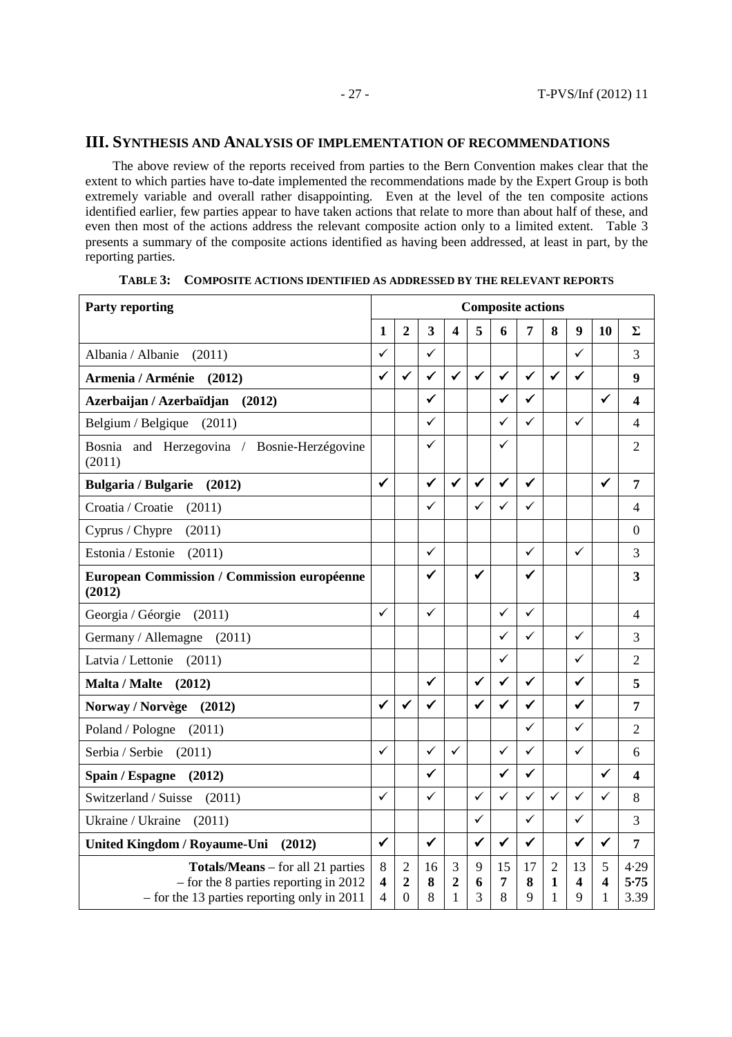## III. SYNTHESIS AND ANALYSIS OF IMPLEMENTATION OF RECOMMENDATIONS

The above review of the reports received from parties to the Bern Convention makes clear that the extent to which parties have to-date implemented the recommendations made by the Expert Group is both extremely variable and overall rather disappointing. Even at the level of the ten composite actions identified earlier, few parties appear to have taken actions that relate to more than about half of these, and even then most of the actions address the relevant composite action only to a limited extent. Table 3 presents a summary of the composite actions identified as having been addressed, at least in part, by the reporting parties.

**TABLE 3: COMPOSITE ACTIONS IDENTIFIED AS ADDRESSED BY THE RELEVANT REPORTS**

| Party reporting | Composite actions | | | | | | | | | | |
|---|---|---|---|---|---|---|---|---|---|---|---|
| | 1 | 2 | 3 | 4 | 5 | 6 | 7 | 8 | 9 | 10 | Σ |
| Albania / Albanie (2011) | ✓ | | ✓ | | | | | | ✓ | | 3 |
| **Armenia / Arménie (2012)** | ✓ | ✓ | ✓ | ✓ | ✓ | ✓ | ✓ | ✓ | ✓ | | **9** |
| **Azerbaijan / Azerbaïdjan (2012)** | | | ✓ | | | ✓ | ✓ | | | ✓ | **4** |
| Belgium / Belgique (2011) | | | ✓ | | | ✓ | ✓ | | ✓ | | 4 |
| Bosnia and Herzegovina / Bosnie-Herzégovine (2011) | | | ✓ | | | ✓ | | | | | 2 |
| **Bulgaria / Bulgarie (2012)** | ✓ | | ✓ | ✓ | ✓ | ✓ | ✓ | | | ✓ | **7** |
| Croatia / Croatie (2011) | | | ✓ | | ✓ | ✓ | ✓ | | | | 4 |
| Cyprus / Chypre (2011) | | | | | | | | | | | 0 |
| Estonia / Estonie (2011) | | | ✓ | | | | ✓ | | ✓ | | 3 |
| **European Commission / Commission européenne (2012)** | | | ✓ | | ✓ | | ✓ | | | | **3** |
| Georgia / Géorgie (2011) | ✓ | | ✓ | | | ✓ | ✓ | | | | 4 |
| Germany / Allemagne (2011) | | | | | | ✓ | ✓ | | ✓ | | 3 |
| Latvia / Lettonie (2011) | | | | | | ✓ | | | ✓ | | 2 |
| **Malta / Malte (2012)** | | | ✓ | | ✓ | ✓ | ✓ | | ✓ | | **5** |
| **Norway / Norvège (2012)** | ✓ | ✓ | ✓ | | ✓ | ✓ | ✓ | | ✓ | | **7** |
| Poland / Pologne (2011) | | | | | | | ✓ | | ✓ | | 2 |
| Serbia / Serbie (2011) | ✓ | | ✓ | ✓ | | ✓ | ✓ | | ✓ | | 6 |
| **Spain / Espagne (2012)** | | | ✓ | | | ✓ | ✓ | | | ✓ | **4** |
| Switzerland / Suisse (2011) | ✓ | | ✓ | | ✓ | ✓ | ✓ | ✓ | ✓ | ✓ | 8 |
| Ukraine / Ukraine (2011) | | | | | ✓ | | ✓ | | ✓ | | 3 |
| **United Kingdom / Royaume-Uni (2012)** | ✓ | | ✓ | | ✓ | ✓ | ✓ | | ✓ | ✓ | **7** |
| **Totals/Means** – for all 21 parties | 8 | 2 | 16 | 3 | 9 | 15 | 17 | 2 | 13 | 5 | 4·29 |
| – for the 8 parties reporting in 2012 | **4** | **2** | **8** | **2** | **6** | **7** | **8** | **1** | **4** | **4** | **5·75** |
| – for the 13 parties reporting only in 2011 | 4 | 0 | 8 | 1 | 3 | 8 | 9 | 1 | 9 | 1 | 3.39 |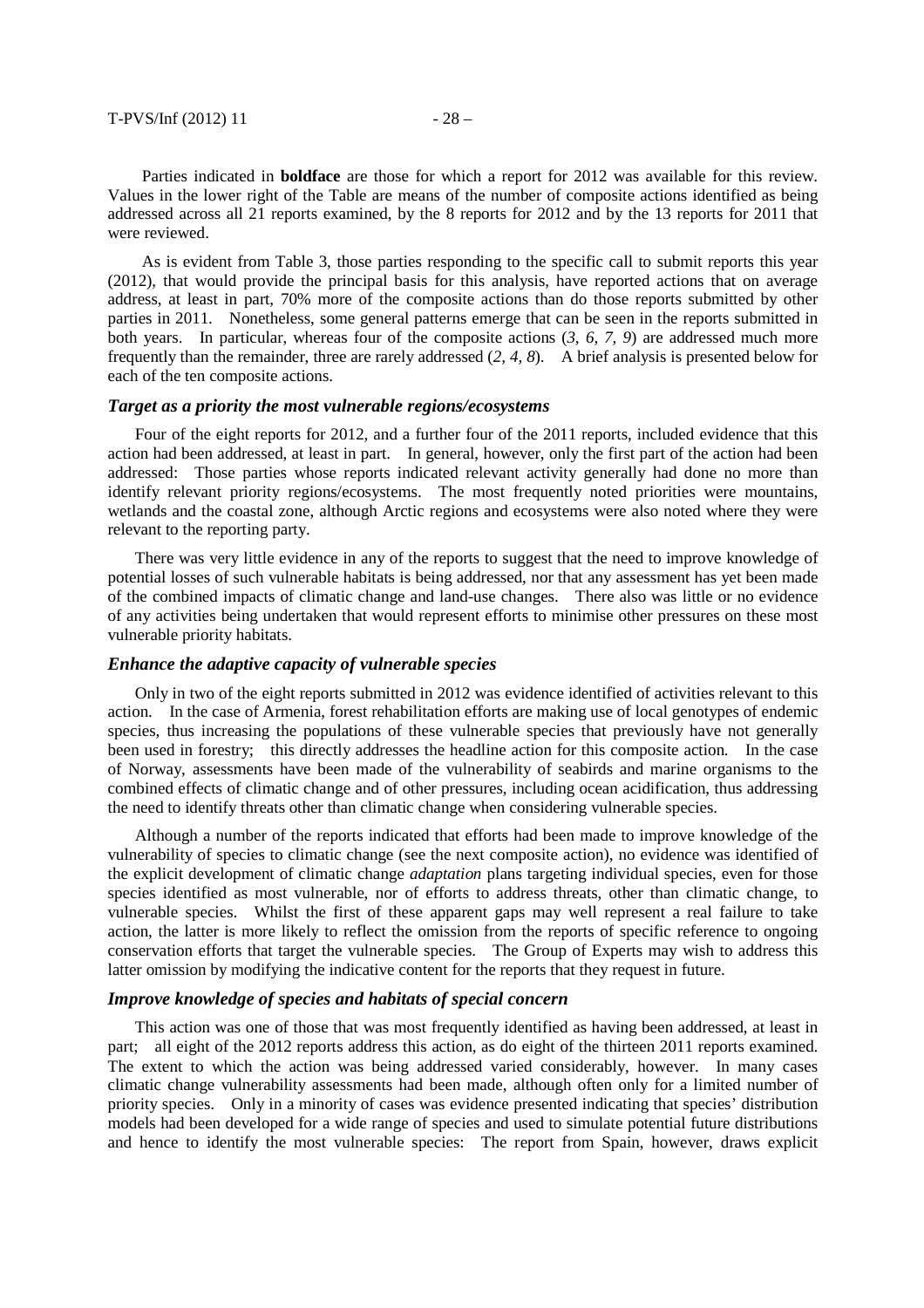Parties indicated in **boldface** are those for which a report for 2012 was available for this review. Values in the lower right of the Table are means of the number of composite actions identified as being addressed across all 21 reports examined, by the 8 reports for 2012 and by the 13 reports for 2011 that were reviewed.

As is evident from Table 3, those parties responding to the specific call to submit reports this year (2012), that would provide the principal basis for this analysis, have reported actions that on average address, at least in part, 70% more of the composite actions than do those reports submitted by other parties in 2011. Nonetheless, some general patterns emerge that can be seen in the reports submitted in both years. In particular, whereas four of the composite actions (*3*, *6*, *7*, *9*) are addressed much more frequently than the remainder, three are rarely addressed (*2*, *4*, *8*). A brief analysis is presented below for each of the ten composite actions.

### *Target as a priority the most vulnerable regions/ecosystems*

Four of the eight reports for 2012, and a further four of the 2011 reports, included evidence that this action had been addressed, at least in part. In general, however, only the first part of the action had been addressed: Those parties whose reports indicated relevant activity generally had done no more than identify relevant priority regions/ecosystems. The most frequently noted priorities were mountains, wetlands and the coastal zone, although Arctic regions and ecosystems were also noted where they were relevant to the reporting party.

There was very little evidence in any of the reports to suggest that the need to improve knowledge of potential losses of such vulnerable habitats is being addressed, nor that any assessment has yet been made of the combined impacts of climatic change and land-use changes. There also was little or no evidence of any activities being undertaken that would represent efforts to minimise other pressures on these most vulnerable priority habitats.

### *Enhance the adaptive capacity of vulnerable species*

Only in two of the eight reports submitted in 2012 was evidence identified of activities relevant to this action. In the case of Armenia, forest rehabilitation efforts are making use of local genotypes of endemic species, thus increasing the populations of these vulnerable species that previously have not generally been used in forestry; this directly addresses the headline action for this composite action. In the case of Norway, assessments have been made of the vulnerability of seabirds and marine organisms to the combined effects of climatic change and of other pressures, including ocean acidification, thus addressing the need to identify threats other than climatic change when considering vulnerable species.

Although a number of the reports indicated that efforts had been made to improve knowledge of the vulnerability of species to climatic change (see the next composite action), no evidence was identified of the explicit development of climatic change *adaptation* plans targeting individual species, even for those species identified as most vulnerable, nor of efforts to address threats, other than climatic change, to vulnerable species. Whilst the first of these apparent gaps may well represent a real failure to take action, the latter is more likely to reflect the omission from the reports of specific reference to ongoing conservation efforts that target the vulnerable species. The Group of Experts may wish to address this latter omission by modifying the indicative content for the reports that they request in future.

### *Improve knowledge of species and habitats of special concern*

This action was one of those that was most frequently identified as having been addressed, at least in part; all eight of the 2012 reports address this action, as do eight of the thirteen 2011 reports examined. The extent to which the action was being addressed varied considerably, however. In many cases climatic change vulnerability assessments had been made, although often only for a limited number of priority species. Only in a minority of cases was evidence presented indicating that species' distribution models had been developed for a wide range of species and used to simulate potential future distributions and hence to identify the most vulnerable species: The report from Spain, however, draws explicit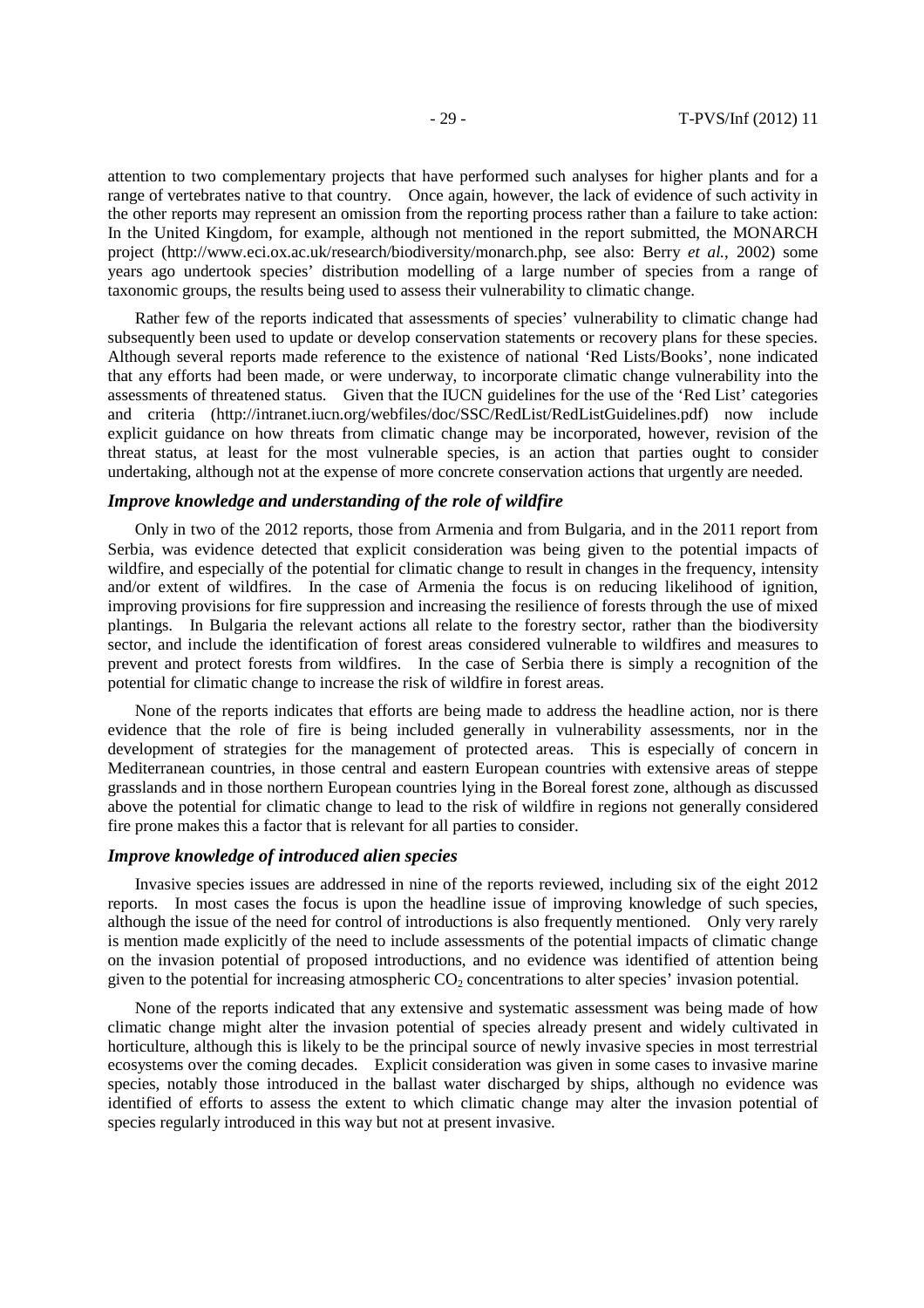attention to two complementary projects that have performed such analyses for higher plants and for a range of vertebrates native to that country. Once again, however, the lack of evidence of such activity in the other reports may represent an omission from the reporting process rather than a failure to take action: In the United Kingdom, for example, although not mentioned in the report submitted, the MONARCH project (http://www.eci.ox.ac.uk/research/biodiversity/monarch.php, see also: Berry *et al.*, 2002) some years ago undertook species' distribution modelling of a large number of species from a range of taxonomic groups, the results being used to assess their vulnerability to climatic change.

Rather few of the reports indicated that assessments of species' vulnerability to climatic change had subsequently been used to update or develop conservation statements or recovery plans for these species. Although several reports made reference to the existence of national 'Red Lists/Books', none indicated that any efforts had been made, or were underway, to incorporate climatic change vulnerability into the assessments of threatened status. Given that the IUCN guidelines for the use of the 'Red List' categories and criteria (http://intranet.iucn.org/webfiles/doc/SSC/RedList/RedListGuidelines.pdf) now include explicit guidance on how threats from climatic change may be incorporated, however, revision of the threat status, at least for the most vulnerable species, is an action that parties ought to consider undertaking, although not at the expense of more concrete conservation actions that urgently are needed.

### *Improve knowledge and understanding of the role of wildfire*

Only in two of the 2012 reports, those from Armenia and from Bulgaria, and in the 2011 report from Serbia, was evidence detected that explicit consideration was being given to the potential impacts of wildfire, and especially of the potential for climatic change to result in changes in the frequency, intensity and/or extent of wildfires. In the case of Armenia the focus is on reducing likelihood of ignition, improving provisions for fire suppression and increasing the resilience of forests through the use of mixed plantings. In Bulgaria the relevant actions all relate to the forestry sector, rather than the biodiversity sector, and include the identification of forest areas considered vulnerable to wildfires and measures to prevent and protect forests from wildfires. In the case of Serbia there is simply a recognition of the potential for climatic change to increase the risk of wildfire in forest areas.

None of the reports indicates that efforts are being made to address the headline action, nor is there evidence that the role of fire is being included generally in vulnerability assessments, nor in the development of strategies for the management of protected areas. This is especially of concern in Mediterranean countries, in those central and eastern European countries with extensive areas of steppe grasslands and in those northern European countries lying in the Boreal forest zone, although as discussed above the potential for climatic change to lead to the risk of wildfire in regions not generally considered fire prone makes this a factor that is relevant for all parties to consider.

### *Improve knowledge of introduced alien species*

Invasive species issues are addressed in nine of the reports reviewed, including six of the eight 2012 reports. In most cases the focus is upon the headline issue of improving knowledge of such species, although the issue of the need for control of introductions is also frequently mentioned. Only very rarely is mention made explicitly of the need to include assessments of the potential impacts of climatic change on the invasion potential of proposed introductions, and no evidence was identified of attention being given to the potential for increasing atmospheric $CO_2$ concentrations to alter species' invasion potential.

None of the reports indicated that any extensive and systematic assessment was being made of how climatic change might alter the invasion potential of species already present and widely cultivated in horticulture, although this is likely to be the principal source of newly invasive species in most terrestrial ecosystems over the coming decades. Explicit consideration was given in some cases to invasive marine species, notably those introduced in the ballast water discharged by ships, although no evidence was identified of efforts to assess the extent to which climatic change may alter the invasion potential of species regularly introduced in this way but not at present invasive.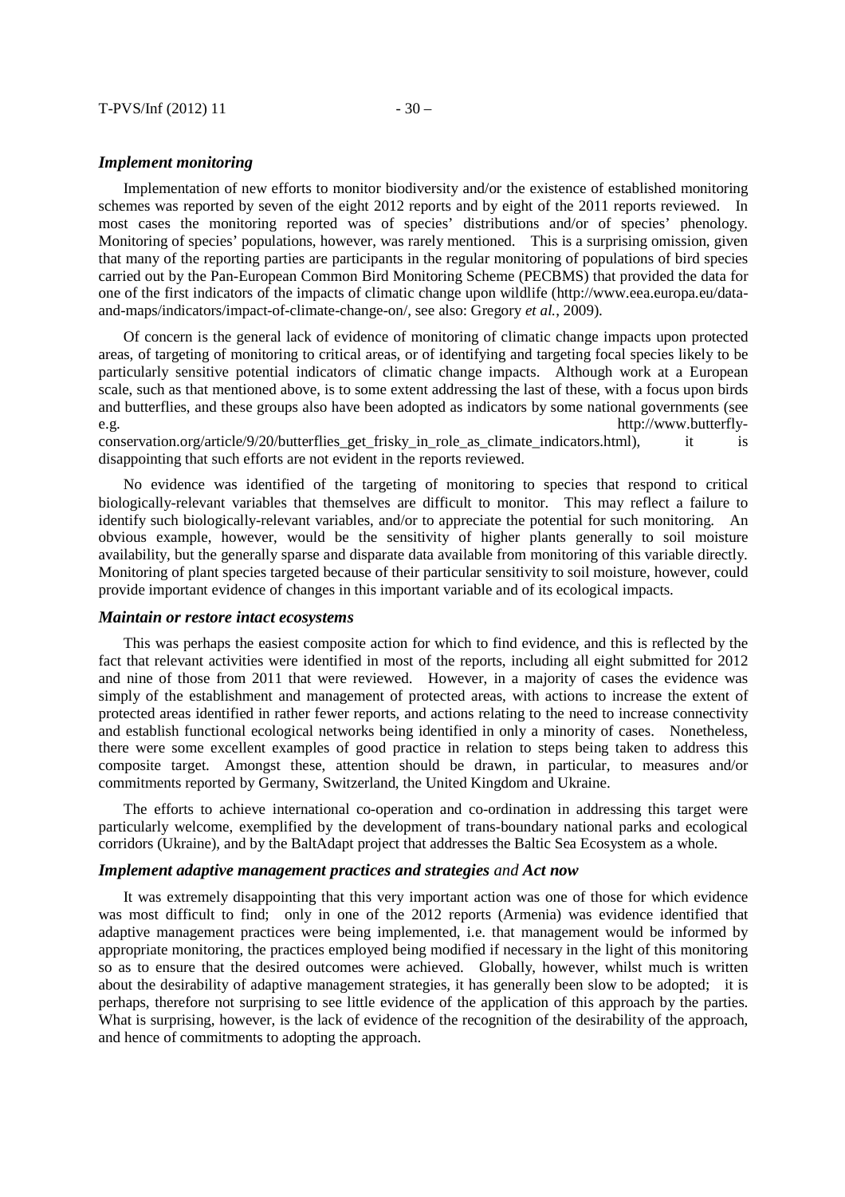### *Implement monitoring*

Implementation of new efforts to monitor biodiversity and/or the existence of established monitoring schemes was reported by seven of the eight 2012 reports and by eight of the 2011 reports reviewed. In most cases the monitoring reported was of species' distributions and/or of species' phenology. Monitoring of species' populations, however, was rarely mentioned. This is a surprising omission, given that many of the reporting parties are participants in the regular monitoring of populations of bird species carried out by the Pan-European Common Bird Monitoring Scheme (PECBMS) that provided the data for one of the first indicators of the impacts of climatic change upon wildlife (http://www.eea.europa.eu/data-and-maps/indicators/impact-of-climate-change-on/, see also: Gregory *et al.*, 2009).

Of concern is the general lack of evidence of monitoring of climatic change impacts upon protected areas, of targeting of monitoring to critical areas, or of identifying and targeting focal species likely to be particularly sensitive potential indicators of climatic change impacts. Although work at a European scale, such as that mentioned above, is to some extent addressing the last of these, with a focus upon birds and butterflies, and these groups also have been adopted as indicators by some national governments (see e.g. http://www.butterfly-conservation.org/article/9/20/butterflies_get_frisky_in_role_as_climate_indicators.html), it is disappointing that such efforts are not evident in the reports reviewed.

No evidence was identified of the targeting of monitoring to species that respond to critical biologically-relevant variables that themselves are difficult to monitor. This may reflect a failure to identify such biologically-relevant variables, and/or to appreciate the potential for such monitoring. An obvious example, however, would be the sensitivity of higher plants generally to soil moisture availability, but the generally sparse and disparate data available from monitoring of this variable directly. Monitoring of plant species targeted because of their particular sensitivity to soil moisture, however, could provide important evidence of changes in this important variable and of its ecological impacts.

### *Maintain or restore intact ecosystems*

This was perhaps the easiest composite action for which to find evidence, and this is reflected by the fact that relevant activities were identified in most of the reports, including all eight submitted for 2012 and nine of those from 2011 that were reviewed. However, in a majority of cases the evidence was simply of the establishment and management of protected areas, with actions to increase the extent of protected areas identified in rather fewer reports, and actions relating to the need to increase connectivity and establish functional ecological networks being identified in only a minority of cases. Nonetheless, there were some excellent examples of good practice in relation to steps being taken to address this composite target. Amongst these, attention should be drawn, in particular, to measures and/or commitments reported by Germany, Switzerland, the United Kingdom and Ukraine.

The efforts to achieve international co-operation and co-ordination in addressing this target were particularly welcome, exemplified by the development of trans-boundary national parks and ecological corridors (Ukraine), and by the BaltAdapt project that addresses the Baltic Sea Ecosystem as a whole.

### *Implement adaptive management practices and strategies and Act now*

It was extremely disappointing that this very important action was one of those for which evidence was most difficult to find; only in one of the 2012 reports (Armenia) was evidence identified that adaptive management practices were being implemented, i.e. that management would be informed by appropriate monitoring, the practices employed being modified if necessary in the light of this monitoring so as to ensure that the desired outcomes were achieved. Globally, however, whilst much is written about the desirability of adaptive management strategies, it has generally been slow to be adopted; it is perhaps, therefore not surprising to see little evidence of the application of this approach by the parties. What is surprising, however, is the lack of evidence of the recognition of the desirability of the approach, and hence of commitments to adopting the approach.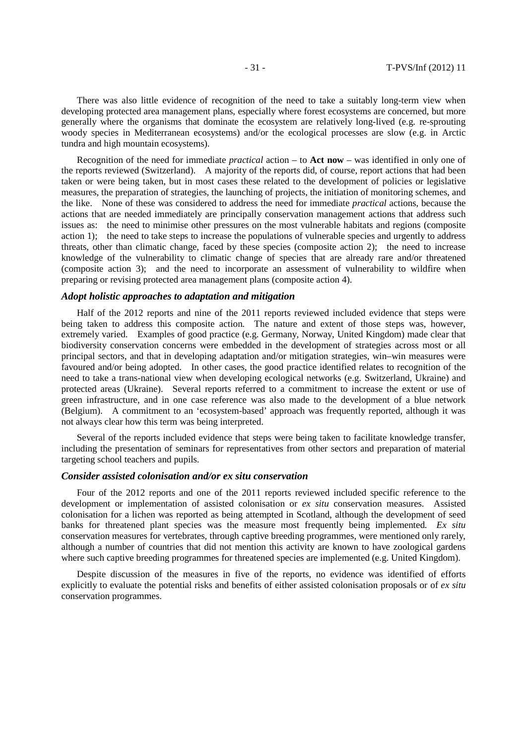There was also little evidence of recognition of the need to take a suitably long-term view when developing protected area management plans, especially where forest ecosystems are concerned, but more generally where the organisms that dominate the ecosystem are relatively long-lived (e.g. re-sprouting woody species in Mediterranean ecosystems) and/or the ecological processes are slow (e.g. in Arctic tundra and high mountain ecosystems).

Recognition of the need for immediate *practical* action – to **Act now** – was identified in only one of the reports reviewed (Switzerland). A majority of the reports did, of course, report actions that had been taken or were being taken, but in most cases these related to the development of policies or legislative measures, the preparation of strategies, the launching of projects, the initiation of monitoring schemes, and the like. None of these was considered to address the need for immediate *practical* actions, because the actions that are needed immediately are principally conservation management actions that address such issues as: the need to minimise other pressures on the most vulnerable habitats and regions (composite action 1); the need to take steps to increase the populations of vulnerable species and urgently to address threats, other than climatic change, faced by these species (composite action 2); the need to increase knowledge of the vulnerability to climatic change of species that are already rare and/or threatened (composite action 3); and the need to incorporate an assessment of vulnerability to wildfire when preparing or revising protected area management plans (composite action 4).

### *Adopt holistic approaches to adaptation and mitigation*

Half of the 2012 reports and nine of the 2011 reports reviewed included evidence that steps were being taken to address this composite action. The nature and extent of those steps was, however, extremely varied. Examples of good practice (e.g. Germany, Norway, United Kingdom) made clear that biodiversity conservation concerns were embedded in the development of strategies across most or all principal sectors, and that in developing adaptation and/or mitigation strategies, win–win measures were favoured and/or being adopted. In other cases, the good practice identified relates to recognition of the need to take a trans-national view when developing ecological networks (e.g. Switzerland, Ukraine) and protected areas (Ukraine). Several reports referred to a commitment to increase the extent or use of green infrastructure, and in one case reference was also made to the development of a blue network (Belgium). A commitment to an 'ecosystem-based' approach was frequently reported, although it was not always clear how this term was being interpreted.

Several of the reports included evidence that steps were being taken to facilitate knowledge transfer, including the presentation of seminars for representatives from other sectors and preparation of material targeting school teachers and pupils.

### *Consider assisted colonisation and/or ex situ conservation*

Four of the 2012 reports and one of the 2011 reports reviewed included specific reference to the development or implementation of assisted colonisation or *ex situ* conservation measures. Assisted colonisation for a lichen was reported as being attempted in Scotland, although the development of seed banks for threatened plant species was the measure most frequently being implemented. *Ex situ* conservation measures for vertebrates, through captive breeding programmes, were mentioned only rarely, although a number of countries that did not mention this activity are known to have zoological gardens where such captive breeding programmes for threatened species are implemented (e.g. United Kingdom).

Despite discussion of the measures in five of the reports, no evidence was identified of efforts explicitly to evaluate the potential risks and benefits of either assisted colonisation proposals or of *ex situ* conservation programmes.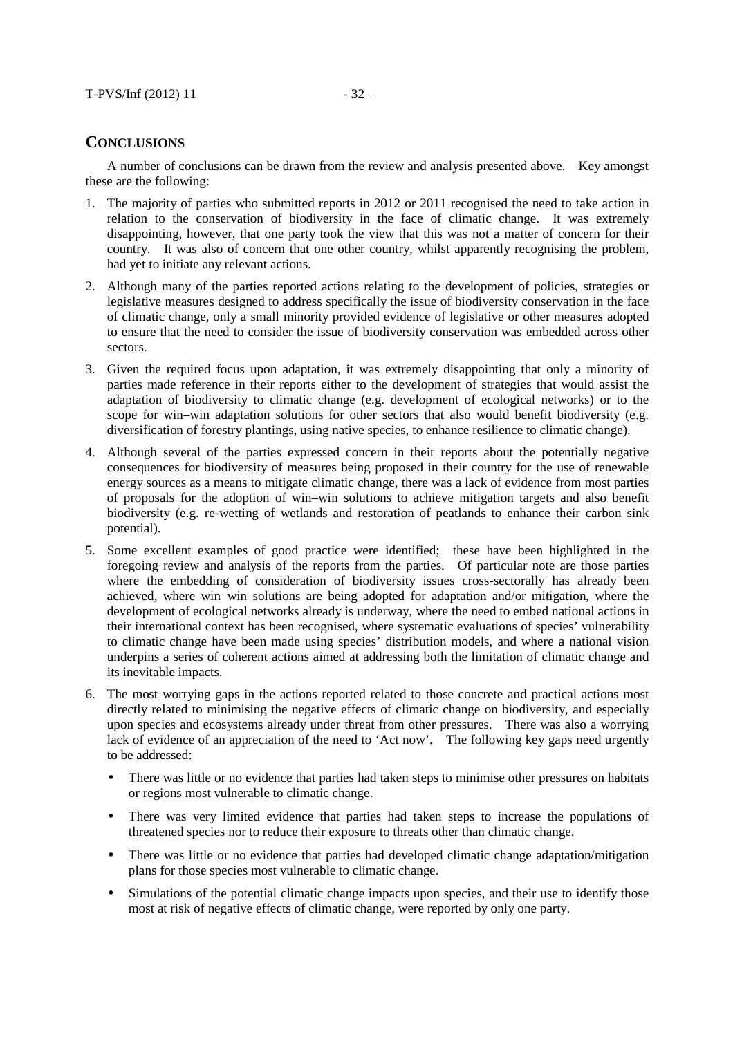## CONCLUSIONS

A number of conclusions can be drawn from the review and analysis presented above. Key amongst these are the following:

1. The majority of parties who submitted reports in 2012 or 2011 recognised the need to take action in relation to the conservation of biodiversity in the face of climatic change. It was extremely disappointing, however, that one party took the view that this was not a matter of concern for their country. It was also of concern that one other country, whilst apparently recognising the problem, had yet to initiate any relevant actions.

2. Although many of the parties reported actions relating to the development of policies, strategies or legislative measures designed to address specifically the issue of biodiversity conservation in the face of climatic change, only a small minority provided evidence of legislative or other measures adopted to ensure that the need to consider the issue of biodiversity conservation was embedded across other sectors.

3. Given the required focus upon adaptation, it was extremely disappointing that only a minority of parties made reference in their reports either to the development of strategies that would assist the adaptation of biodiversity to climatic change (e.g. development of ecological networks) or to the scope for win–win adaptation solutions for other sectors that also would benefit biodiversity (e.g. diversification of forestry plantings, using native species, to enhance resilience to climatic change).

4. Although several of the parties expressed concern in their reports about the potentially negative consequences for biodiversity of measures being proposed in their country for the use of renewable energy sources as a means to mitigate climatic change, there was a lack of evidence from most parties of proposals for the adoption of win–win solutions to achieve mitigation targets and also benefit biodiversity (e.g. re-wetting of wetlands and restoration of peatlands to enhance their carbon sink potential).

5. Some excellent examples of good practice were identified; these have been highlighted in the foregoing review and analysis of the reports from the parties. Of particular note are those parties where the embedding of consideration of biodiversity issues cross-sectorally has already been achieved, where win–win solutions are being adopted for adaptation and/or mitigation, where the development of ecological networks already is underway, where the need to embed national actions in their international context has been recognised, where systematic evaluations of species' vulnerability to climatic change have been made using species' distribution models, and where a national vision underpins a series of coherent actions aimed at addressing both the limitation of climatic change and its inevitable impacts.

6. The most worrying gaps in the actions reported related to those concrete and practical actions most directly related to minimising the negative effects of climatic change on biodiversity, and especially upon species and ecosystems already under threat from other pressures. There was also a worrying lack of evidence of an appreciation of the need to 'Act now'. The following key gaps need urgently to be addressed:

   - There was little or no evidence that parties had taken steps to minimise other pressures on habitats or regions most vulnerable to climatic change.
   - There was very limited evidence that parties had taken steps to increase the populations of threatened species nor to reduce their exposure to threats other than climatic change.
   - There was little or no evidence that parties had developed climatic change adaptation/mitigation plans for those species most vulnerable to climatic change.
   - Simulations of the potential climatic change impacts upon species, and their use to identify those most at risk of negative effects of climatic change, were reported by only one party.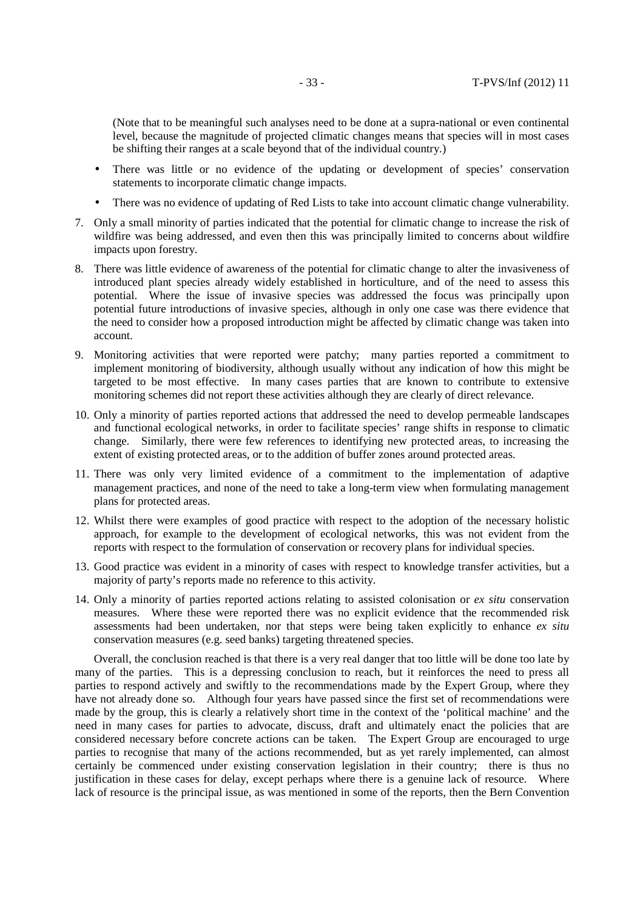(Note that to be meaningful such analyses need to be done at a supra-national or even continental level, because the magnitude of projected climatic changes means that species will in most cases be shifting their ranges at a scale beyond that of the individual country.)

- There was little or no evidence of the updating or development of species' conservation statements to incorporate climatic change impacts.
- There was no evidence of updating of Red Lists to take into account climatic change vulnerability.

7. Only a small minority of parties indicated that the potential for climatic change to increase the risk of wildfire was being addressed, and even then this was principally limited to concerns about wildfire impacts upon forestry.
8. There was little evidence of awareness of the potential for climatic change to alter the invasiveness of introduced plant species already widely established in horticulture, and of the need to assess this potential. Where the issue of invasive species was addressed the focus was principally upon potential future introductions of invasive species, although in only one case was there evidence that the need to consider how a proposed introduction might be affected by climatic change was taken into account.
9. Monitoring activities that were reported were patchy; many parties reported a commitment to implement monitoring of biodiversity, although usually without any indication of how this might be targeted to be most effective. In many cases parties that are known to contribute to extensive monitoring schemes did not report these activities although they are clearly of direct relevance.
10. Only a minority of parties reported actions that addressed the need to develop permeable landscapes and functional ecological networks, in order to facilitate species' range shifts in response to climatic change. Similarly, there were few references to identifying new protected areas, to increasing the extent of existing protected areas, or to the addition of buffer zones around protected areas.
11. There was only very limited evidence of a commitment to the implementation of adaptive management practices, and none of the need to take a long-term view when formulating management plans for protected areas.
12. Whilst there were examples of good practice with respect to the adoption of the necessary holistic approach, for example to the development of ecological networks, this was not evident from the reports with respect to the formulation of conservation or recovery plans for individual species.
13. Good practice was evident in a minority of cases with respect to knowledge transfer activities, but a majority of party's reports made no reference to this activity.
14. Only a minority of parties reported actions relating to assisted colonisation or *ex situ* conservation measures. Where these were reported there was no explicit evidence that the recommended risk assessments had been undertaken, nor that steps were being taken explicitly to enhance *ex situ* conservation measures (e.g. seed banks) targeting threatened species.

Overall, the conclusion reached is that there is a very real danger that too little will be done too late by many of the parties. This is a depressing conclusion to reach, but it reinforces the need to press all parties to respond actively and swiftly to the recommendations made by the Expert Group, where they have not already done so. Although four years have passed since the first set of recommendations were made by the group, this is clearly a relatively short time in the context of the 'political machine' and the need in many cases for parties to advocate, discuss, draft and ultimately enact the policies that are considered necessary before concrete actions can be taken. The Expert Group are encouraged to urge parties to recognise that many of the actions recommended, but as yet rarely implemented, can almost certainly be commenced under existing conservation legislation in their country; there is thus no justification in these cases for delay, except perhaps where there is a genuine lack of resource. Where lack of resource is the principal issue, as was mentioned in some of the reports, then the Bern Convention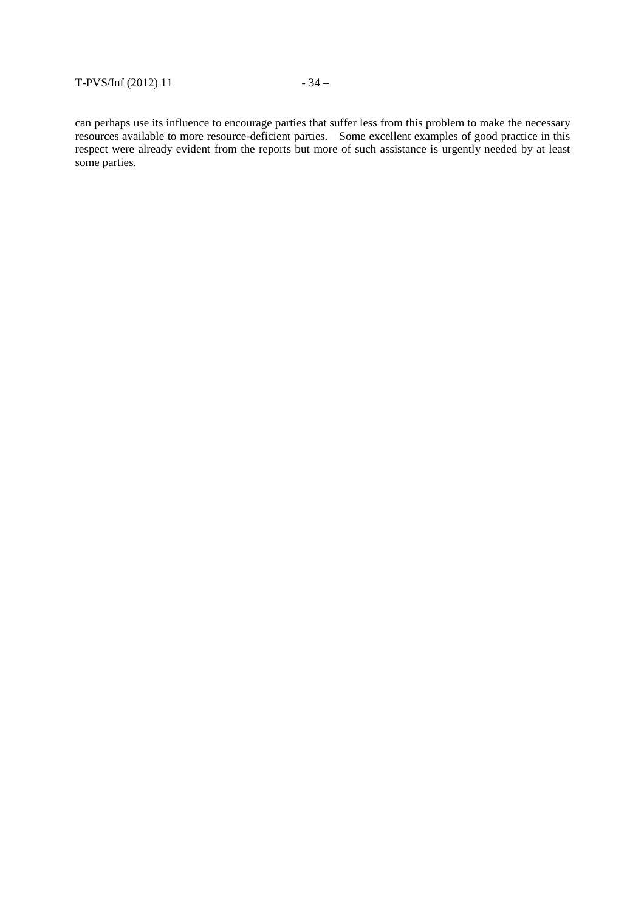can perhaps use its influence to encourage parties that suffer less from this problem to make the necessary resources available to more resource-deficient parties. Some excellent examples of good practice in this respect were already evident from the reports but more of such assistance is urgently needed by at least some parties.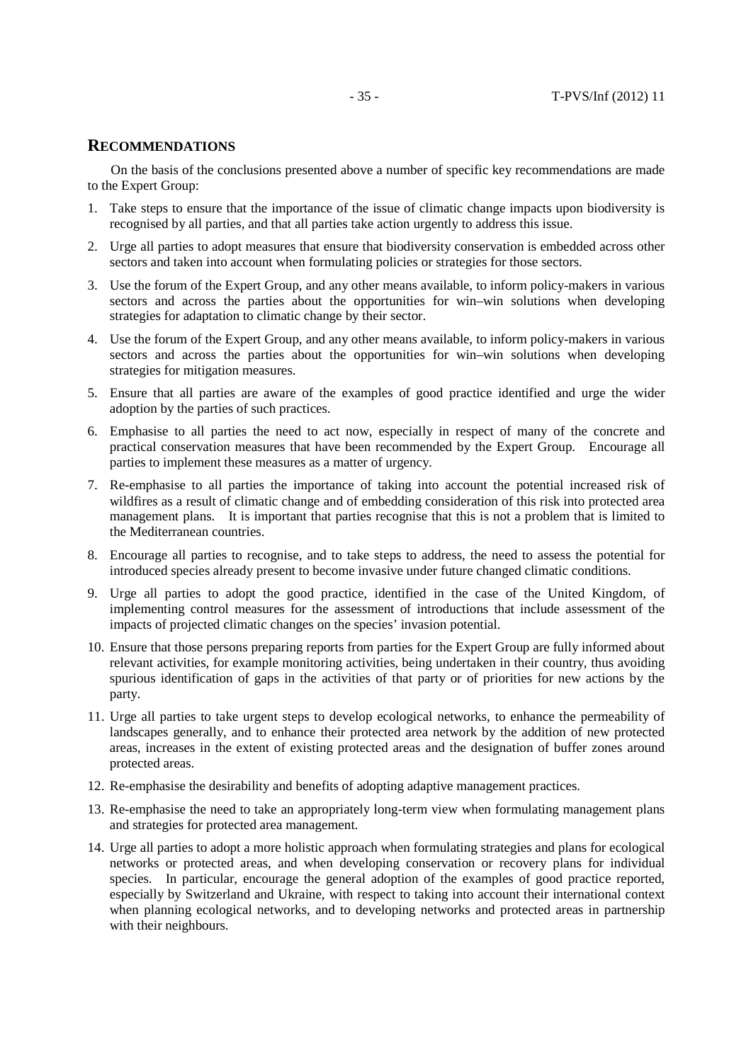## RECOMMENDATIONS

On the basis of the conclusions presented above a number of specific key recommendations are made to the Expert Group:

1. Take steps to ensure that the importance of the issue of climatic change impacts upon biodiversity is recognised by all parties, and that all parties take action urgently to address this issue.
2. Urge all parties to adopt measures that ensure that biodiversity conservation is embedded across other sectors and taken into account when formulating policies or strategies for those sectors.
3. Use the forum of the Expert Group, and any other means available, to inform policy-makers in various sectors and across the parties about the opportunities for win–win solutions when developing strategies for adaptation to climatic change by their sector.
4. Use the forum of the Expert Group, and any other means available, to inform policy-makers in various sectors and across the parties about the opportunities for win–win solutions when developing strategies for mitigation measures.
5. Ensure that all parties are aware of the examples of good practice identified and urge the wider adoption by the parties of such practices.
6. Emphasise to all parties the need to act now, especially in respect of many of the concrete and practical conservation measures that have been recommended by the Expert Group. Encourage all parties to implement these measures as a matter of urgency.
7. Re-emphasise to all parties the importance of taking into account the potential increased risk of wildfires as a result of climatic change and of embedding consideration of this risk into protected area management plans. It is important that parties recognise that this is not a problem that is limited to the Mediterranean countries.
8. Encourage all parties to recognise, and to take steps to address, the need to assess the potential for introduced species already present to become invasive under future changed climatic conditions.
9. Urge all parties to adopt the good practice, identified in the case of the United Kingdom, of implementing control measures for the assessment of introductions that include assessment of the impacts of projected climatic changes on the species' invasion potential.
10. Ensure that those persons preparing reports from parties for the Expert Group are fully informed about relevant activities, for example monitoring activities, being undertaken in their country, thus avoiding spurious identification of gaps in the activities of that party or of priorities for new actions by the party.
11. Urge all parties to take urgent steps to develop ecological networks, to enhance the permeability of landscapes generally, and to enhance their protected area network by the addition of new protected areas, increases in the extent of existing protected areas and the designation of buffer zones around protected areas.
12. Re-emphasise the desirability and benefits of adopting adaptive management practices.
13. Re-emphasise the need to take an appropriately long-term view when formulating management plans and strategies for protected area management.
14. Urge all parties to adopt a more holistic approach when formulating strategies and plans for ecological networks or protected areas, and when developing conservation or recovery plans for individual species. In particular, encourage the general adoption of the examples of good practice reported, especially by Switzerland and Ukraine, with respect to taking into account their international context when planning ecological networks, and to developing networks and protected areas in partnership with their neighbours.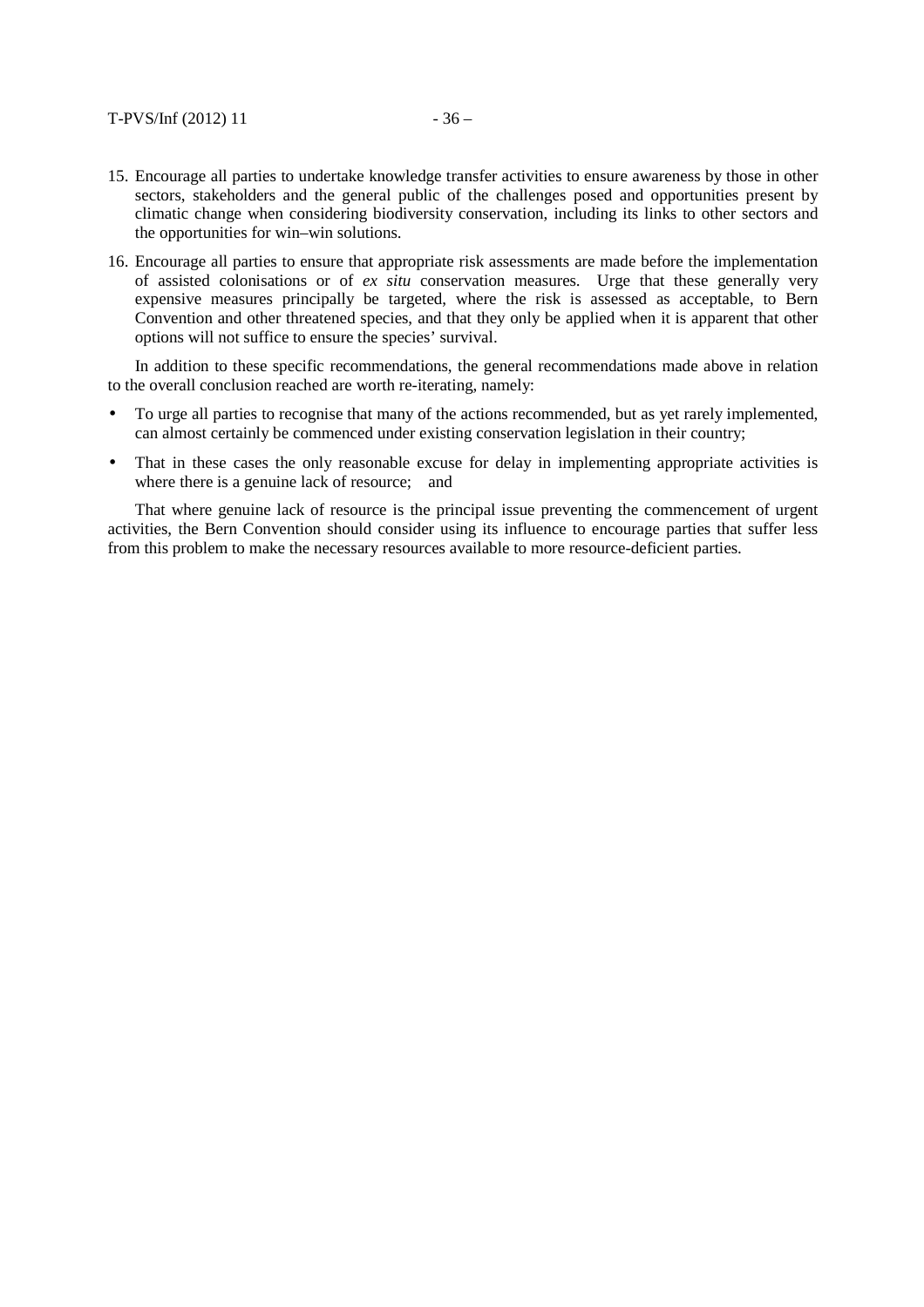15. Encourage all parties to undertake knowledge transfer activities to ensure awareness by those in other sectors, stakeholders and the general public of the challenges posed and opportunities present by climatic change when considering biodiversity conservation, including its links to other sectors and the opportunities for win–win solutions.

16. Encourage all parties to ensure that appropriate risk assessments are made before the implementation of assisted colonisations or of *ex situ* conservation measures. Urge that these generally very expensive measures principally be targeted, where the risk is assessed as acceptable, to Bern Convention and other threatened species, and that they only be applied when it is apparent that other options will not suffice to ensure the species' survival.

In addition to these specific recommendations, the general recommendations made above in relation to the overall conclusion reached are worth re-iterating, namely:

- To urge all parties to recognise that many of the actions recommended, but as yet rarely implemented, can almost certainly be commenced under existing conservation legislation in their country;
- That in these cases the only reasonable excuse for delay in implementing appropriate activities is where there is a genuine lack of resource; and

That where genuine lack of resource is the principal issue preventing the commencement of urgent activities, the Bern Convention should consider using its influence to encourage parties that suffer less from this problem to make the necessary resources available to more resource-deficient parties.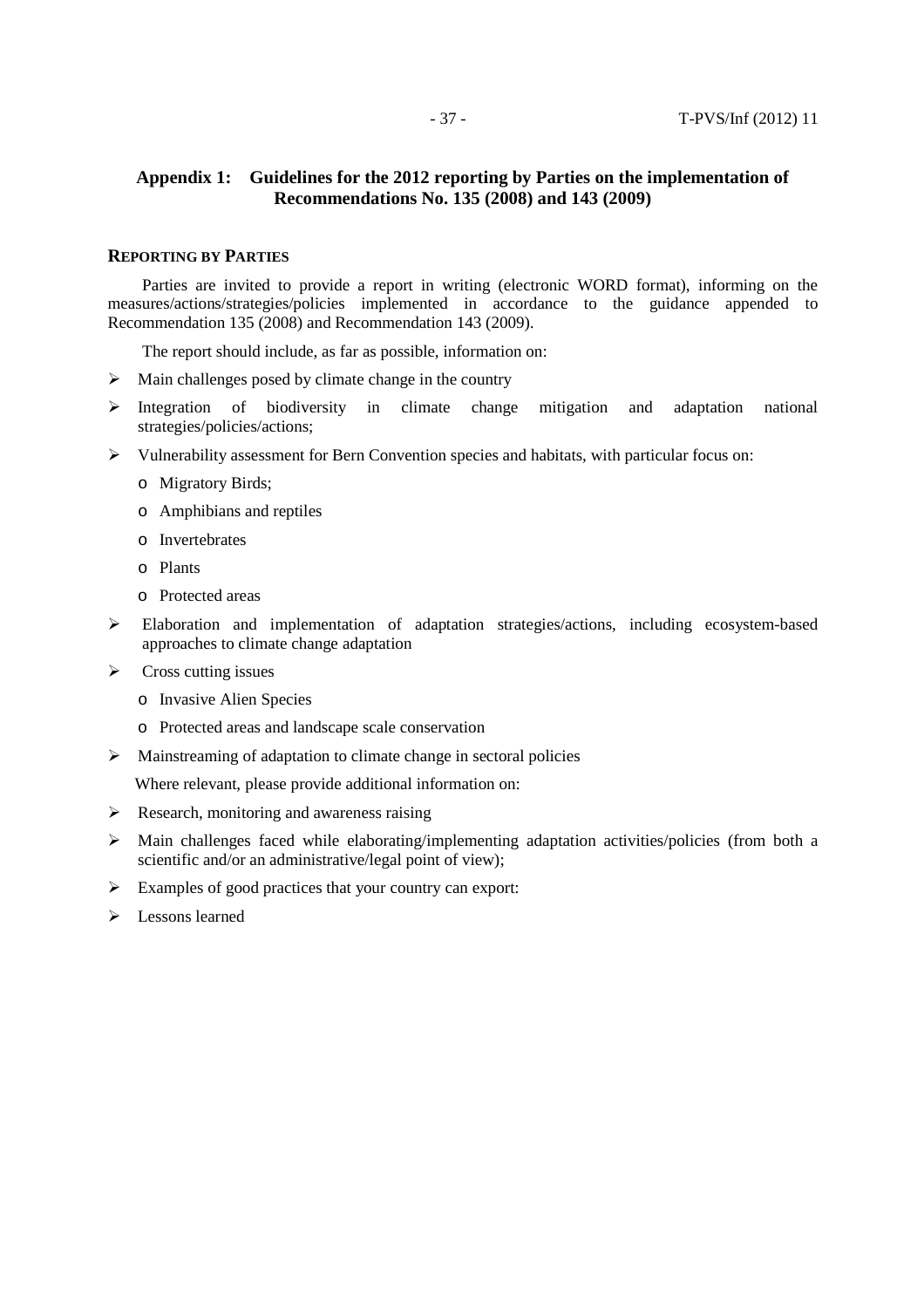## Appendix 1: Guidelines for the 2012 reporting by Parties on the implementation of Recommendations No. 135 (2008) and 143 (2009)

### REPORTING BY PARTIES

Parties are invited to provide a report in writing (electronic WORD format), informing on the measures/actions/strategies/policies implemented in accordance to the guidance appended to Recommendation 135 (2008) and Recommendation 143 (2009).

The report should include, as far as possible, information on:

- Main challenges posed by climate change in the country
- Integration of biodiversity in climate change mitigation and adaptation national strategies/policies/actions;
- Vulnerability assessment for Bern Convention species and habitats, with particular focus on:
  - Migratory Birds;
  - Amphibians and reptiles
  - Invertebrates
  - Plants
  - Protected areas
- Elaboration and implementation of adaptation strategies/actions, including ecosystem-based approaches to climate change adaptation
- Cross cutting issues
  - Invasive Alien Species
  - Protected areas and landscape scale conservation
- Mainstreaming of adaptation to climate change in sectoral policies

Where relevant, please provide additional information on:

- Research, monitoring and awareness raising
- Main challenges faced while elaborating/implementing adaptation activities/policies (from both a scientific and/or an administrative/legal point of view);
- Examples of good practices that your country can export:
- Lessons learned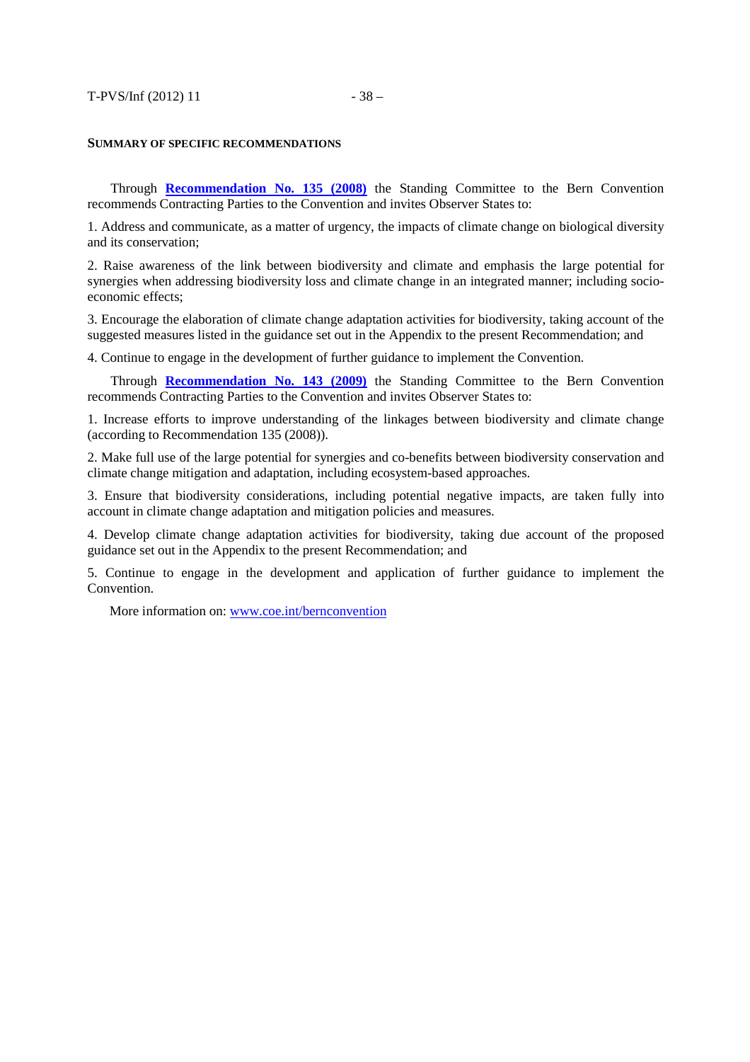**SUMMARY OF SPECIFIC RECOMMENDATIONS**

Through **Recommendation No. 135 (2008)** the Standing Committee to the Bern Convention recommends Contracting Parties to the Convention and invites Observer States to:

1. Address and communicate, as a matter of urgency, the impacts of climate change on biological diversity and its conservation;

2. Raise awareness of the link between biodiversity and climate and emphasis the large potential for synergies when addressing biodiversity loss and climate change in an integrated manner; including socio-economic effects;

3. Encourage the elaboration of climate change adaptation activities for biodiversity, taking account of the suggested measures listed in the guidance set out in the Appendix to the present Recommendation; and

4. Continue to engage in the development of further guidance to implement the Convention.

Through **Recommendation No. 143 (2009)** the Standing Committee to the Bern Convention recommends Contracting Parties to the Convention and invites Observer States to:

1. Increase efforts to improve understanding of the linkages between biodiversity and climate change (according to Recommendation 135 (2008)).

2. Make full use of the large potential for synergies and co-benefits between biodiversity conservation and climate change mitigation and adaptation, including ecosystem-based approaches.

3. Ensure that biodiversity considerations, including potential negative impacts, are taken fully into account in climate change adaptation and mitigation policies and measures.

4. Develop climate change adaptation activities for biodiversity, taking due account of the proposed guidance set out in the Appendix to the present Recommendation; and

5. Continue to engage in the development and application of further guidance to implement the Convention.

More information on: www.coe.int/bernconvention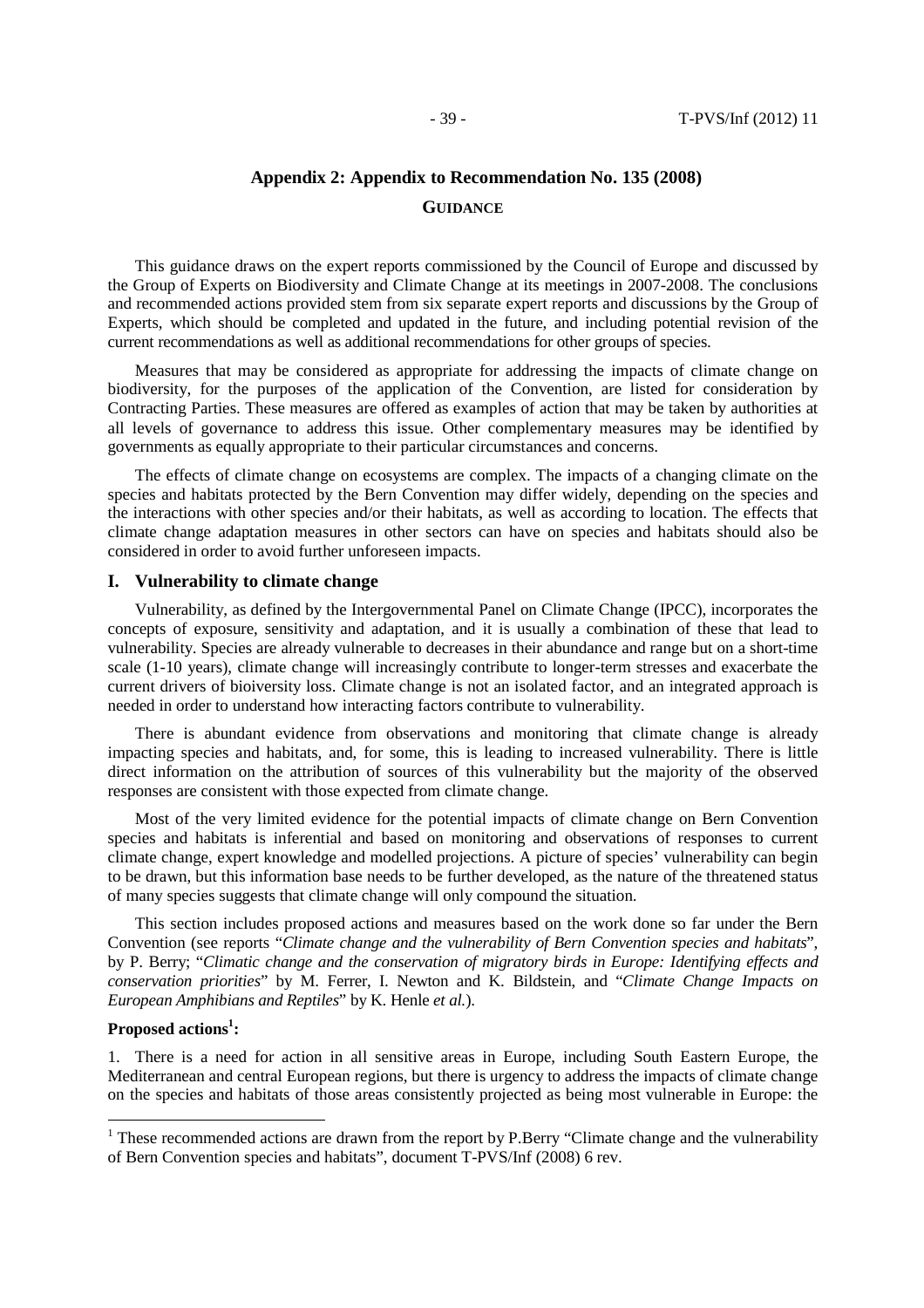## Appendix 2: Appendix to Recommendation No. 135 (2008)

### GUIDANCE

This guidance draws on the expert reports commissioned by the Council of Europe and discussed by the Group of Experts on Biodiversity and Climate Change at its meetings in 2007-2008. The conclusions and recommended actions provided stem from six separate expert reports and discussions by the Group of Experts, which should be completed and updated in the future, and including potential revision of the current recommendations as well as additional recommendations for other groups of species.

Measures that may be considered as appropriate for addressing the impacts of climate change on biodiversity, for the purposes of the application of the Convention, are listed for consideration by Contracting Parties. These measures are offered as examples of action that may be taken by authorities at all levels of governance to address this issue. Other complementary measures may be identified by governments as equally appropriate to their particular circumstances and concerns.

The effects of climate change on ecosystems are complex. The impacts of a changing climate on the species and habitats protected by the Bern Convention may differ widely, depending on the species and the interactions with other species and/or their habitats, as well as according to location. The effects that climate change adaptation measures in other sectors can have on species and habitats should also be considered in order to avoid further unforeseen impacts.

### I. Vulnerability to climate change

Vulnerability, as defined by the Intergovernmental Panel on Climate Change (IPCC), incorporates the concepts of exposure, sensitivity and adaptation, and it is usually a combination of these that lead to vulnerability. Species are already vulnerable to decreases in their abundance and range but on a short-time scale (1-10 years), climate change will increasingly contribute to longer-term stresses and exacerbate the current drivers of bioiversity loss. Climate change is not an isolated factor, and an integrated approach is needed in order to understand how interacting factors contribute to vulnerability.

There is abundant evidence from observations and monitoring that climate change is already impacting species and habitats, and, for some, this is leading to increased vulnerability. There is little direct information on the attribution of sources of this vulnerability but the majority of the observed responses are consistent with those expected from climate change.

Most of the very limited evidence for the potential impacts of climate change on Bern Convention species and habitats is inferential and based on monitoring and observations of responses to current climate change, expert knowledge and modelled projections. A picture of species' vulnerability can begin to be drawn, but this information base needs to be further developed, as the nature of the threatened status of many species suggests that climate change will only compound the situation.

This section includes proposed actions and measures based on the work done so far under the Bern Convention (see reports "*Climate change and the vulnerability of Bern Convention species and habitats*", by P. Berry; "*Climatic change and the conservation of migratory birds in Europe: Identifying effects and conservation priorities*" by M. Ferrer, I. Newton and K. Bildstein, and "*Climate Change Impacts on European Amphibians and Reptiles*" by K. Henle *et al.*).

**Proposed actions[1]:**

1. There is a need for action in all sensitive areas in Europe, including South Eastern Europe, the Mediterranean and central European regions, but there is urgency to address the impacts of climate change on the species and habitats of those areas consistently projected as being most vulnerable in Europe: the

[1] These recommended actions are drawn from the report by P.Berry "Climate change and the vulnerability of Bern Convention species and habitats", document T-PVS/Inf (2008) 6 rev.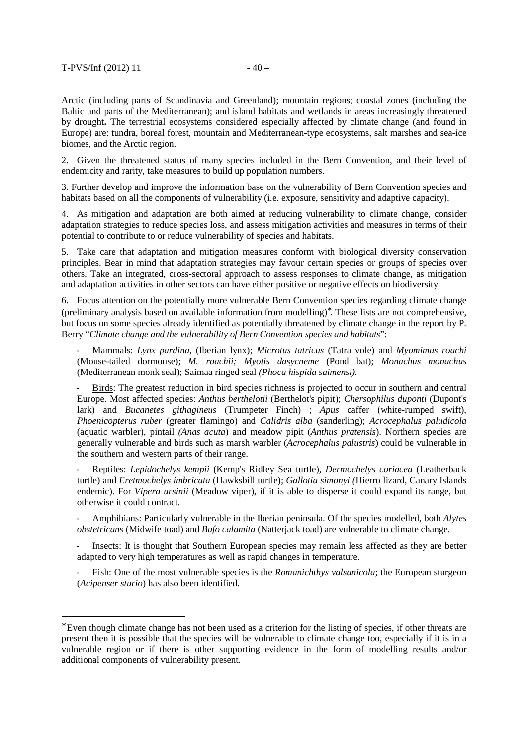Arctic (including parts of Scandinavia and Greenland); mountain regions; coastal zones (including the Baltic and parts of the Mediterranean); and island habitats and wetlands in areas increasingly threatened by drought**.** The terrestrial ecosystems considered especially affected by climate change (and found in Europe) are: tundra, boreal forest, mountain and Mediterranean-type ecosystems, salt marshes and sea-ice biomes, and the Arctic region.

2. Given the threatened status of many species included in the Bern Convention, and their level of endemicity and rarity, take measures to build up population numbers.

3. Further develop and improve the information base on the vulnerability of Bern Convention species and habitats based on all the components of vulnerability (i.e. exposure, sensitivity and adaptive capacity).

4. As mitigation and adaptation are both aimed at reducing vulnerability to climate change, consider adaptation strategies to reduce species loss, and assess mitigation activities and measures in terms of their potential to contribute to or reduce vulnerability of species and habitats.

5. Take care that adaptation and mitigation measures conform with biological diversity conservation principles. Bear in mind that adaptation strategies may favour certain species or groups of species over others. Take an integrated, cross-sectoral approach to assess responses to climate change, as mitigation and adaptation activities in other sectors can have either positive or negative effects on biodiversity.

6. Focus attention on the potentially more vulnerable Bern Convention species regarding climate change (preliminary analysis based on available information from modelling)*. These lists are not comprehensive, but focus on some species already identified as potentially threatened by climate change in the report by P. Berry "*Climate change and the vulnerability of Bern Convention species and habitats*":

- Mammals: *Lynx pardina*, (Iberian lynx); *Microtus tatricus* (Tatra vole) and *Myomimus roachi* (Mouse-tailed dormouse); *M. roachii; Myotis dasycneme* (Pond bat); *Monachus monachus* (Mediterranean monk seal); Saimaa ringed seal *(Phoca hispida saimensi).*

- Birds: The greatest reduction in bird species richness is projected to occur in southern and central Europe. Most affected species: *Anthus berthelotii* (Berthelot's pipit); *Chersophilus duponti* (Dupont's lark) and *Bucanetes githagineus* (Trumpeter Finch) ; *Apus* caffer (white-rumped swift), *Phoenicopterus ruber* (greater flamingo) and *Calidris alba* (sanderling); *Acrocephalus paludicola* (aquatic warbler), pintail *(Anas acuta*) and meadow pipit (*Anthus pratensis*). Northern species are generally vulnerable and birds such as marsh warbler (*Acrocephalus palustris*) could be vulnerable in the southern and western parts of their range.

- Reptiles: *Lepidochelys kempii* (Kemp's Ridley Sea turtle), *Dermochelys coriacea* (Leatherback turtle) and *Eretmochelys imbricata* (Hawksbill turtle); *Gallotia simonyi (*Hierro lizard, Canary Islands endemic). For *Vipera ursinii* (Meadow viper), if it is able to disperse it could expand its range, but otherwise it could contract.

- Amphibians: Particularly vulnerable in the Iberian peninsula. Of the species modelled, both *Alytes obstetricans* (Midwife toad) and *Bufo calamita* (Natterjack toad) are vulnerable to climate change.

- Insects: It is thought that Southern European species may remain less affected as they are better adapted to very high temperatures as well as rapid changes in temperature.

- Fish: One of the most vulnerable species is the *Romanichthys valsanicola*; the European sturgeon (*Acipenser sturio*) has also been identified.

---

*Even though climate change has not been used as a criterion for the listing of species, if other threats are present then it is possible that the species will be vulnerable to climate change too, especially if it is in a vulnerable region or if there is other supporting evidence in the form of modelling results and/or additional components of vulnerability present.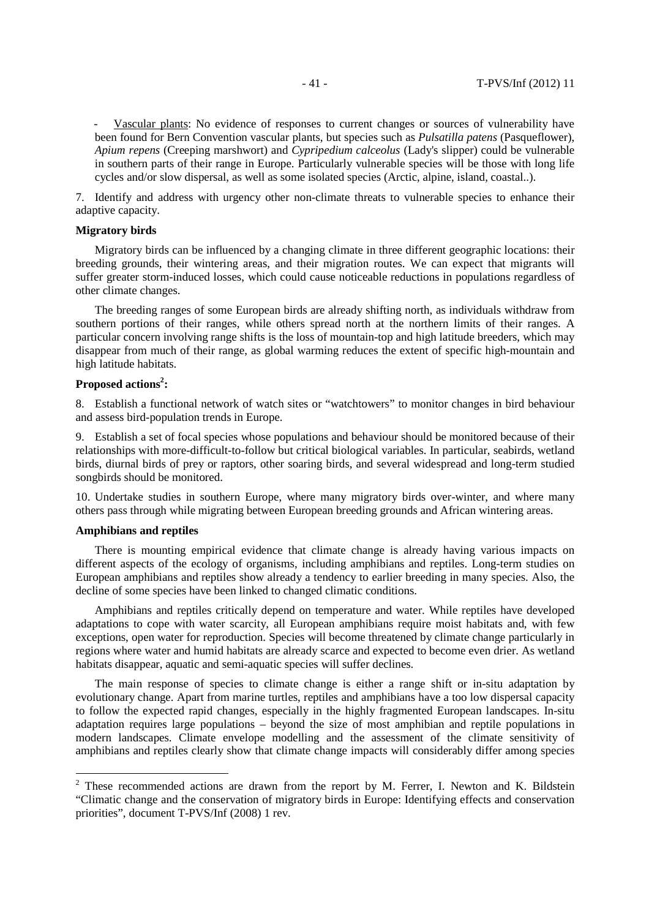- Vascular plants: No evidence of responses to current changes or sources of vulnerability have been found for Bern Convention vascular plants, but species such as *Pulsatilla patens* (Pasqueflower), *Apium repens* (Creeping marshwort) and *Cypripedium calceolus* (Lady's slipper) could be vulnerable in southern parts of their range in Europe. Particularly vulnerable species will be those with long life cycles and/or slow dispersal, as well as some isolated species (Arctic, alpine, island, coastal..).

7. Identify and address with urgency other non-climate threats to vulnerable species to enhance their adaptive capacity.

**Migratory birds**

Migratory birds can be influenced by a changing climate in three different geographic locations: their breeding grounds, their wintering areas, and their migration routes. We can expect that migrants will suffer greater storm-induced losses, which could cause noticeable reductions in populations regardless of other climate changes.

The breeding ranges of some European birds are already shifting north, as individuals withdraw from southern portions of their ranges, while others spread north at the northern limits of their ranges. A particular concern involving range shifts is the loss of mountain-top and high latitude breeders, which may disappear from much of their range, as global warming reduces the extent of specific high-mountain and high latitude habitats.

**Proposed actions[2]:**

8. Establish a functional network of watch sites or "watchtowers" to monitor changes in bird behaviour and assess bird-population trends in Europe.

9. Establish a set of focal species whose populations and behaviour should be monitored because of their relationships with more-difficult-to-follow but critical biological variables. In particular, seabirds, wetland birds, diurnal birds of prey or raptors, other soaring birds, and several widespread and long-term studied songbirds should be monitored.

10. Undertake studies in southern Europe, where many migratory birds over-winter, and where many others pass through while migrating between European breeding grounds and African wintering areas.

**Amphibians and reptiles**

There is mounting empirical evidence that climate change is already having various impacts on different aspects of the ecology of organisms, including amphibians and reptiles. Long-term studies on European amphibians and reptiles show already a tendency to earlier breeding in many species. Also, the decline of some species have been linked to changed climatic conditions.

Amphibians and reptiles critically depend on temperature and water. While reptiles have developed adaptations to cope with water scarcity, all European amphibians require moist habitats and, with few exceptions, open water for reproduction. Species will become threatened by climate change particularly in regions where water and humid habitats are already scarce and expected to become even drier. As wetland habitats disappear, aquatic and semi-aquatic species will suffer declines.

The main response of species to climate change is either a range shift or in-situ adaptation by evolutionary change. Apart from marine turtles, reptiles and amphibians have a too low dispersal capacity to follow the expected rapid changes, especially in the highly fragmented European landscapes. In-situ adaptation requires large populations – beyond the size of most amphibian and reptile populations in modern landscapes. Climate envelope modelling and the assessment of the climate sensitivity of amphibians and reptiles clearly show that climate change impacts will considerably differ among species

---

[2] These recommended actions are drawn from the report by M. Ferrer, I. Newton and K. Bildstein "Climatic change and the conservation of migratory birds in Europe: Identifying effects and conservation priorities", document T-PVS/Inf (2008) 1 rev.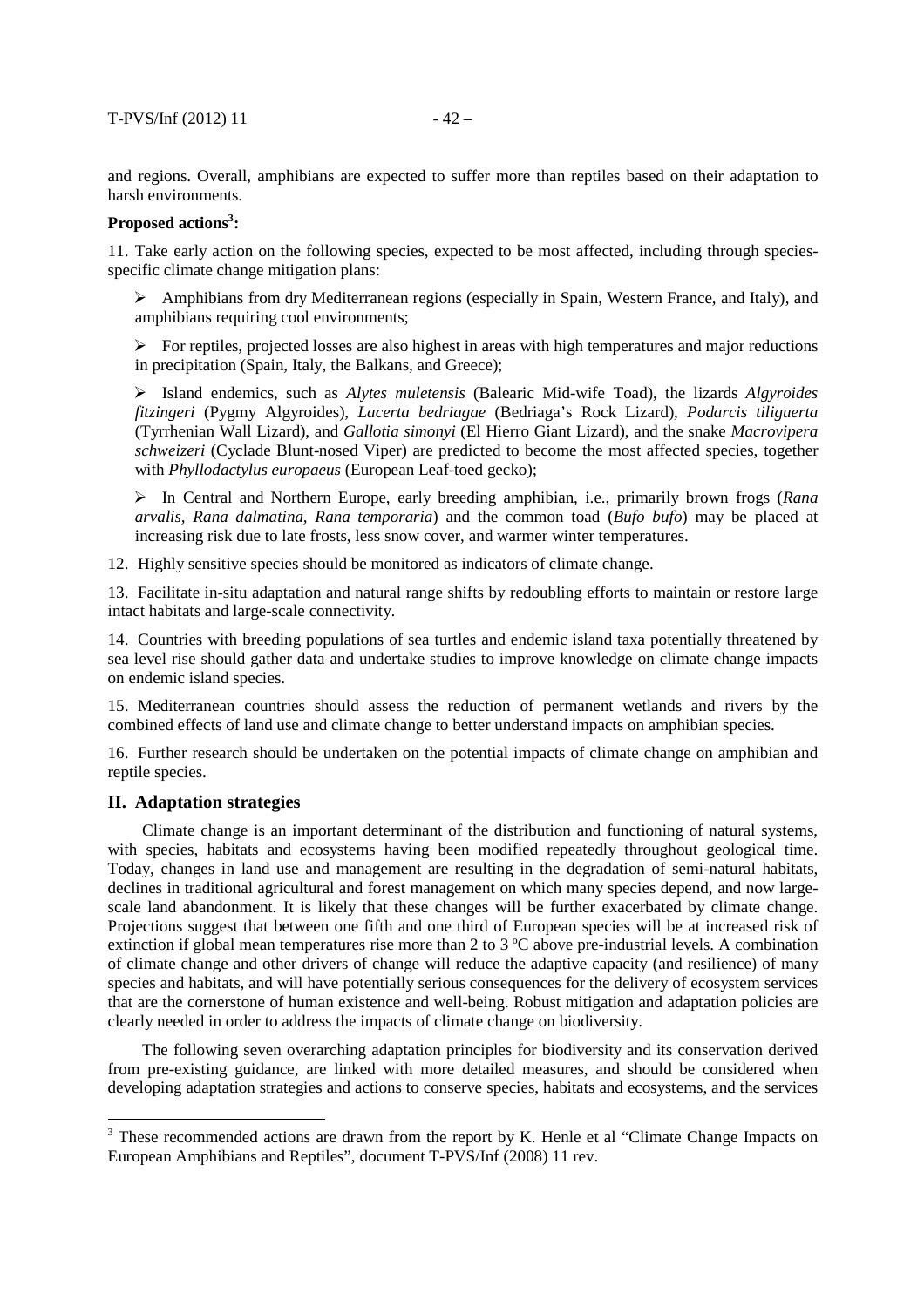and regions. Overall, amphibians are expected to suffer more than reptiles based on their adaptation to harsh environments.

**Proposed actions[3]:**

11. Take early action on the following species, expected to be most affected, including through species-specific climate change mitigation plans:

- Amphibians from dry Mediterranean regions (especially in Spain, Western France, and Italy), and amphibians requiring cool environments;
- For reptiles, projected losses are also highest in areas with high temperatures and major reductions in precipitation (Spain, Italy, the Balkans, and Greece);
- Island endemics, such as *Alytes muletensis* (Balearic Mid-wife Toad), the lizards *Algyroides fitzingeri* (Pygmy Algyroides), *Lacerta bedriagae* (Bedriaga's Rock Lizard), *Podarcis tiliguerta* (Tyrrhenian Wall Lizard), and *Gallotia simonyi* (El Hierro Giant Lizard), and the snake *Macrovipera schweizeri* (Cyclade Blunt-nosed Viper) are predicted to become the most affected species, together with *Phyllodactylus europaeus* (European Leaf-toed gecko);
- In Central and Northern Europe, early breeding amphibian, i.e., primarily brown frogs (*Rana arvalis*, *Rana dalmatina*, *Rana temporaria*) and the common toad (*Bufo bufo*) may be placed at increasing risk due to late frosts, less snow cover, and warmer winter temperatures.

12. Highly sensitive species should be monitored as indicators of climate change.

13. Facilitate in-situ adaptation and natural range shifts by redoubling efforts to maintain or restore large intact habitats and large-scale connectivity.

14. Countries with breeding populations of sea turtles and endemic island taxa potentially threatened by sea level rise should gather data and undertake studies to improve knowledge on climate change impacts on endemic island species.

15. Mediterranean countries should assess the reduction of permanent wetlands and rivers by the combined effects of land use and climate change to better understand impacts on amphibian species.

16. Further research should be undertaken on the potential impacts of climate change on amphibian and reptile species.

## II. Adaptation strategies

Climate change is an important determinant of the distribution and functioning of natural systems, with species, habitats and ecosystems having been modified repeatedly throughout geological time. Today, changes in land use and management are resulting in the degradation of semi-natural habitats, declines in traditional agricultural and forest management on which many species depend, and now large-scale land abandonment. It is likely that these changes will be further exacerbated by climate change. Projections suggest that between one fifth and one third of European species will be at increased risk of extinction if global mean temperatures rise more than 2 to 3 ºC above pre-industrial levels. A combination of climate change and other drivers of change will reduce the adaptive capacity (and resilience) of many species and habitats, and will have potentially serious consequences for the delivery of ecosystem services that are the cornerstone of human existence and well-being. Robust mitigation and adaptation policies are clearly needed in order to address the impacts of climate change on biodiversity.

The following seven overarching adaptation principles for biodiversity and its conservation derived from pre-existing guidance, are linked with more detailed measures, and should be considered when developing adaptation strategies and actions to conserve species, habitats and ecosystems, and the services

[3] These recommended actions are drawn from the report by K. Henle et al "Climate Change Impacts on European Amphibians and Reptiles", document T-PVS/Inf (2008) 11 rev.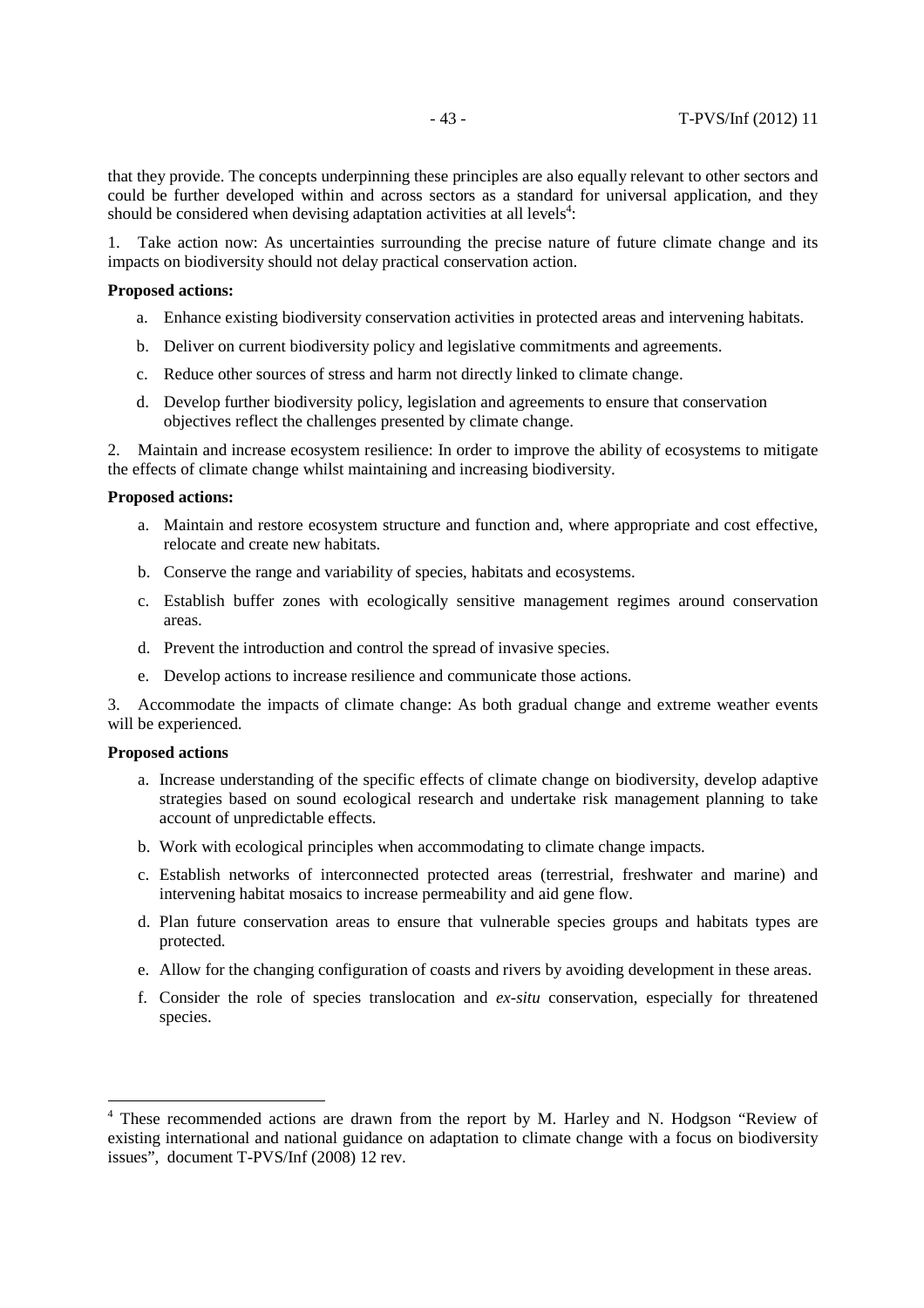that they provide. The concepts underpinning these principles are also equally relevant to other sectors and could be further developed within and across sectors as a standard for universal application, and they should be considered when devising adaptation activities at all levels[4]:

1. Take action now: As uncertainties surrounding the precise nature of future climate change and its impacts on biodiversity should not delay practical conservation action.

**Proposed actions:**

a. Enhance existing biodiversity conservation activities in protected areas and intervening habitats.

b. Deliver on current biodiversity policy and legislative commitments and agreements.

c. Reduce other sources of stress and harm not directly linked to climate change.

d. Develop further biodiversity policy, legislation and agreements to ensure that conservation objectives reflect the challenges presented by climate change.

2. Maintain and increase ecosystem resilience: In order to improve the ability of ecosystems to mitigate the effects of climate change whilst maintaining and increasing biodiversity.

**Proposed actions:**

a. Maintain and restore ecosystem structure and function and, where appropriate and cost effective, relocate and create new habitats.

b. Conserve the range and variability of species, habitats and ecosystems.

c. Establish buffer zones with ecologically sensitive management regimes around conservation areas.

d. Prevent the introduction and control the spread of invasive species.

e. Develop actions to increase resilience and communicate those actions.

3. Accommodate the impacts of climate change: As both gradual change and extreme weather events will be experienced.

**Proposed actions**

a. Increase understanding of the specific effects of climate change on biodiversity, develop adaptive strategies based on sound ecological research and undertake risk management planning to take account of unpredictable effects.

b. Work with ecological principles when accommodating to climate change impacts.

c. Establish networks of interconnected protected areas (terrestrial, freshwater and marine) and intervening habitat mosaics to increase permeability and aid gene flow.

d. Plan future conservation areas to ensure that vulnerable species groups and habitats types are protected.

e. Allow for the changing configuration of coasts and rivers by avoiding development in these areas.

f. Consider the role of species translocation and *ex-situ* conservation, especially for threatened species.

---

[4] These recommended actions are drawn from the report by M. Harley and N. Hodgson "Review of existing international and national guidance on adaptation to climate change with a focus on biodiversity issues", document T-PVS/Inf (2008) 12 rev.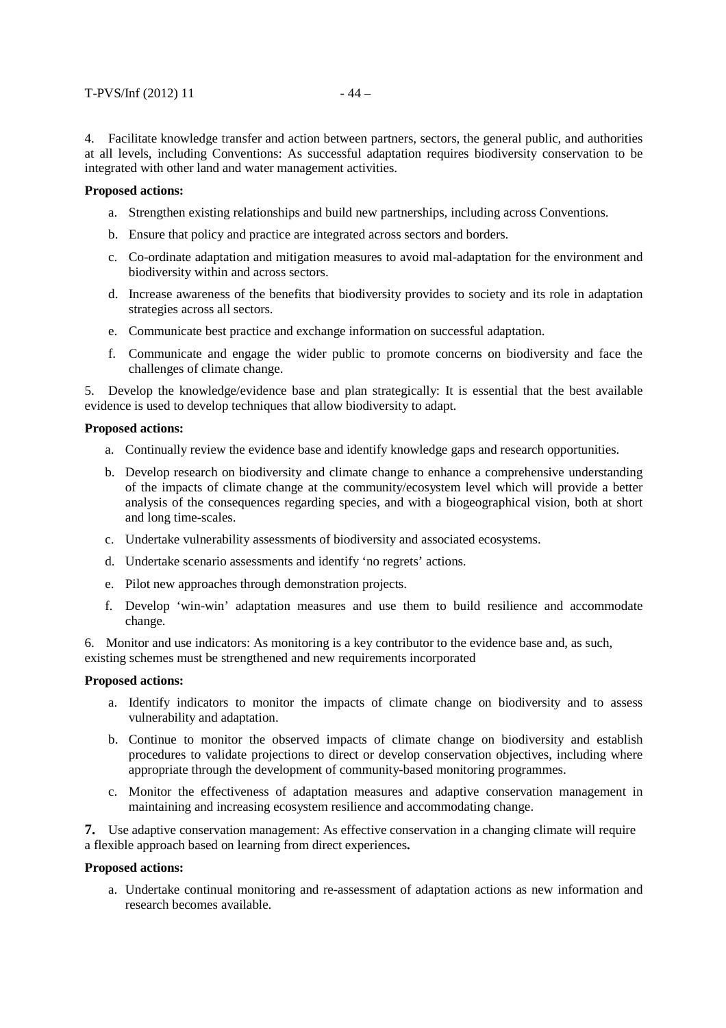4. Facilitate knowledge transfer and action between partners, sectors, the general public, and authorities at all levels, including Conventions: As successful adaptation requires biodiversity conservation to be integrated with other land and water management activities.

**Proposed actions:**

a. Strengthen existing relationships and build new partnerships, including across Conventions.

b. Ensure that policy and practice are integrated across sectors and borders.

c. Co-ordinate adaptation and mitigation measures to avoid mal-adaptation for the environment and biodiversity within and across sectors.

d. Increase awareness of the benefits that biodiversity provides to society and its role in adaptation strategies across all sectors.

e. Communicate best practice and exchange information on successful adaptation.

f. Communicate and engage the wider public to promote concerns on biodiversity and face the challenges of climate change.

5. Develop the knowledge/evidence base and plan strategically: It is essential that the best available evidence is used to develop techniques that allow biodiversity to adapt.

**Proposed actions:**

a. Continually review the evidence base and identify knowledge gaps and research opportunities.

b. Develop research on biodiversity and climate change to enhance a comprehensive understanding of the impacts of climate change at the community/ecosystem level which will provide a better analysis of the consequences regarding species, and with a biogeographical vision, both at short and long time-scales.

c. Undertake vulnerability assessments of biodiversity and associated ecosystems.

d. Undertake scenario assessments and identify 'no regrets' actions.

e. Pilot new approaches through demonstration projects.

f. Develop 'win-win' adaptation measures and use them to build resilience and accommodate change.

6. Monitor and use indicators: As monitoring is a key contributor to the evidence base and, as such, existing schemes must be strengthened and new requirements incorporated

**Proposed actions:**

a. Identify indicators to monitor the impacts of climate change on biodiversity and to assess vulnerability and adaptation.

b. Continue to monitor the observed impacts of climate change on biodiversity and establish procedures to validate projections to direct or develop conservation objectives, including where appropriate through the development of community-based monitoring programmes.

c. Monitor the effectiveness of adaptation measures and adaptive conservation management in maintaining and increasing ecosystem resilience and accommodating change.

**7.** Use adaptive conservation management: As effective conservation in a changing climate will require a flexible approach based on learning from direct experiences**.**

**Proposed actions:**

a. Undertake continual monitoring and re-assessment of adaptation actions as new information and research becomes available.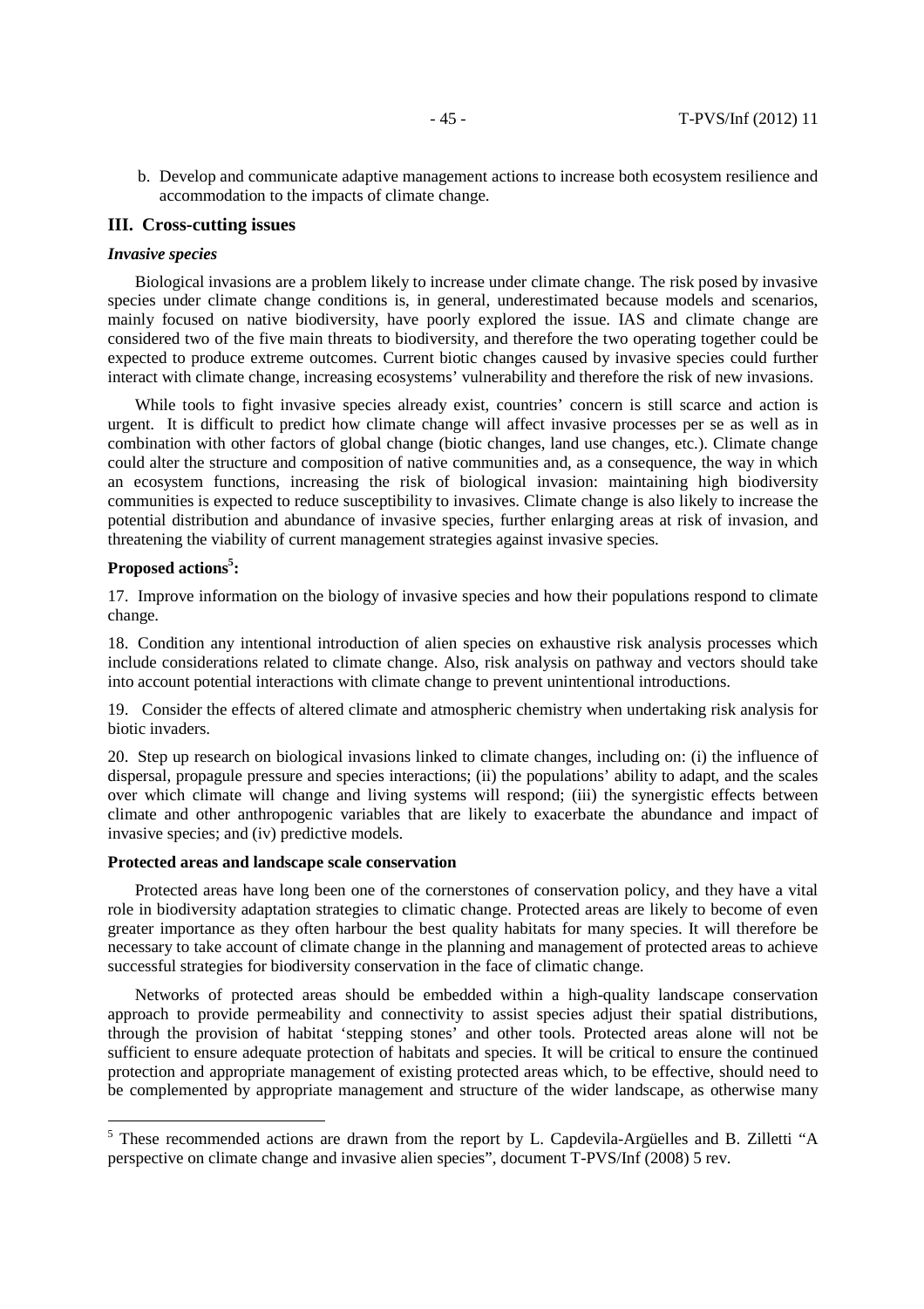b. Develop and communicate adaptive management actions to increase both ecosystem resilience and accommodation to the impacts of climate change.

## III. Cross-cutting issues

### *Invasive species*

Biological invasions are a problem likely to increase under climate change. The risk posed by invasive species under climate change conditions is, in general, underestimated because models and scenarios, mainly focused on native biodiversity, have poorly explored the issue. IAS and climate change are considered two of the five main threats to biodiversity, and therefore the two operating together could be expected to produce extreme outcomes. Current biotic changes caused by invasive species could further interact with climate change, increasing ecosystems' vulnerability and therefore the risk of new invasions.

While tools to fight invasive species already exist, countries' concern is still scarce and action is urgent. It is difficult to predict how climate change will affect invasive processes per se as well as in combination with other factors of global change (biotic changes, land use changes, etc.). Climate change could alter the structure and composition of native communities and, as a consequence, the way in which an ecosystem functions, increasing the risk of biological invasion: maintaining high biodiversity communities is expected to reduce susceptibility to invasives. Climate change is also likely to increase the potential distribution and abundance of invasive species, further enlarging areas at risk of invasion, and threatening the viability of current management strategies against invasive species.

**Proposed actions[5]:**

17. Improve information on the biology of invasive species and how their populations respond to climate change.

18. Condition any intentional introduction of alien species on exhaustive risk analysis processes which include considerations related to climate change. Also, risk analysis on pathway and vectors should take into account potential interactions with climate change to prevent unintentional introductions.

19. Consider the effects of altered climate and atmospheric chemistry when undertaking risk analysis for biotic invaders.

20. Step up research on biological invasions linked to climate changes, including on: (i) the influence of dispersal, propagule pressure and species interactions; (ii) the populations' ability to adapt, and the scales over which climate will change and living systems will respond; (iii) the synergistic effects between climate and other anthropogenic variables that are likely to exacerbate the abundance and impact of invasive species; and (iv) predictive models.

### Protected areas and landscape scale conservation

Protected areas have long been one of the cornerstones of conservation policy, and they have a vital role in biodiversity adaptation strategies to climatic change. Protected areas are likely to become of even greater importance as they often harbour the best quality habitats for many species. It will therefore be necessary to take account of climate change in the planning and management of protected areas to achieve successful strategies for biodiversity conservation in the face of climatic change.

Networks of protected areas should be embedded within a high-quality landscape conservation approach to provide permeability and connectivity to assist species adjust their spatial distributions, through the provision of habitat 'stepping stones' and other tools. Protected areas alone will not be sufficient to ensure adequate protection of habitats and species. It will be critical to ensure the continued protection and appropriate management of existing protected areas which, to be effective, should need to be complemented by appropriate management and structure of the wider landscape, as otherwise many

---

[5] These recommended actions are drawn from the report by L. Capdevila-Argüelles and B. Zilletti "A perspective on climate change and invasive alien species", document T-PVS/Inf (2008) 5 rev.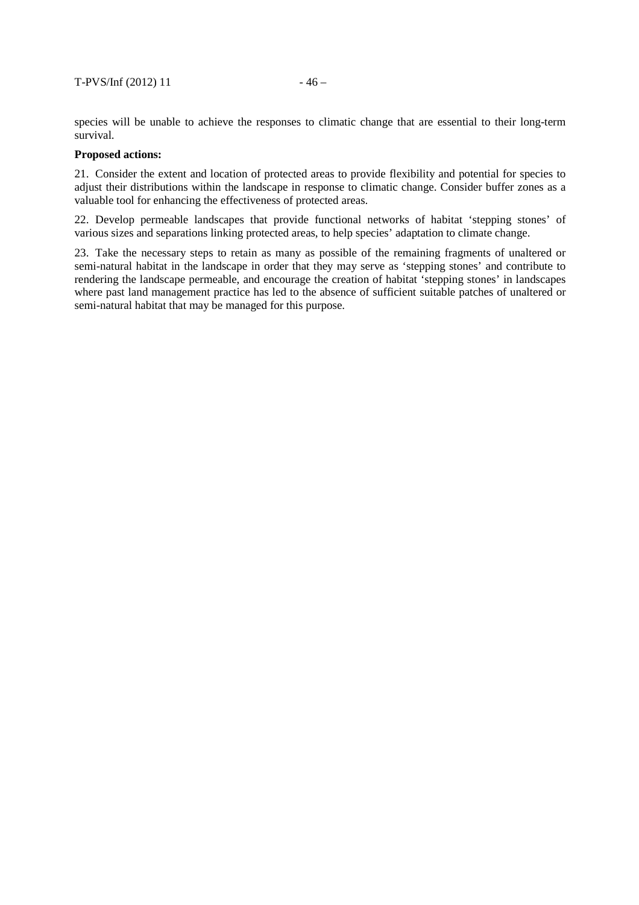species will be unable to achieve the responses to climatic change that are essential to their long-term survival.

**Proposed actions:**

21. Consider the extent and location of protected areas to provide flexibility and potential for species to adjust their distributions within the landscape in response to climatic change. Consider buffer zones as a valuable tool for enhancing the effectiveness of protected areas.

22. Develop permeable landscapes that provide functional networks of habitat 'stepping stones' of various sizes and separations linking protected areas, to help species' adaptation to climate change.

23. Take the necessary steps to retain as many as possible of the remaining fragments of unaltered or semi-natural habitat in the landscape in order that they may serve as 'stepping stones' and contribute to rendering the landscape permeable, and encourage the creation of habitat 'stepping stones' in landscapes where past land management practice has led to the absence of sufficient suitable patches of unaltered or semi-natural habitat that may be managed for this purpose.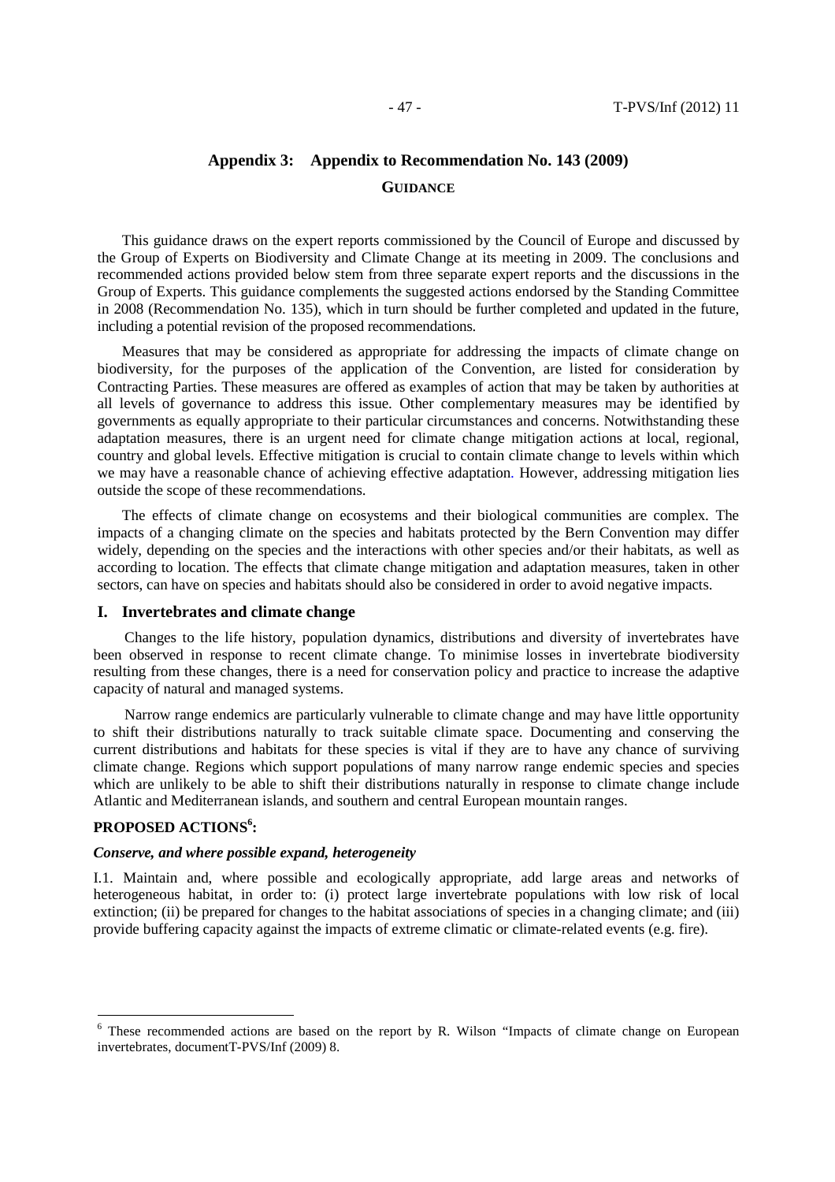## Appendix 3: Appendix to Recommendation No. 143 (2009)

### GUIDANCE

This guidance draws on the expert reports commissioned by the Council of Europe and discussed by the Group of Experts on Biodiversity and Climate Change at its meeting in 2009. The conclusions and recommended actions provided below stem from three separate expert reports and the discussions in the Group of Experts. This guidance complements the suggested actions endorsed by the Standing Committee in 2008 (Recommendation No. 135), which in turn should be further completed and updated in the future, including a potential revision of the proposed recommendations.

Measures that may be considered as appropriate for addressing the impacts of climate change on biodiversity, for the purposes of the application of the Convention, are listed for consideration by Contracting Parties. These measures are offered as examples of action that may be taken by authorities at all levels of governance to address this issue. Other complementary measures may be identified by governments as equally appropriate to their particular circumstances and concerns. Notwithstanding these adaptation measures, there is an urgent need for climate change mitigation actions at local, regional, country and global levels. Effective mitigation is crucial to contain climate change to levels within which we may have a reasonable chance of achieving effective adaptation. However, addressing mitigation lies outside the scope of these recommendations.

The effects of climate change on ecosystems and their biological communities are complex. The impacts of a changing climate on the species and habitats protected by the Bern Convention may differ widely, depending on the species and the interactions with other species and/or their habitats, as well as according to location. The effects that climate change mitigation and adaptation measures, taken in other sectors, can have on species and habitats should also be considered in order to avoid negative impacts.

## I. Invertebrates and climate change

Changes to the life history, population dynamics, distributions and diversity of invertebrates have been observed in response to recent climate change. To minimise losses in invertebrate biodiversity resulting from these changes, there is a need for conservation policy and practice to increase the adaptive capacity of natural and managed systems.

Narrow range endemics are particularly vulnerable to climate change and may have little opportunity to shift their distributions naturally to track suitable climate space. Documenting and conserving the current distributions and habitats for these species is vital if they are to have any chance of surviving climate change. Regions which support populations of many narrow range endemic species and species which are unlikely to be able to shift their distributions naturally in response to climate change include Atlantic and Mediterranean islands, and southern and central European mountain ranges.

**PROPOSED ACTIONS[6]:**

***Conserve, and where possible expand, heterogeneity***

I.1. Maintain and, where possible and ecologically appropriate, add large areas and networks of heterogeneous habitat, in order to: (i) protect large invertebrate populations with low risk of local extinction; (ii) be prepared for changes to the habitat associations of species in a changing climate; and (iii) provide buffering capacity against the impacts of extreme climatic or climate-related events (e.g. fire).

---

[6] These recommended actions are based on the report by R. Wilson "Impacts of climate change on European invertebrates, documentT-PVS/Inf (2009) 8.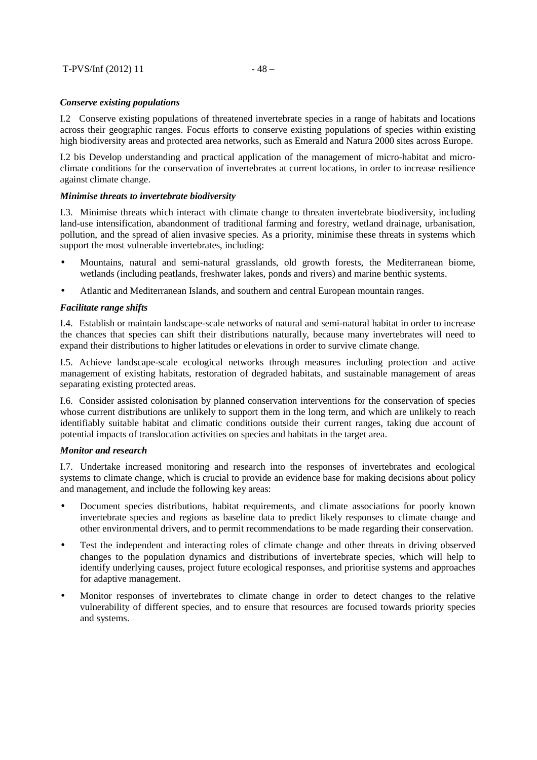***Conserve existing populations***

I.2 Conserve existing populations of threatened invertebrate species in a range of habitats and locations across their geographic ranges. Focus efforts to conserve existing populations of species within existing high biodiversity areas and protected area networks, such as Emerald and Natura 2000 sites across Europe.

I.2 bis Develop understanding and practical application of the management of micro-habitat and micro-climate conditions for the conservation of invertebrates at current locations, in order to increase resilience against climate change.

***Minimise threats to invertebrate biodiversity***

I.3. Minimise threats which interact with climate change to threaten invertebrate biodiversity, including land-use intensification, abandonment of traditional farming and forestry, wetland drainage, urbanisation, pollution, and the spread of alien invasive species. As a priority, minimise these threats in systems which support the most vulnerable invertebrates, including:

- Mountains, natural and semi-natural grasslands, old growth forests, the Mediterranean biome, wetlands (including peatlands, freshwater lakes, ponds and rivers) and marine benthic systems.
- Atlantic and Mediterranean Islands, and southern and central European mountain ranges.

***Facilitate range shifts***

I.4. Establish or maintain landscape-scale networks of natural and semi-natural habitat in order to increase the chances that species can shift their distributions naturally, because many invertebrates will need to expand their distributions to higher latitudes or elevations in order to survive climate change.

I.5. Achieve landscape-scale ecological networks through measures including protection and active management of existing habitats, restoration of degraded habitats, and sustainable management of areas separating existing protected areas.

I.6. Consider assisted colonisation by planned conservation interventions for the conservation of species whose current distributions are unlikely to support them in the long term, and which are unlikely to reach identifiably suitable habitat and climatic conditions outside their current ranges, taking due account of potential impacts of translocation activities on species and habitats in the target area.

***Monitor and research***

I.7. Undertake increased monitoring and research into the responses of invertebrates and ecological systems to climate change, which is crucial to provide an evidence base for making decisions about policy and management, and include the following key areas:

- Document species distributions, habitat requirements, and climate associations for poorly known invertebrate species and regions as baseline data to predict likely responses to climate change and other environmental drivers, and to permit recommendations to be made regarding their conservation.
- Test the independent and interacting roles of climate change and other threats in driving observed changes to the population dynamics and distributions of invertebrate species, which will help to identify underlying causes, project future ecological responses, and prioritise systems and approaches for adaptive management.
- Monitor responses of invertebrates to climate change in order to detect changes to the relative vulnerability of different species, and to ensure that resources are focused towards priority species and systems.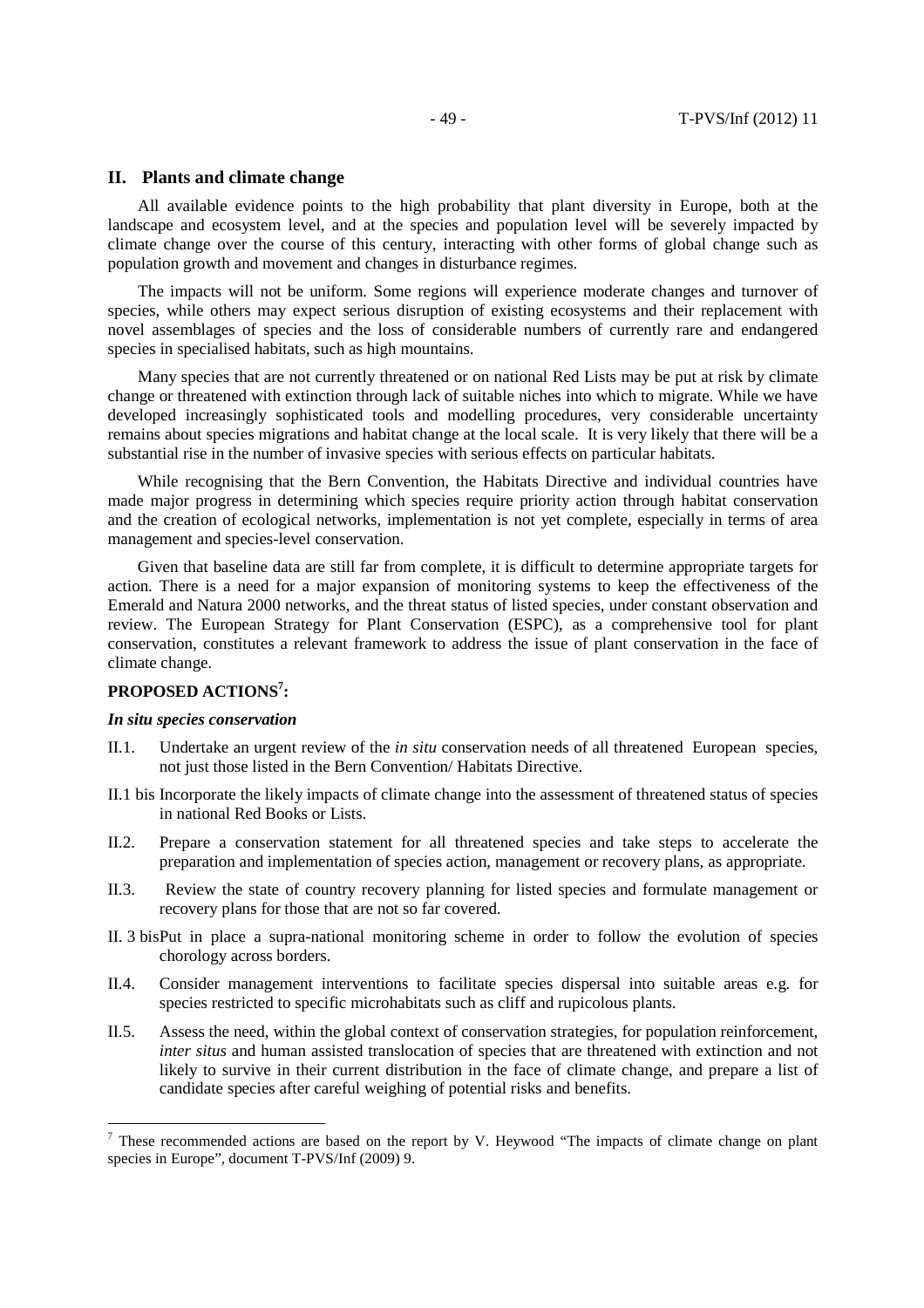## II. Plants and climate change

All available evidence points to the high probability that plant diversity in Europe, both at the landscape and ecosystem level, and at the species and population level will be severely impacted by climate change over the course of this century, interacting with other forms of global change such as population growth and movement and changes in disturbance regimes.

The impacts will not be uniform. Some regions will experience moderate changes and turnover of species, while others may expect serious disruption of existing ecosystems and their replacement with novel assemblages of species and the loss of considerable numbers of currently rare and endangered species in specialised habitats, such as high mountains.

Many species that are not currently threatened or on national Red Lists may be put at risk by climate change or threatened with extinction through lack of suitable niches into which to migrate. While we have developed increasingly sophisticated tools and modelling procedures, very considerable uncertainty remains about species migrations and habitat change at the local scale. It is very likely that there will be a substantial rise in the number of invasive species with serious effects on particular habitats.

While recognising that the Bern Convention, the Habitats Directive and individual countries have made major progress in determining which species require priority action through habitat conservation and the creation of ecological networks, implementation is not yet complete, especially in terms of area management and species-level conservation.

Given that baseline data are still far from complete, it is difficult to determine appropriate targets for action. There is a need for a major expansion of monitoring systems to keep the effectiveness of the Emerald and Natura 2000 networks, and the threat status of listed species, under constant observation and review. The European Strategy for Plant Conservation (ESPC), as a comprehensive tool for plant conservation, constitutes a relevant framework to address the issue of plant conservation in the face of climate change.

**PROPOSED ACTIONS[7]:**

***In situ species conservation***

II.1. Undertake an urgent review of the *in situ* conservation needs of all threatened European species, not just those listed in the Bern Convention/ Habitats Directive.

II.1 bis Incorporate the likely impacts of climate change into the assessment of threatened status of species in national Red Books or Lists.

II.2. Prepare a conservation statement for all threatened species and take steps to accelerate the preparation and implementation of species action, management or recovery plans, as appropriate.

II.3. Review the state of country recovery planning for listed species and formulate management or recovery plans for those that are not so far covered.

II. 3 bis Put in place a supra-national monitoring scheme in order to follow the evolution of species chorology across borders.

II.4. Consider management interventions to facilitate species dispersal into suitable areas e.g. for species restricted to specific microhabitats such as cliff and rupicolous plants.

II.5. Assess the need, within the global context of conservation strategies, for population reinforcement, *inter situs* and human assisted translocation of species that are threatened with extinction and not likely to survive in their current distribution in the face of climate change, and prepare a list of candidate species after careful weighing of potential risks and benefits.

[7] These recommended actions are based on the report by V. Heywood "The impacts of climate change on plant species in Europe", document T-PVS/Inf (2009) 9.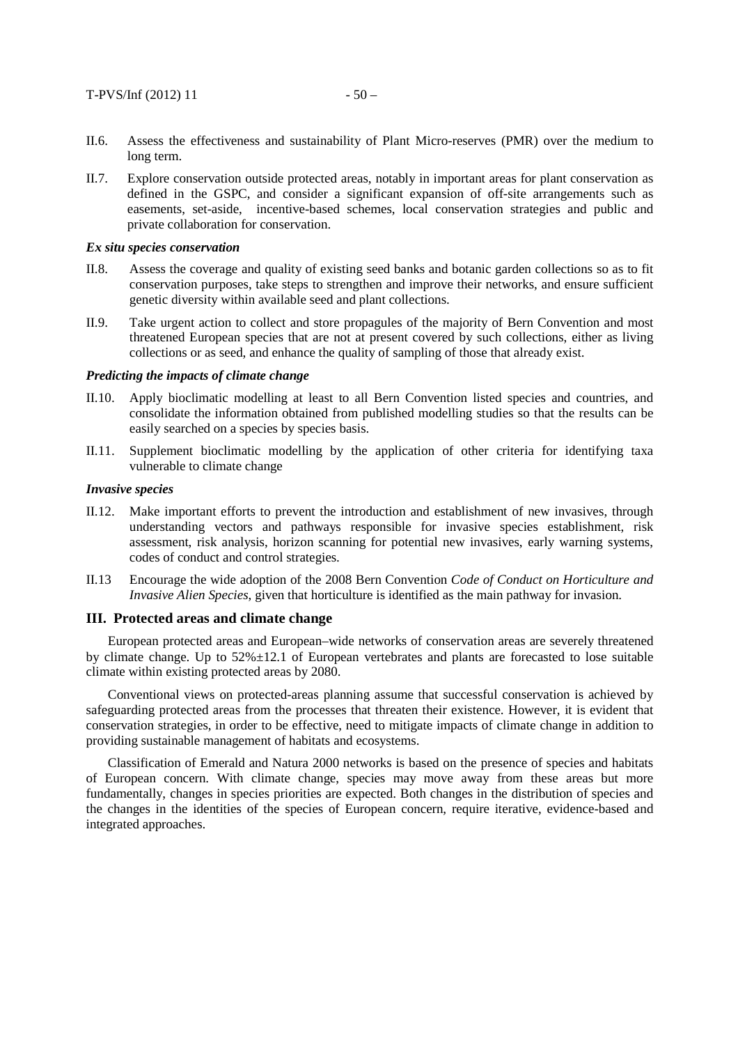II.6. Assess the effectiveness and sustainability of Plant Micro-reserves (PMR) over the medium to long term.

II.7. Explore conservation outside protected areas, notably in important areas for plant conservation as defined in the GSPC, and consider a significant expansion of off-site arrangements such as easements, set-aside, incentive-based schemes, local conservation strategies and public and private collaboration for conservation.

***Ex situ species conservation***

II.8. Assess the coverage and quality of existing seed banks and botanic garden collections so as to fit conservation purposes, take steps to strengthen and improve their networks, and ensure sufficient genetic diversity within available seed and plant collections.

II.9. Take urgent action to collect and store propagules of the majority of Bern Convention and most threatened European species that are not at present covered by such collections, either as living collections or as seed, and enhance the quality of sampling of those that already exist.

***Predicting the impacts of climate change***

II.10. Apply bioclimatic modelling at least to all Bern Convention listed species and countries, and consolidate the information obtained from published modelling studies so that the results can be easily searched on a species by species basis.

II.11. Supplement bioclimatic modelling by the application of other criteria for identifying taxa vulnerable to climate change

***Invasive species***

II.12. Make important efforts to prevent the introduction and establishment of new invasives, through understanding vectors and pathways responsible for invasive species establishment, risk assessment, risk analysis, horizon scanning for potential new invasives, early warning systems, codes of conduct and control strategies.

II.13 Encourage the wide adoption of the 2008 Bern Convention *Code of Conduct on Horticulture and Invasive Alien Species*, given that horticulture is identified as the main pathway for invasion.

## III. Protected areas and climate change

European protected areas and European–wide networks of conservation areas are severely threatened by climate change. Up to 52%±12.1 of European vertebrates and plants are forecasted to lose suitable climate within existing protected areas by 2080.

Conventional views on protected-areas planning assume that successful conservation is achieved by safeguarding protected areas from the processes that threaten their existence. However, it is evident that conservation strategies, in order to be effective, need to mitigate impacts of climate change in addition to providing sustainable management of habitats and ecosystems.

Classification of Emerald and Natura 2000 networks is based on the presence of species and habitats of European concern. With climate change, species may move away from these areas but more fundamentally, changes in species priorities are expected. Both changes in the distribution of species and the changes in the identities of the species of European concern, require iterative, evidence-based and integrated approaches.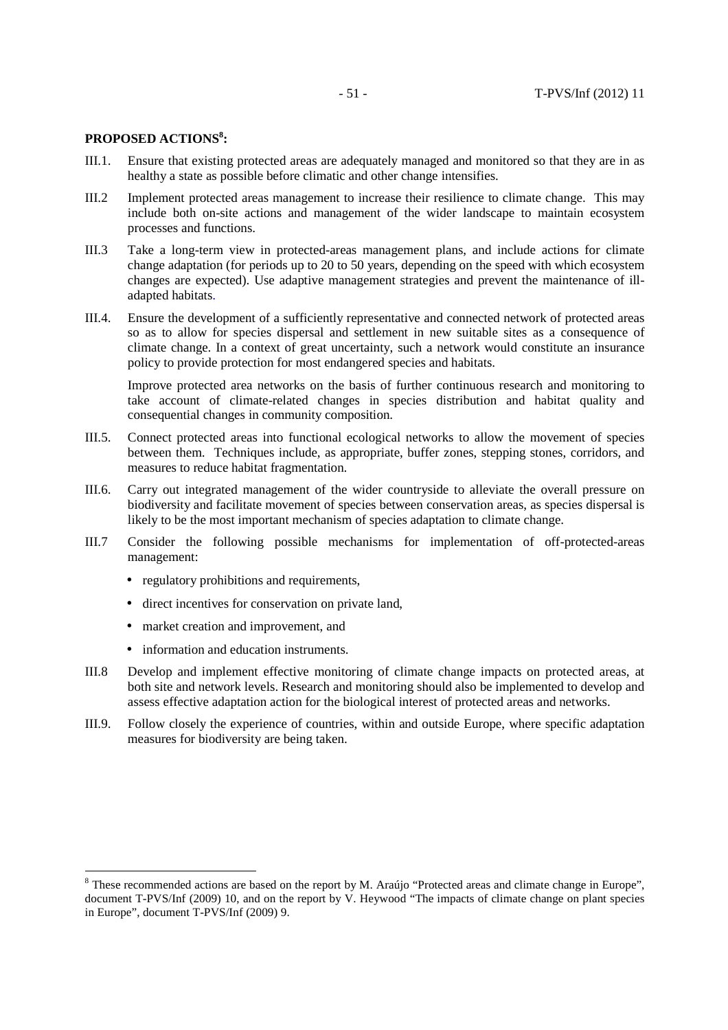**PROPOSED ACTIONS[8]:**

III.1. Ensure that existing protected areas are adequately managed and monitored so that they are in as healthy a state as possible before climatic and other change intensifies.

III.2 Implement protected areas management to increase their resilience to climate change. This may include both on-site actions and management of the wider landscape to maintain ecosystem processes and functions.

III.3 Take a long-term view in protected-areas management plans, and include actions for climate change adaptation (for periods up to 20 to 50 years, depending on the speed with which ecosystem changes are expected). Use adaptive management strategies and prevent the maintenance of ill-adapted habitats.

III.4. Ensure the development of a sufficiently representative and connected network of protected areas so as to allow for species dispersal and settlement in new suitable sites as a consequence of climate change. In a context of great uncertainty, such a network would constitute an insurance policy to provide protection for most endangered species and habitats.

Improve protected area networks on the basis of further continuous research and monitoring to take account of climate-related changes in species distribution and habitat quality and consequential changes in community composition.

III.5. Connect protected areas into functional ecological networks to allow the movement of species between them. Techniques include, as appropriate, buffer zones, stepping stones, corridors, and measures to reduce habitat fragmentation.

III.6. Carry out integrated management of the wider countryside to alleviate the overall pressure on biodiversity and facilitate movement of species between conservation areas, as species dispersal is likely to be the most important mechanism of species adaptation to climate change.

III.7 Consider the following possible mechanisms for implementation of off-protected-areas management:

- regulatory prohibitions and requirements,
- direct incentives for conservation on private land,
- market creation and improvement, and
- information and education instruments.

III.8 Develop and implement effective monitoring of climate change impacts on protected areas, at both site and network levels. Research and monitoring should also be implemented to develop and assess effective adaptation action for the biological interest of protected areas and networks.

III.9. Follow closely the experience of countries, within and outside Europe, where specific adaptation measures for biodiversity are being taken.

---

[8] These recommended actions are based on the report by M. Araújo "Protected areas and climate change in Europe", document T-PVS/Inf (2009) 10, and on the report by V. Heywood "The impacts of climate change on plant species in Europe", document T-PVS/Inf (2009) 9.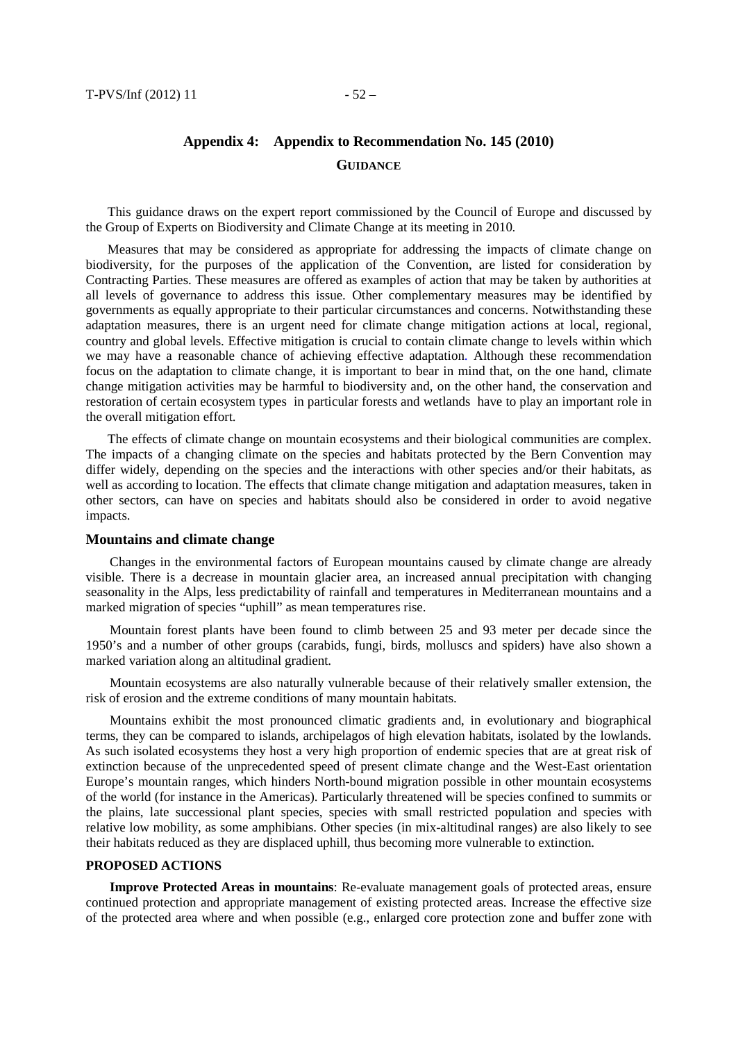## Appendix 4: Appendix to Recommendation No. 145 (2010)

### GUIDANCE

This guidance draws on the expert report commissioned by the Council of Europe and discussed by the Group of Experts on Biodiversity and Climate Change at its meeting in 2010.

Measures that may be considered as appropriate for addressing the impacts of climate change on biodiversity, for the purposes of the application of the Convention, are listed for consideration by Contracting Parties. These measures are offered as examples of action that may be taken by authorities at all levels of governance to address this issue. Other complementary measures may be identified by governments as equally appropriate to their particular circumstances and concerns. Notwithstanding these adaptation measures, there is an urgent need for climate change mitigation actions at local, regional, country and global levels. Effective mitigation is crucial to contain climate change to levels within which we may have a reasonable chance of achieving effective adaptation. Although these recommendation focus on the adaptation to climate change, it is important to bear in mind that, on the one hand, climate change mitigation activities may be harmful to biodiversity and, on the other hand, the conservation and restoration of certain ecosystem types in particular forests and wetlands have to play an important role in the overall mitigation effort.

The effects of climate change on mountain ecosystems and their biological communities are complex. The impacts of a changing climate on the species and habitats protected by the Bern Convention may differ widely, depending on the species and the interactions with other species and/or their habitats, as well as according to location. The effects that climate change mitigation and adaptation measures, taken in other sectors, can have on species and habitats should also be considered in order to avoid negative impacts.

### Mountains and climate change

Changes in the environmental factors of European mountains caused by climate change are already visible. There is a decrease in mountain glacier area, an increased annual precipitation with changing seasonality in the Alps, less predictability of rainfall and temperatures in Mediterranean mountains and a marked migration of species "uphill" as mean temperatures rise.

Mountain forest plants have been found to climb between 25 and 93 meter per decade since the 1950's and a number of other groups (carabids, fungi, birds, molluscs and spiders) have also shown a marked variation along an altitudinal gradient.

Mountain ecosystems are also naturally vulnerable because of their relatively smaller extension, the risk of erosion and the extreme conditions of many mountain habitats.

Mountains exhibit the most pronounced climatic gradients and, in evolutionary and biographical terms, they can be compared to islands, archipelagos of high elevation habitats, isolated by the lowlands. As such isolated ecosystems they host a very high proportion of endemic species that are at great risk of extinction because of the unprecedented speed of present climate change and the West-East orientation Europe's mountain ranges, which hinders North-bound migration possible in other mountain ecosystems of the world (for instance in the Americas). Particularly threatened will be species confined to summits or the plains, late successional plant species, species with small restricted population and species with relative low mobility, as some amphibians. Other species (in mix-altitudinal ranges) are also likely to see their habitats reduced as they are displaced uphill, thus becoming more vulnerable to extinction.

### PROPOSED ACTIONS

**Improve Protected Areas in mountains**: Re-evaluate management goals of protected areas, ensure continued protection and appropriate management of existing protected areas. Increase the effective size of the protected area where and when possible (e.g., enlarged core protection zone and buffer zone with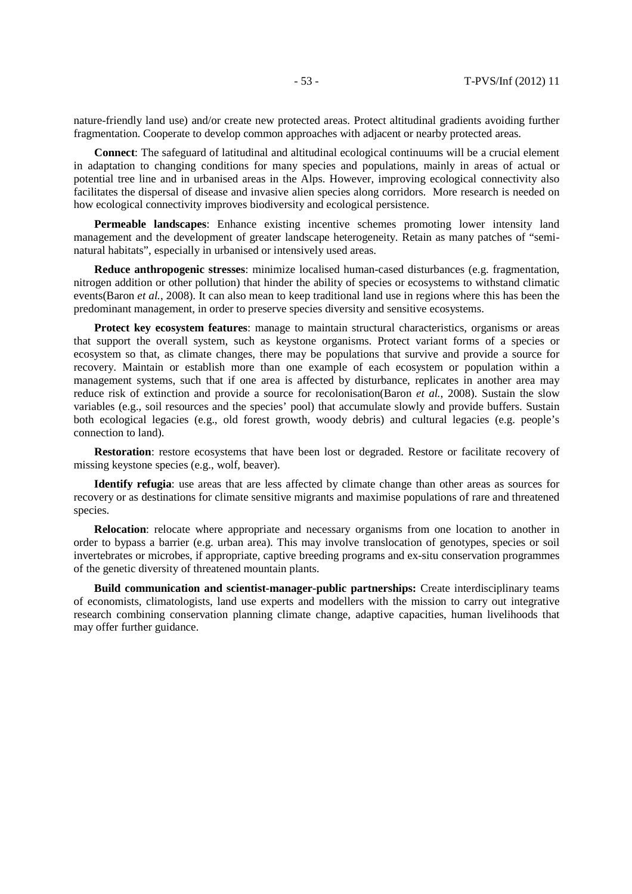nature-friendly land use) and/or create new protected areas. Protect altitudinal gradients avoiding further fragmentation. Cooperate to develop common approaches with adjacent or nearby protected areas.

**Connect**: The safeguard of latitudinal and altitudinal ecological continuums will be a crucial element in adaptation to changing conditions for many species and populations, mainly in areas of actual or potential tree line and in urbanised areas in the Alps. However, improving ecological connectivity also facilitates the dispersal of disease and invasive alien species along corridors. More research is needed on how ecological connectivity improves biodiversity and ecological persistence.

**Permeable landscapes**: Enhance existing incentive schemes promoting lower intensity land management and the development of greater landscape heterogeneity. Retain as many patches of "semi-natural habitats", especially in urbanised or intensively used areas.

**Reduce anthropogenic stresses**: minimize localised human-cased disturbances (e.g. fragmentation, nitrogen addition or other pollution) that hinder the ability of species or ecosystems to withstand climatic events(Baron *et al.*, 2008). It can also mean to keep traditional land use in regions where this has been the predominant management, in order to preserve species diversity and sensitive ecosystems.

**Protect key ecosystem features**: manage to maintain structural characteristics, organisms or areas that support the overall system, such as keystone organisms. Protect variant forms of a species or ecosystem so that, as climate changes, there may be populations that survive and provide a source for recovery. Maintain or establish more than one example of each ecosystem or population within a management systems, such that if one area is affected by disturbance, replicates in another area may reduce risk of extinction and provide a source for recolonisation(Baron *et al.*, 2008). Sustain the slow variables (e.g., soil resources and the species' pool) that accumulate slowly and provide buffers. Sustain both ecological legacies (e.g., old forest growth, woody debris) and cultural legacies (e.g. people's connection to land).

**Restoration**: restore ecosystems that have been lost or degraded. Restore or facilitate recovery of missing keystone species (e.g., wolf, beaver).

**Identify refugia**: use areas that are less affected by climate change than other areas as sources for recovery or as destinations for climate sensitive migrants and maximise populations of rare and threatened species.

**Relocation**: relocate where appropriate and necessary organisms from one location to another in order to bypass a barrier (e.g. urban area). This may involve translocation of genotypes, species or soil invertebrates or microbes, if appropriate, captive breeding programs and ex-situ conservation programmes of the genetic diversity of threatened mountain plants.

**Build communication and scientist-manager-public partnerships:** Create interdisciplinary teams of economists, climatologists, land use experts and modellers with the mission to carry out integrative research combining conservation planning climate change, adaptive capacities, human livelihoods that may offer further guidance.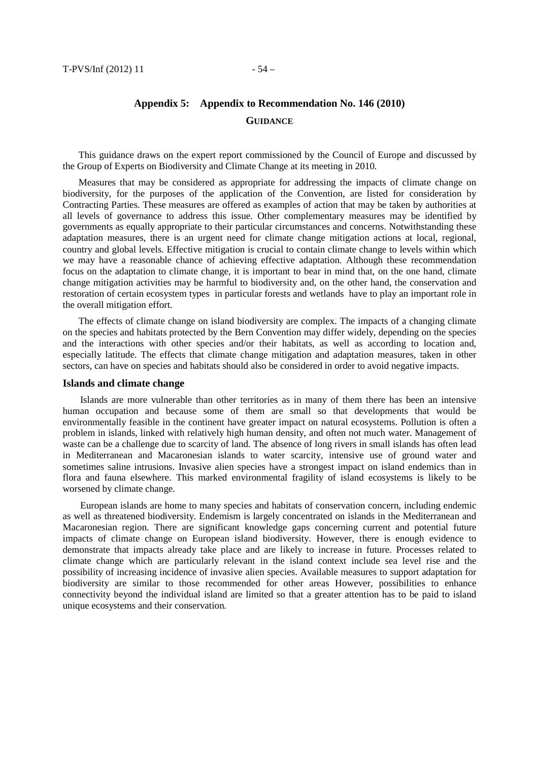## Appendix 5: Appendix to Recommendation No. 146 (2010)

### GUIDANCE

This guidance draws on the expert report commissioned by the Council of Europe and discussed by the Group of Experts on Biodiversity and Climate Change at its meeting in 2010.

Measures that may be considered as appropriate for addressing the impacts of climate change on biodiversity, for the purposes of the application of the Convention, are listed for consideration by Contracting Parties. These measures are offered as examples of action that may be taken by authorities at all levels of governance to address this issue. Other complementary measures may be identified by governments as equally appropriate to their particular circumstances and concerns. Notwithstanding these adaptation measures, there is an urgent need for climate change mitigation actions at local, regional, country and global levels. Effective mitigation is crucial to contain climate change to levels within which we may have a reasonable chance of achieving effective adaptation. Although these recommendation focus on the adaptation to climate change, it is important to bear in mind that, on the one hand, climate change mitigation activities may be harmful to biodiversity and, on the other hand, the conservation and restoration of certain ecosystem types in particular forests and wetlands have to play an important role in the overall mitigation effort.

The effects of climate change on island biodiversity are complex. The impacts of a changing climate on the species and habitats protected by the Bern Convention may differ widely, depending on the species and the interactions with other species and/or their habitats, as well as according to location and, especially latitude. The effects that climate change mitigation and adaptation measures, taken in other sectors, can have on species and habitats should also be considered in order to avoid negative impacts.

### Islands and climate change

Islands are more vulnerable than other territories as in many of them there has been an intensive human occupation and because some of them are small so that developments that would be environmentally feasible in the continent have greater impact on natural ecosystems. Pollution is often a problem in islands, linked with relatively high human density, and often not much water. Management of waste can be a challenge due to scarcity of land. The absence of long rivers in small islands has often lead in Mediterranean and Macaronesian islands to water scarcity, intensive use of ground water and sometimes saline intrusions. Invasive alien species have a strongest impact on island endemics than in flora and fauna elsewhere. This marked environmental fragility of island ecosystems is likely to be worsened by climate change.

European islands are home to many species and habitats of conservation concern, including endemic as well as threatened biodiversity. Endemism is largely concentrated on islands in the Mediterranean and Macaronesian region. There are significant knowledge gaps concerning current and potential future impacts of climate change on European island biodiversity. However, there is enough evidence to demonstrate that impacts already take place and are likely to increase in future. Processes related to climate change which are particularly relevant in the island context include sea level rise and the possibility of increasing incidence of invasive alien species. Available measures to support adaptation for biodiversity are similar to those recommended for other areas However, possibilities to enhance connectivity beyond the individual island are limited so that a greater attention has to be paid to island unique ecosystems and their conservation.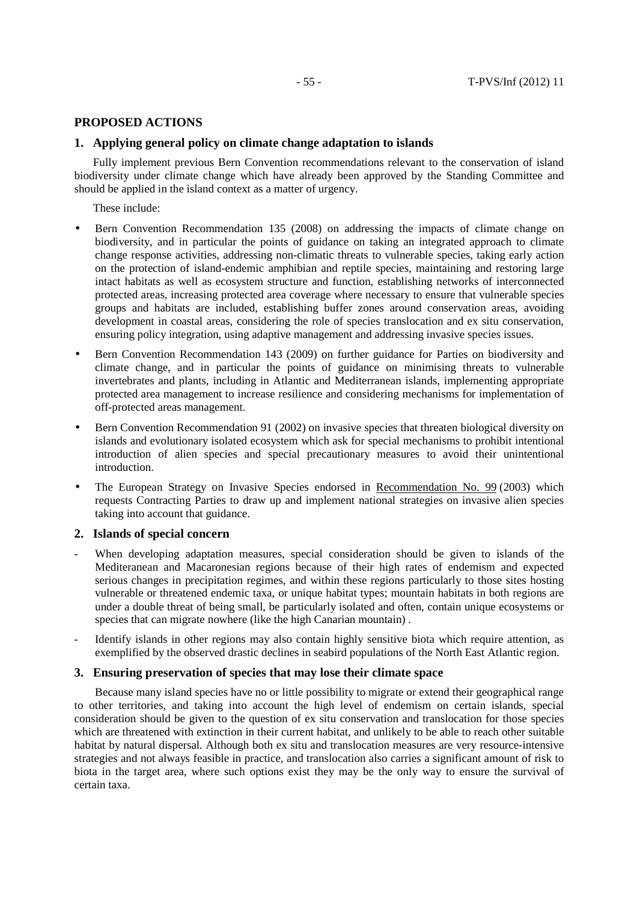## PROPOSED ACTIONS

### 1. Applying general policy on climate change adaptation to islands

Fully implement previous Bern Convention recommendations relevant to the conservation of island biodiversity under climate change which have already been approved by the Standing Committee and should be applied in the island context as a matter of urgency.

These include:

- Bern Convention Recommendation 135 (2008) on addressing the impacts of climate change on biodiversity, and in particular the points of guidance on taking an integrated approach to climate change response activities, addressing non-climatic threats to vulnerable species, taking early action on the protection of island-endemic amphibian and reptile species, maintaining and restoring large intact habitats as well as ecosystem structure and function, establishing networks of interconnected protected areas, increasing protected area coverage where necessary to ensure that vulnerable species groups and habitats are included, establishing buffer zones around conservation areas, avoiding development in coastal areas, considering the role of species translocation and ex situ conservation, ensuring policy integration, using adaptive management and addressing invasive species issues.
- Bern Convention Recommendation 143 (2009) on further guidance for Parties on biodiversity and climate change, and in particular the points of guidance on minimising threats to vulnerable invertebrates and plants, including in Atlantic and Mediterranean islands, implementing appropriate protected area management to increase resilience and considering mechanisms for implementation of off-protected areas management.
- Bern Convention Recommendation 91 (2002) on invasive species that threaten biological diversity on islands and evolutionary isolated ecosystem which ask for special mechanisms to prohibit intentional introduction of alien species and special precautionary measures to avoid their unintentional introduction.
- The European Strategy on Invasive Species endorsed in Recommendation No. 99 (2003) which requests Contracting Parties to draw up and implement national strategies on invasive alien species taking into account that guidance.

### 2. Islands of special concern

- When developing adaptation measures, special consideration should be given to islands of the Mediteranean and Macaronesian regions because of their high rates of endemism and expected serious changes in precipitation regimes, and within these regions particularly to those sites hosting vulnerable or threatened endemic taxa, or unique habitat types; mountain habitats in both regions are under a double threat of being small, be particularly isolated and often, contain unique ecosystems or species that can migrate nowhere (like the high Canarian mountain) .
- Identify islands in other regions may also contain highly sensitive biota which require attention, as exemplified by the observed drastic declines in seabird populations of the North East Atlantic region.

### 3. Ensuring preservation of species that may lose their climate space

Because many island species have no or little possibility to migrate or extend their geographical range to other territories, and taking into account the high level of endemism on certain islands, special consideration should be given to the question of ex situ conservation and translocation for those species which are threatened with extinction in their current habitat, and unlikely to be able to reach other suitable habitat by natural dispersal. Although both ex situ and translocation measures are very resource-intensive strategies and not always feasible in practice, and translocation also carries a significant amount of risk to biota in the target area, where such options exist they may be the only way to ensure the survival of certain taxa.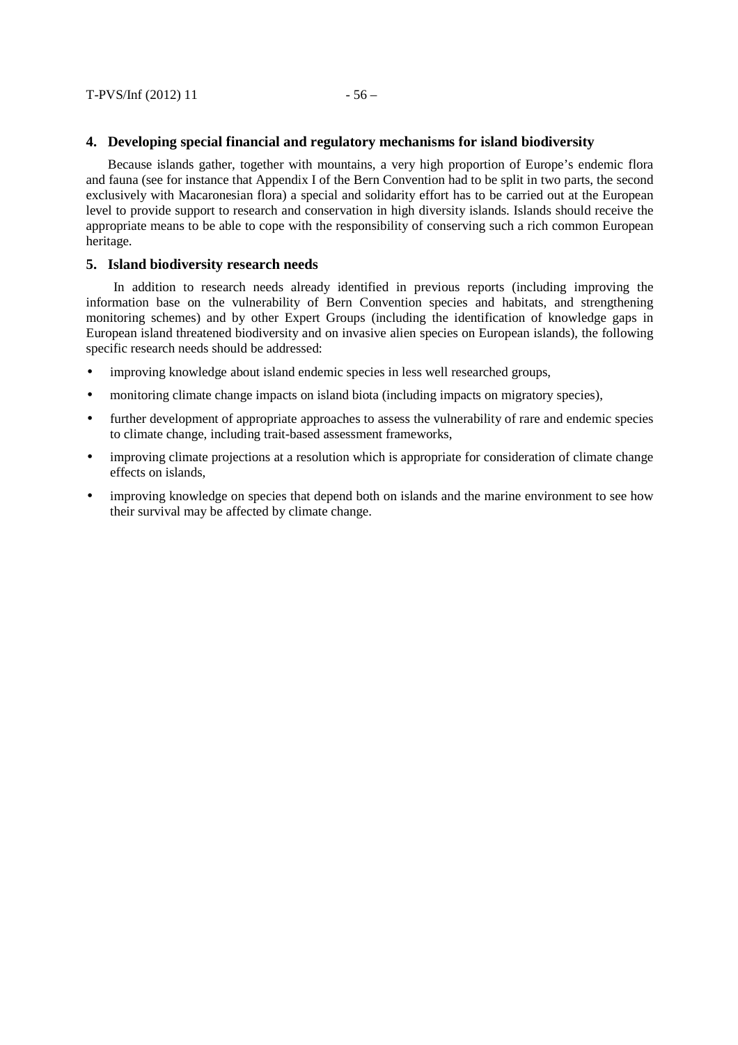## 4. Developing special financial and regulatory mechanisms for island biodiversity

Because islands gather, together with mountains, a very high proportion of Europe's endemic flora and fauna (see for instance that Appendix I of the Bern Convention had to be split in two parts, the second exclusively with Macaronesian flora) a special and solidarity effort has to be carried out at the European level to provide support to research and conservation in high diversity islands. Islands should receive the appropriate means to be able to cope with the responsibility of conserving such a rich common European heritage.

## 5. Island biodiversity research needs

In addition to research needs already identified in previous reports (including improving the information base on the vulnerability of Bern Convention species and habitats, and strengthening monitoring schemes) and by other Expert Groups (including the identification of knowledge gaps in European island threatened biodiversity and on invasive alien species on European islands), the following specific research needs should be addressed:

- improving knowledge about island endemic species in less well researched groups,
- monitoring climate change impacts on island biota (including impacts on migratory species),
- further development of appropriate approaches to assess the vulnerability of rare and endemic species to climate change, including trait-based assessment frameworks,
- improving climate projections at a resolution which is appropriate for consideration of climate change effects on islands,
- improving knowledge on species that depend both on islands and the marine environment to see how their survival may be affected by climate change.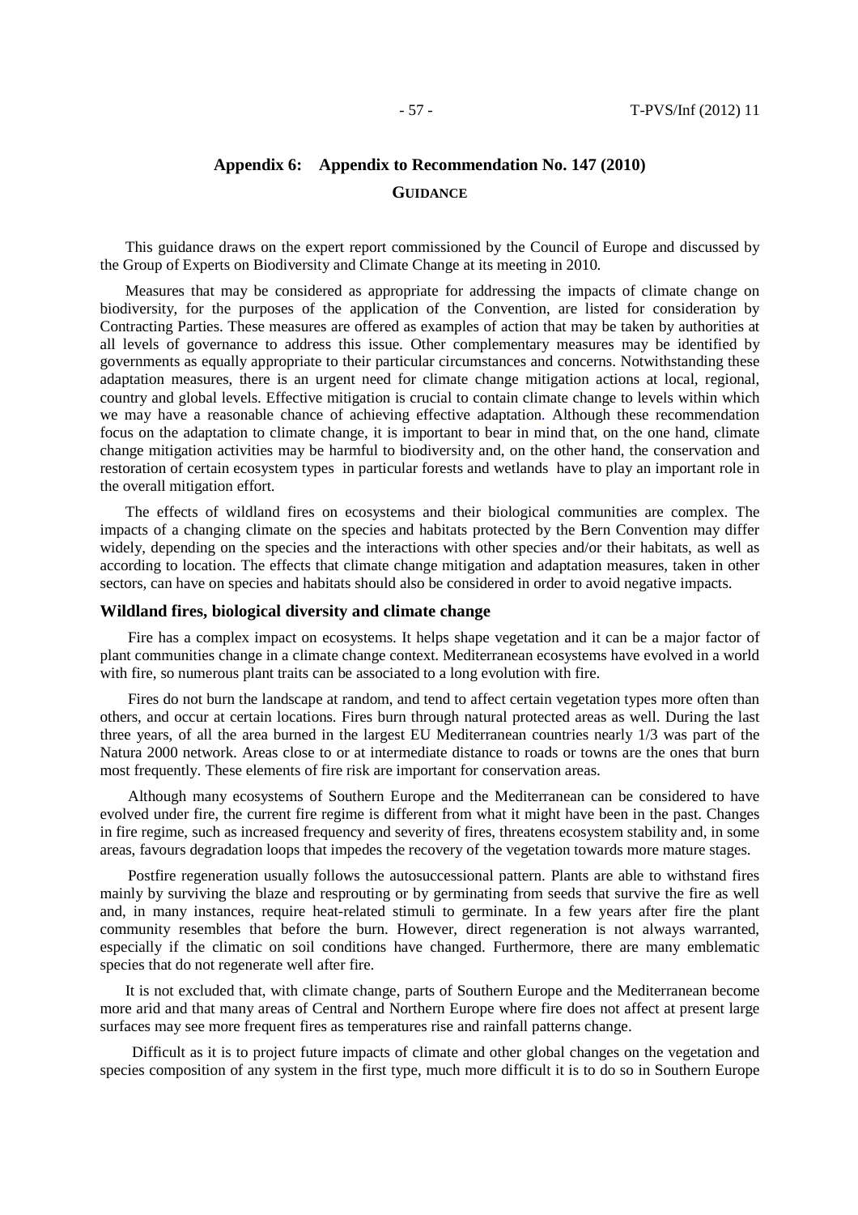## Appendix 6: Appendix to Recommendation No. 147 (2010)

### GUIDANCE

This guidance draws on the expert report commissioned by the Council of Europe and discussed by the Group of Experts on Biodiversity and Climate Change at its meeting in 2010.

Measures that may be considered as appropriate for addressing the impacts of climate change on biodiversity, for the purposes of the application of the Convention, are listed for consideration by Contracting Parties. These measures are offered as examples of action that may be taken by authorities at all levels of governance to address this issue. Other complementary measures may be identified by governments as equally appropriate to their particular circumstances and concerns. Notwithstanding these adaptation measures, there is an urgent need for climate change mitigation actions at local, regional, country and global levels. Effective mitigation is crucial to contain climate change to levels within which we may have a reasonable chance of achieving effective adaptation. Although these recommendation focus on the adaptation to climate change, it is important to bear in mind that, on the one hand, climate change mitigation activities may be harmful to biodiversity and, on the other hand, the conservation and restoration of certain ecosystem types in particular forests and wetlands have to play an important role in the overall mitigation effort.

The effects of wildland fires on ecosystems and their biological communities are complex. The impacts of a changing climate on the species and habitats protected by the Bern Convention may differ widely, depending on the species and the interactions with other species and/or their habitats, as well as according to location. The effects that climate change mitigation and adaptation measures, taken in other sectors, can have on species and habitats should also be considered in order to avoid negative impacts.

### Wildland fires, biological diversity and climate change

Fire has a complex impact on ecosystems. It helps shape vegetation and it can be a major factor of plant communities change in a climate change context. Mediterranean ecosystems have evolved in a world with fire, so numerous plant traits can be associated to a long evolution with fire.

Fires do not burn the landscape at random, and tend to affect certain vegetation types more often than others, and occur at certain locations. Fires burn through natural protected areas as well. During the last three years, of all the area burned in the largest EU Mediterranean countries nearly 1/3 was part of the Natura 2000 network. Areas close to or at intermediate distance to roads or towns are the ones that burn most frequently. These elements of fire risk are important for conservation areas.

Although many ecosystems of Southern Europe and the Mediterranean can be considered to have evolved under fire, the current fire regime is different from what it might have been in the past. Changes in fire regime, such as increased frequency and severity of fires, threatens ecosystem stability and, in some areas, favours degradation loops that impedes the recovery of the vegetation towards more mature stages.

Postfire regeneration usually follows the autosuccessional pattern. Plants are able to withstand fires mainly by surviving the blaze and resprouting or by germinating from seeds that survive the fire as well and, in many instances, require heat-related stimuli to germinate. In a few years after fire the plant community resembles that before the burn. However, direct regeneration is not always warranted, especially if the climatic on soil conditions have changed. Furthermore, there are many emblematic species that do not regenerate well after fire.

It is not excluded that, with climate change, parts of Southern Europe and the Mediterranean become more arid and that many areas of Central and Northern Europe where fire does not affect at present large surfaces may see more frequent fires as temperatures rise and rainfall patterns change.

Difficult as it is to project future impacts of climate and other global changes on the vegetation and species composition of any system in the first type, much more difficult it is to do so in Southern Europe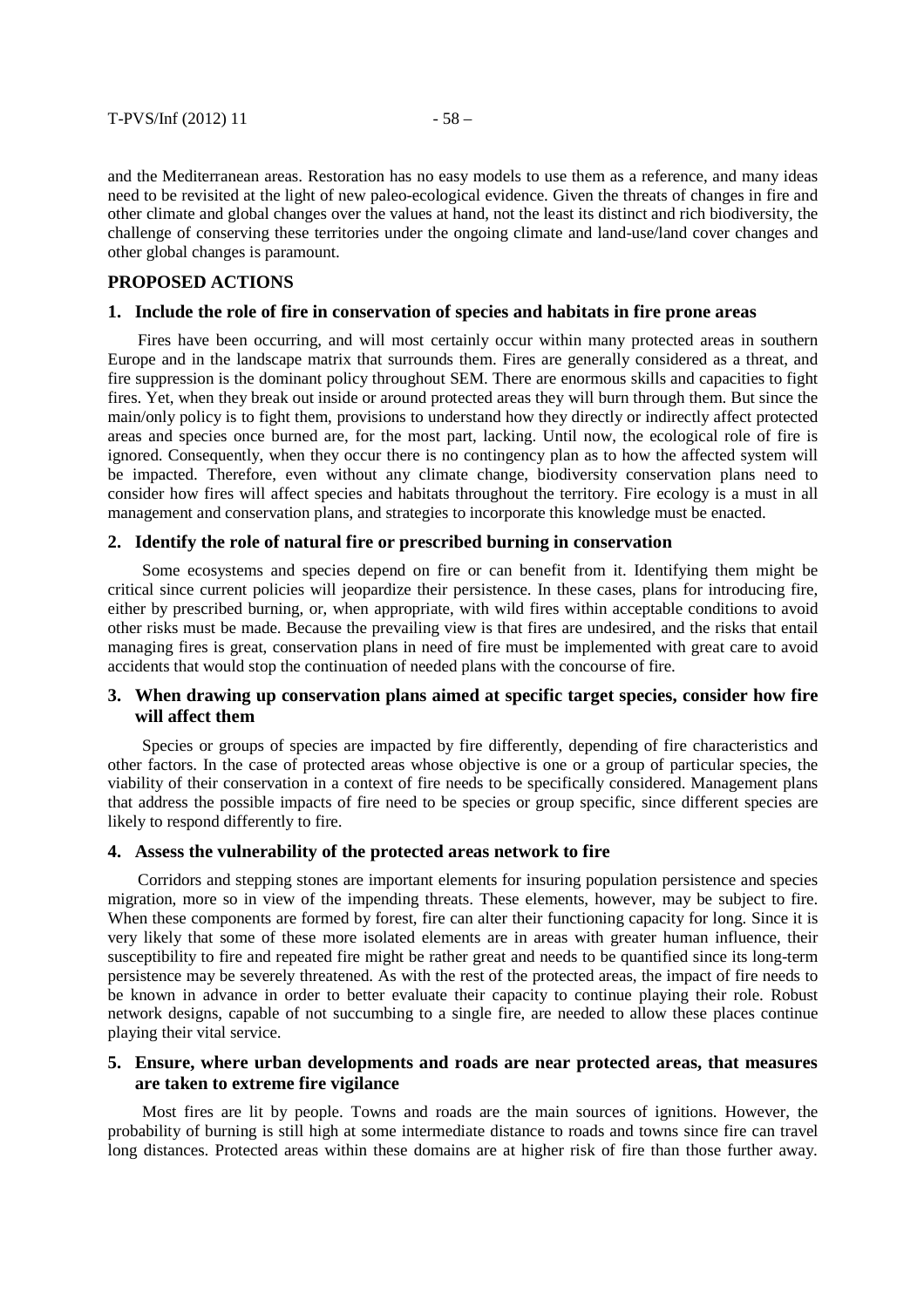and the Mediterranean areas. Restoration has no easy models to use them as a reference, and many ideas need to be revisited at the light of new paleo-ecological evidence. Given the threats of changes in fire and other climate and global changes over the values at hand, not the least its distinct and rich biodiversity, the challenge of conserving these territories under the ongoing climate and land-use/land cover changes and other global changes is paramount.

## PROPOSED ACTIONS

### 1. Include the role of fire in conservation of species and habitats in fire prone areas

Fires have been occurring, and will most certainly occur within many protected areas in southern Europe and in the landscape matrix that surrounds them. Fires are generally considered as a threat, and fire suppression is the dominant policy throughout SEM. There are enormous skills and capacities to fight fires. Yet, when they break out inside or around protected areas they will burn through them. But since the main/only policy is to fight them, provisions to understand how they directly or indirectly affect protected areas and species once burned are, for the most part, lacking. Until now, the ecological role of fire is ignored. Consequently, when they occur there is no contingency plan as to how the affected system will be impacted. Therefore, even without any climate change, biodiversity conservation plans need to consider how fires will affect species and habitats throughout the territory. Fire ecology is a must in all management and conservation plans, and strategies to incorporate this knowledge must be enacted.

### 2. Identify the role of natural fire or prescribed burning in conservation

Some ecosystems and species depend on fire or can benefit from it. Identifying them might be critical since current policies will jeopardize their persistence. In these cases, plans for introducing fire, either by prescribed burning, or, when appropriate, with wild fires within acceptable conditions to avoid other risks must be made. Because the prevailing view is that fires are undesired, and the risks that entail managing fires is great, conservation plans in need of fire must be implemented with great care to avoid accidents that would stop the continuation of needed plans with the concourse of fire.

### 3. When drawing up conservation plans aimed at specific target species, consider how fire will affect them

Species or groups of species are impacted by fire differently, depending of fire characteristics and other factors. In the case of protected areas whose objective is one or a group of particular species, the viability of their conservation in a context of fire needs to be specifically considered. Management plans that address the possible impacts of fire need to be species or group specific, since different species are likely to respond differently to fire.

### 4. Assess the vulnerability of the protected areas network to fire

Corridors and stepping stones are important elements for insuring population persistence and species migration, more so in view of the impending threats. These elements, however, may be subject to fire. When these components are formed by forest, fire can alter their functioning capacity for long. Since it is very likely that some of these more isolated elements are in areas with greater human influence, their susceptibility to fire and repeated fire might be rather great and needs to be quantified since its long-term persistence may be severely threatened. As with the rest of the protected areas, the impact of fire needs to be known in advance in order to better evaluate their capacity to continue playing their role. Robust network designs, capable of not succumbing to a single fire, are needed to allow these places continue playing their vital service.

### 5. Ensure, where urban developments and roads are near protected areas, that measures are taken to extreme fire vigilance

Most fires are lit by people. Towns and roads are the main sources of ignitions. However, the probability of burning is still high at some intermediate distance to roads and towns since fire can travel long distances. Protected areas within these domains are at higher risk of fire than those further away.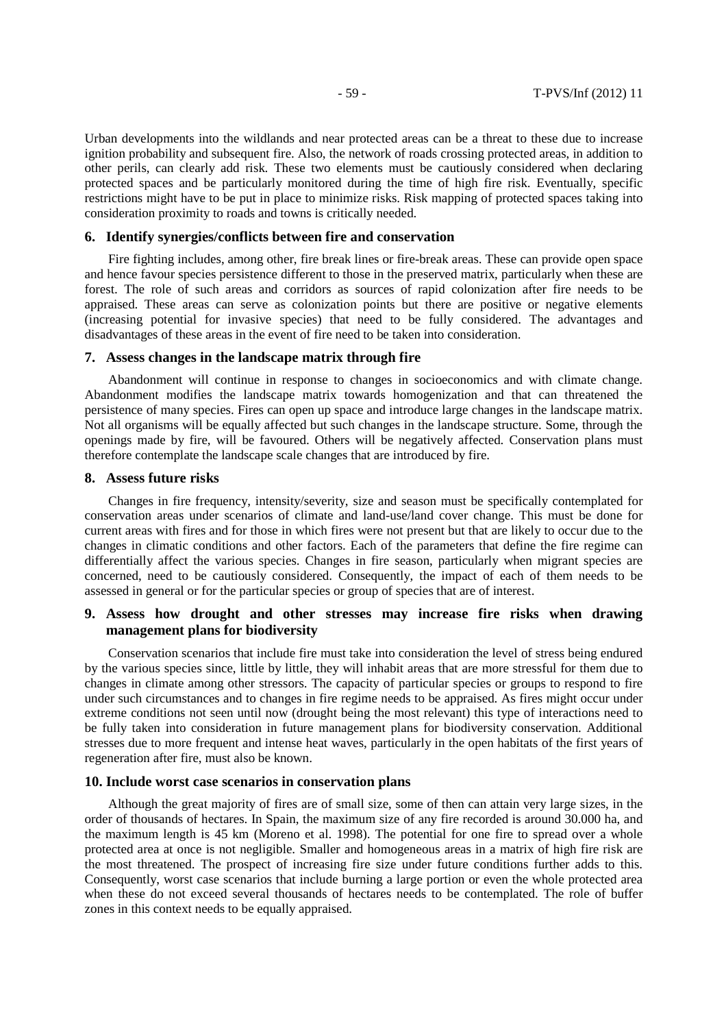Urban developments into the wildlands and near protected areas can be a threat to these due to increase ignition probability and subsequent fire. Also, the network of roads crossing protected areas, in addition to other perils, can clearly add risk. These two elements must be cautiously considered when declaring protected spaces and be particularly monitored during the time of high fire risk. Eventually, specific restrictions might have to be put in place to minimize risks. Risk mapping of protected spaces taking into consideration proximity to roads and towns is critically needed.

### 6. Identify synergies/conflicts between fire and conservation

Fire fighting includes, among other, fire break lines or fire-break areas. These can provide open space and hence favour species persistence different to those in the preserved matrix, particularly when these are forest. The role of such areas and corridors as sources of rapid colonization after fire needs to be appraised. These areas can serve as colonization points but there are positive or negative elements (increasing potential for invasive species) that need to be fully considered. The advantages and disadvantages of these areas in the event of fire need to be taken into consideration.

### 7. Assess changes in the landscape matrix through fire

Abandonment will continue in response to changes in socioeconomics and with climate change. Abandonment modifies the landscape matrix towards homogenization and that can threatened the persistence of many species. Fires can open up space and introduce large changes in the landscape matrix. Not all organisms will be equally affected but such changes in the landscape structure. Some, through the openings made by fire, will be favoured. Others will be negatively affected. Conservation plans must therefore contemplate the landscape scale changes that are introduced by fire.

### 8. Assess future risks

Changes in fire frequency, intensity/severity, size and season must be specifically contemplated for conservation areas under scenarios of climate and land-use/land cover change. This must be done for current areas with fires and for those in which fires were not present but that are likely to occur due to the changes in climatic conditions and other factors. Each of the parameters that define the fire regime can differentially affect the various species. Changes in fire season, particularly when migrant species are concerned, need to be cautiously considered. Consequently, the impact of each of them needs to be assessed in general or for the particular species or group of species that are of interest.

### 9. Assess how drought and other stresses may increase fire risks when drawing management plans for biodiversity

Conservation scenarios that include fire must take into consideration the level of stress being endured by the various species since, little by little, they will inhabit areas that are more stressful for them due to changes in climate among other stressors. The capacity of particular species or groups to respond to fire under such circumstances and to changes in fire regime needs to be appraised. As fires might occur under extreme conditions not seen until now (drought being the most relevant) this type of interactions need to be fully taken into consideration in future management plans for biodiversity conservation. Additional stresses due to more frequent and intense heat waves, particularly in the open habitats of the first years of regeneration after fire, must also be known.

### 10. Include worst case scenarios in conservation plans

Although the great majority of fires are of small size, some of then can attain very large sizes, in the order of thousands of hectares. In Spain, the maximum size of any fire recorded is around 30.000 ha, and the maximum length is 45 km (Moreno et al. 1998). The potential for one fire to spread over a whole protected area at once is not negligible. Smaller and homogeneous areas in a matrix of high fire risk are the most threatened. The prospect of increasing fire size under future conditions further adds to this. Consequently, worst case scenarios that include burning a large portion or even the whole protected area when these do not exceed several thousands of hectares needs to be contemplated. The role of buffer zones in this context needs to be equally appraised.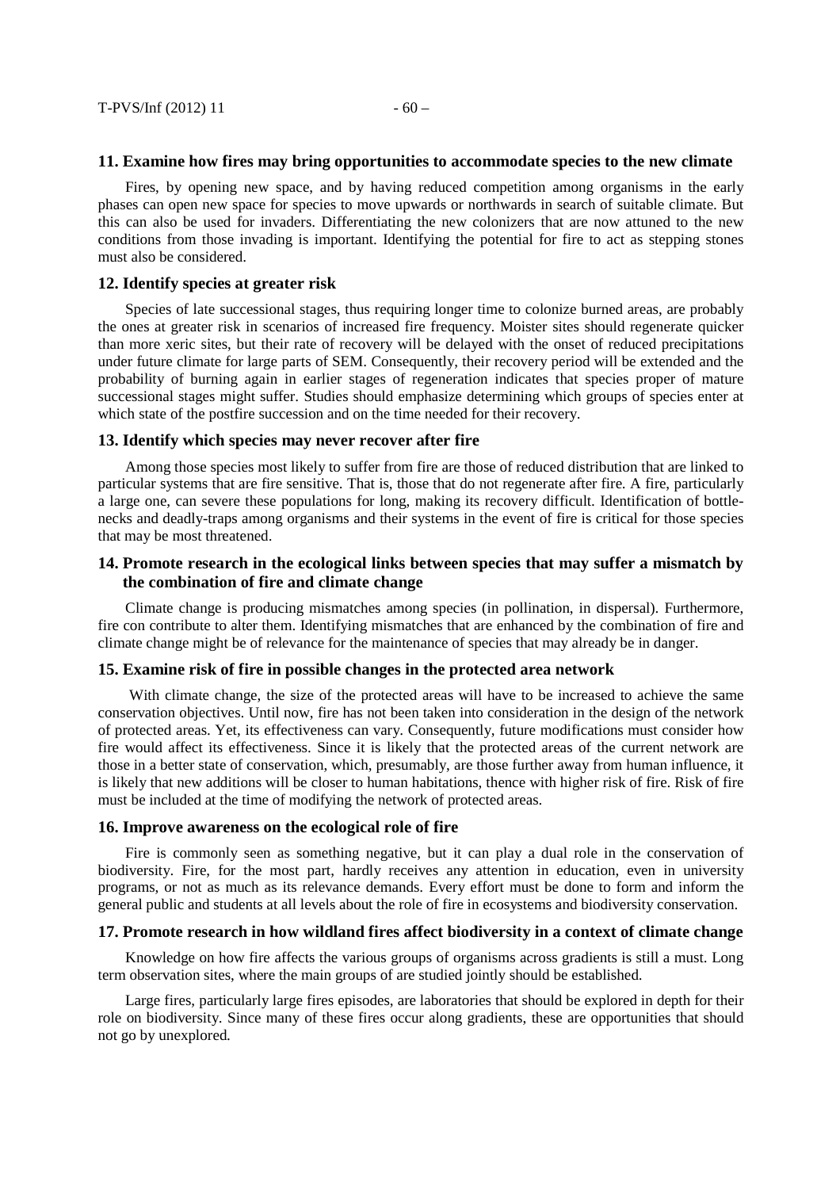### 11. Examine how fires may bring opportunities to accommodate species to the new climate

Fires, by opening new space, and by having reduced competition among organisms in the early phases can open new space for species to move upwards or northwards in search of suitable climate. But this can also be used for invaders. Differentiating the new colonizers that are now attuned to the new conditions from those invading is important. Identifying the potential for fire to act as stepping stones must also be considered.

### 12. Identify species at greater risk

Species of late successional stages, thus requiring longer time to colonize burned areas, are probably the ones at greater risk in scenarios of increased fire frequency. Moister sites should regenerate quicker than more xeric sites, but their rate of recovery will be delayed with the onset of reduced precipitations under future climate for large parts of SEM. Consequently, their recovery period will be extended and the probability of burning again in earlier stages of regeneration indicates that species proper of mature successional stages might suffer. Studies should emphasize determining which groups of species enter at which state of the postfire succession and on the time needed for their recovery.

### 13. Identify which species may never recover after fire

Among those species most likely to suffer from fire are those of reduced distribution that are linked to particular systems that are fire sensitive. That is, those that do not regenerate after fire. A fire, particularly a large one, can severe these populations for long, making its recovery difficult. Identification of bottle-necks and deadly-traps among organisms and their systems in the event of fire is critical for those species that may be most threatened.

### 14. Promote research in the ecological links between species that may suffer a mismatch by the combination of fire and climate change

Climate change is producing mismatches among species (in pollination, in dispersal). Furthermore, fire con contribute to alter them. Identifying mismatches that are enhanced by the combination of fire and climate change might be of relevance for the maintenance of species that may already be in danger.

### 15. Examine risk of fire in possible changes in the protected area network

With climate change, the size of the protected areas will have to be increased to achieve the same conservation objectives. Until now, fire has not been taken into consideration in the design of the network of protected areas. Yet, its effectiveness can vary. Consequently, future modifications must consider how fire would affect its effectiveness. Since it is likely that the protected areas of the current network are those in a better state of conservation, which, presumably, are those further away from human influence, it is likely that new additions will be closer to human habitations, thence with higher risk of fire. Risk of fire must be included at the time of modifying the network of protected areas.

### 16. Improve awareness on the ecological role of fire

Fire is commonly seen as something negative, but it can play a dual role in the conservation of biodiversity. Fire, for the most part, hardly receives any attention in education, even in university programs, or not as much as its relevance demands. Every effort must be done to form and inform the general public and students at all levels about the role of fire in ecosystems and biodiversity conservation.

### 17. Promote research in how wildland fires affect biodiversity in a context of climate change

Knowledge on how fire affects the various groups of organisms across gradients is still a must. Long term observation sites, where the main groups of are studied jointly should be established.

Large fires, particularly large fires episodes, are laboratories that should be explored in depth for their role on biodiversity. Since many of these fires occur along gradients, these are opportunities that should not go by unexplored.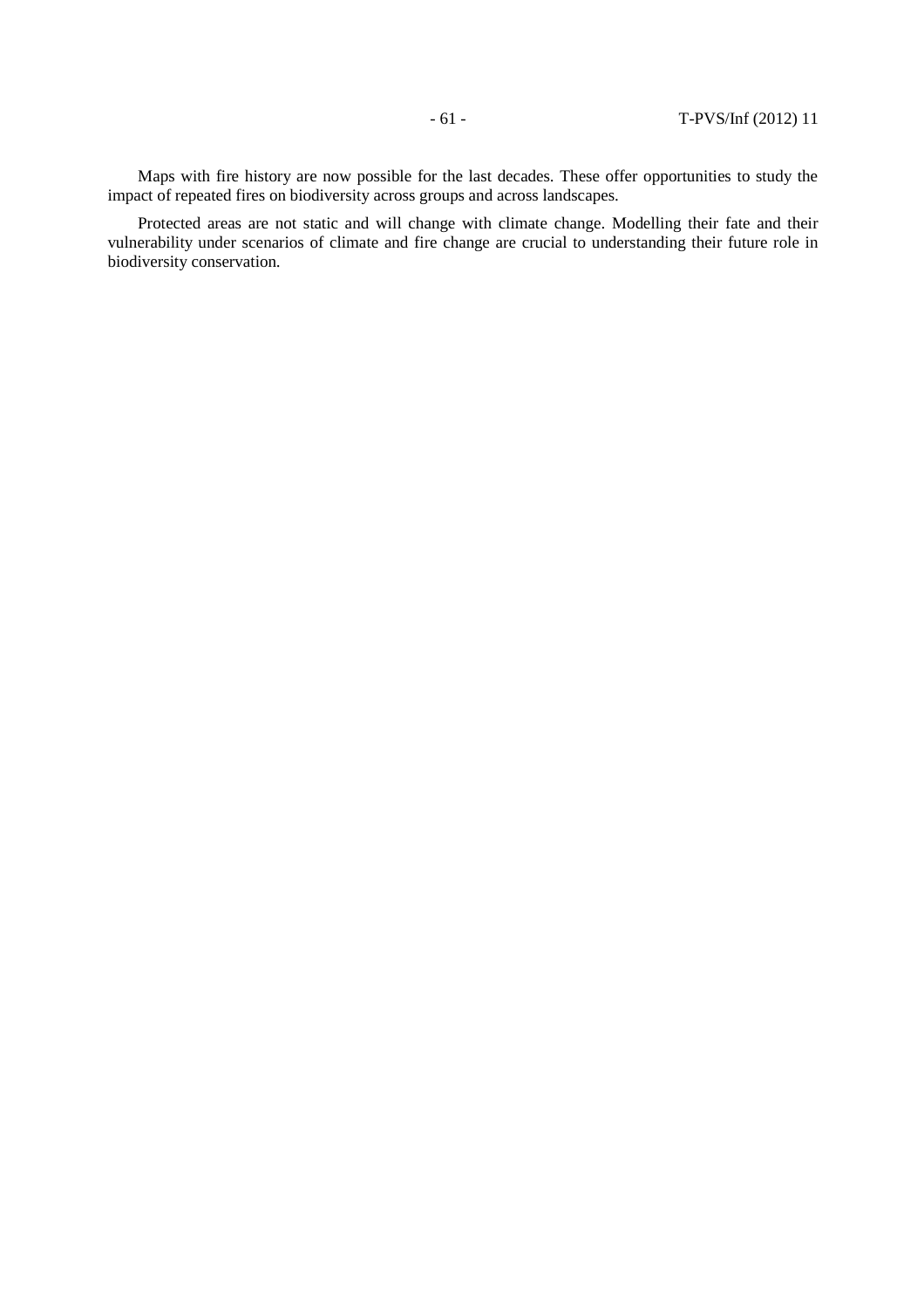Maps with fire history are now possible for the last decades. These offer opportunities to study the impact of repeated fires on biodiversity across groups and across landscapes.

Protected areas are not static and will change with climate change. Modelling their fate and their vulnerability under scenarios of climate and fire change are crucial to understanding their future role in biodiversity conservation.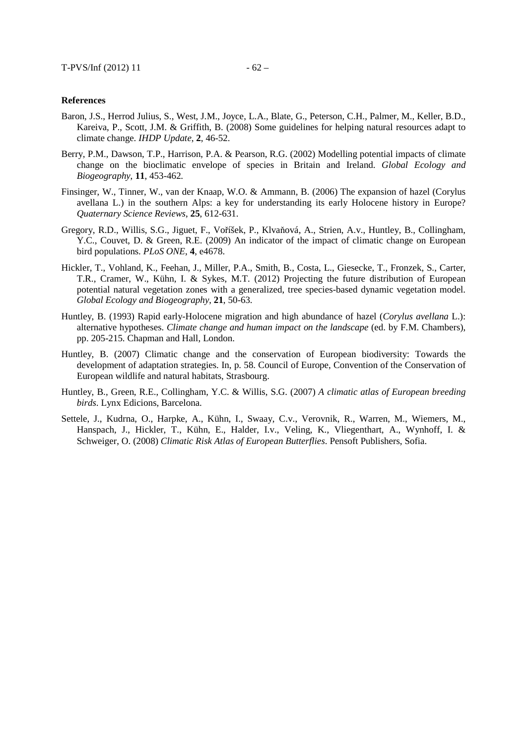**References**

Baron, J.S., Herrod Julius, S., West, J.M., Joyce, L.A., Blate, G., Peterson, C.H., Palmer, M., Keller, B.D., Kareiva, P., Scott, J.M. & Griffith, B. (2008) Some guidelines for helping natural resources adapt to climate change. *IHDP Update*, **2**, 46-52.

Berry, P.M., Dawson, T.P., Harrison, P.A. & Pearson, R.G. (2002) Modelling potential impacts of climate change on the bioclimatic envelope of species in Britain and Ireland. *Global Ecology and Biogeography*, **11**, 453-462.

Finsinger, W., Tinner, W., van der Knaap, W.O. & Ammann, B. (2006) The expansion of hazel (Corylus avellana L.) in the southern Alps: a key for understanding its early Holocene history in Europe? *Quaternary Science Reviews*, **25**, 612-631.

Gregory, R.D., Willis, S.G., Jiguet, F., Voříšek, P., Klvaňová, A., Strien, A.v., Huntley, B., Collingham, Y.C., Couvet, D. & Green, R.E. (2009) An indicator of the impact of climatic change on European bird populations. *PLoS ONE*, **4**, e4678.

Hickler, T., Vohland, K., Feehan, J., Miller, P.A., Smith, B., Costa, L., Giesecke, T., Fronzek, S., Carter, T.R., Cramer, W., Kühn, I. & Sykes, M.T. (2012) Projecting the future distribution of European potential natural vegetation zones with a generalized, tree species-based dynamic vegetation model. *Global Ecology and Biogeography*, **21**, 50-63.

Huntley, B. (1993) Rapid early-Holocene migration and high abundance of hazel (*Corylus avellana* L.): alternative hypotheses. *Climate change and human impact on the landscape* (ed. by F.M. Chambers), pp. 205-215. Chapman and Hall, London.

Huntley, B. (2007) Climatic change and the conservation of European biodiversity: Towards the development of adaptation strategies. In, p. 58. Council of Europe, Convention of the Conservation of European wildlife and natural habitats, Strasbourg.

Huntley, B., Green, R.E., Collingham, Y.C. & Willis, S.G. (2007) *A climatic atlas of European breeding birds*. Lynx Edicions, Barcelona.

Settele, J., Kudrna, O., Harpke, A., Kühn, I., Swaay, C.v., Verovnik, R., Warren, M., Wiemers, M., Hanspach, J., Hickler, T., Kühn, E., Halder, I.v., Veling, K., Vliegenthart, A., Wynhoff, I. & Schweiger, O. (2008) *Climatic Risk Atlas of European Butterflies*. Pensoft Publishers, Sofia.